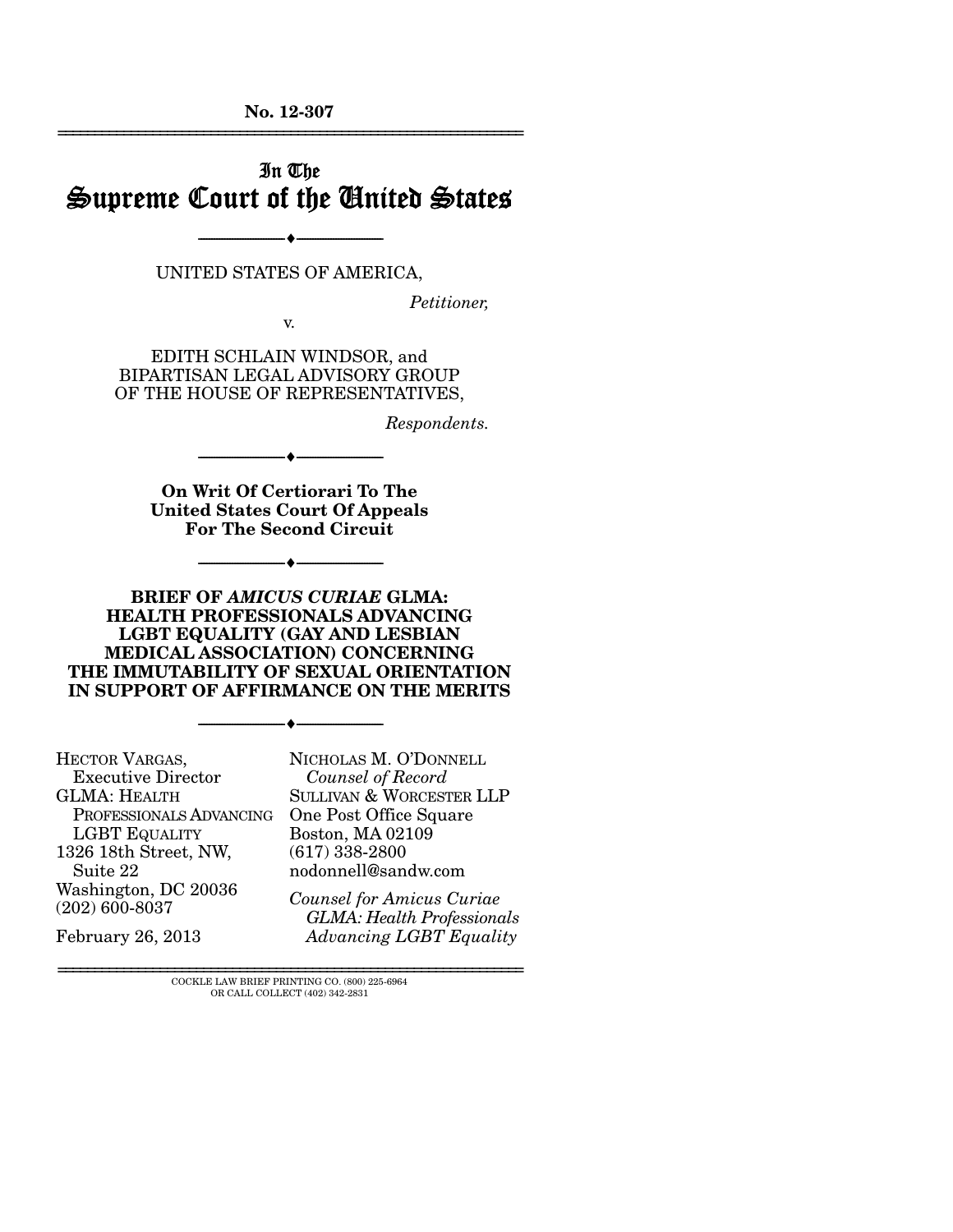No. 12-307

# In The Supreme Court of the United States

UNITED STATES OF AMERICA,

*Petitioner,*

v.

EDITH SCHLAIN WINDSOR, and
BIPARTISAN LEGAL ADVISORY GROUP
OF THE HOUSE OF REPRESENTATIVES,

*Respondents.*

**On Writ Of Certiorari To The United States Court Of Appeals For The Second Circuit**

**BRIEF OF *AMICUS CURIAE* GLMA: HEALTH PROFESSIONALS ADVANCING LGBT EQUALITY (GAY AND LESBIAN MEDICAL ASSOCIATION) CONCERNING THE IMMUTABILITY OF SEXUAL ORIENTATION IN SUPPORT OF AFFIRMANCE ON THE MERITS**

HECTOR VARGAS,
Executive Director
GLMA: HEALTH PROFESSIONALS ADVANCING LGBT EQUALITY
1326 18th Street, NW,
Suite 22
Washington, DC 20036
(202) 600-8037

February 26, 2013

NICHOLAS M. O'DONNELL
*Counsel of Record*
SULLIVAN & WORCESTER LLP
One Post Office Square
Boston, MA 02109
(617) 338-2800
nodonnell@sandw.com

*Counsel for Amicus Curiae GLMA: Health Professionals Advancing LGBT Equality*

COCKLE LAW BRIEF PRINTING CO. (800) 225-6964
OR CALL COLLECT (402) 342-2831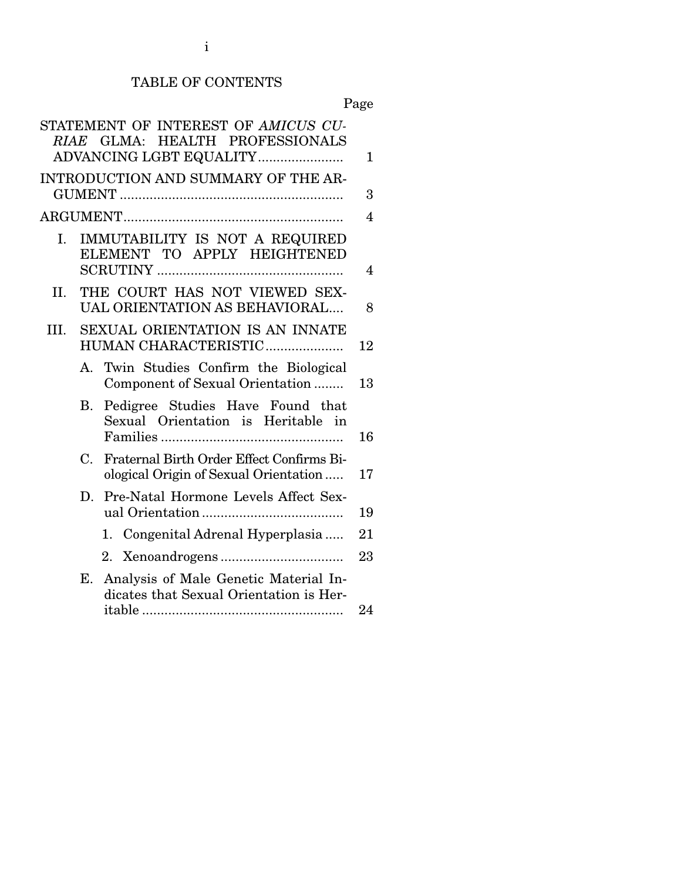# TABLE OF CONTENTS

| | Page |
|---|---|
| STATEMENT OF INTEREST OF *AMICUS CURIAE* GLMA: HEALTH PROFESSIONALS ADVANCING LGBT EQUALITY | 1 |
| INTRODUCTION AND SUMMARY OF THE ARGUMENT | 3 |
| ARGUMENT | 4 |
| I. IMMUTABILITY IS NOT A REQUIRED ELEMENT TO APPLY HEIGHTENED SCRUTINY | 4 |
| II. THE COURT HAS NOT VIEWED SEXUAL ORIENTATION AS BEHAVIORAL | 8 |
| III. SEXUAL ORIENTATION IS AN INNATE HUMAN CHARACTERISTIC | 12 |
| A. Twin Studies Confirm the Biological Component of Sexual Orientation | 13 |
| B. Pedigree Studies Have Found that Sexual Orientation is Heritable in Families | 16 |
| C. Fraternal Birth Order Effect Confirms Biological Origin of Sexual Orientation | 17 |
| D. Pre-Natal Hormone Levels Affect Sexual Orientation | 19 |
| 1. Congenital Adrenal Hyperplasia | 21 |
| 2. Xenoandrogens | 23 |
| E. Analysis of Male Genetic Material Indicates that Sexual Orientation is Heritable | 24 |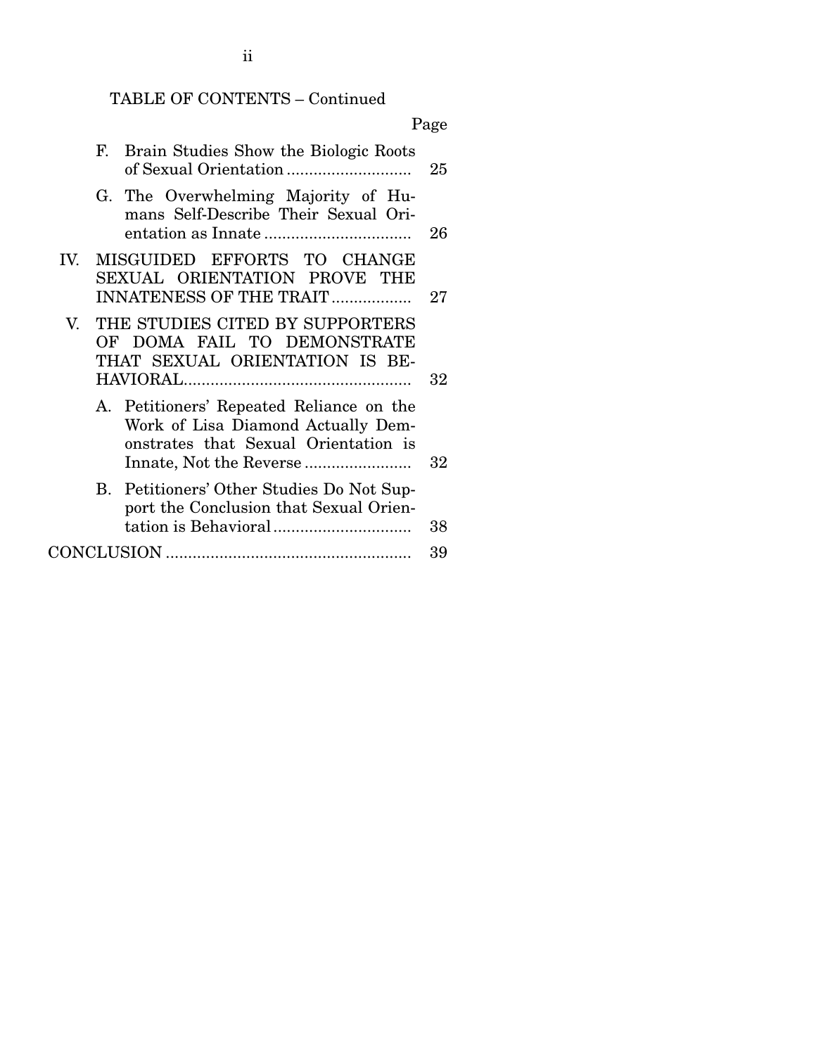TABLE OF CONTENTS – Continued

| | Page |
|---|---|
| F. Brain Studies Show the Biologic Roots of Sexual Orientation | 25 |
| G. The Overwhelming Majority of Humans Self-Describe Their Sexual Orientation as Innate | 26 |
| IV. MISGUIDED EFFORTS TO CHANGE SEXUAL ORIENTATION PROVE THE INNATENESS OF THE TRAIT | 27 |
| V. THE STUDIES CITED BY SUPPORTERS OF DOMA FAIL TO DEMONSTRATE THAT SEXUAL ORIENTATION IS BEHAVIORAL | 32 |
| A. Petitioners' Repeated Reliance on the Work of Lisa Diamond Actually Demonstrates that Sexual Orientation is Innate, Not the Reverse | 32 |
| B. Petitioners' Other Studies Do Not Support the Conclusion that Sexual Orientation is Behavioral | 38 |
| CONCLUSION | 39 |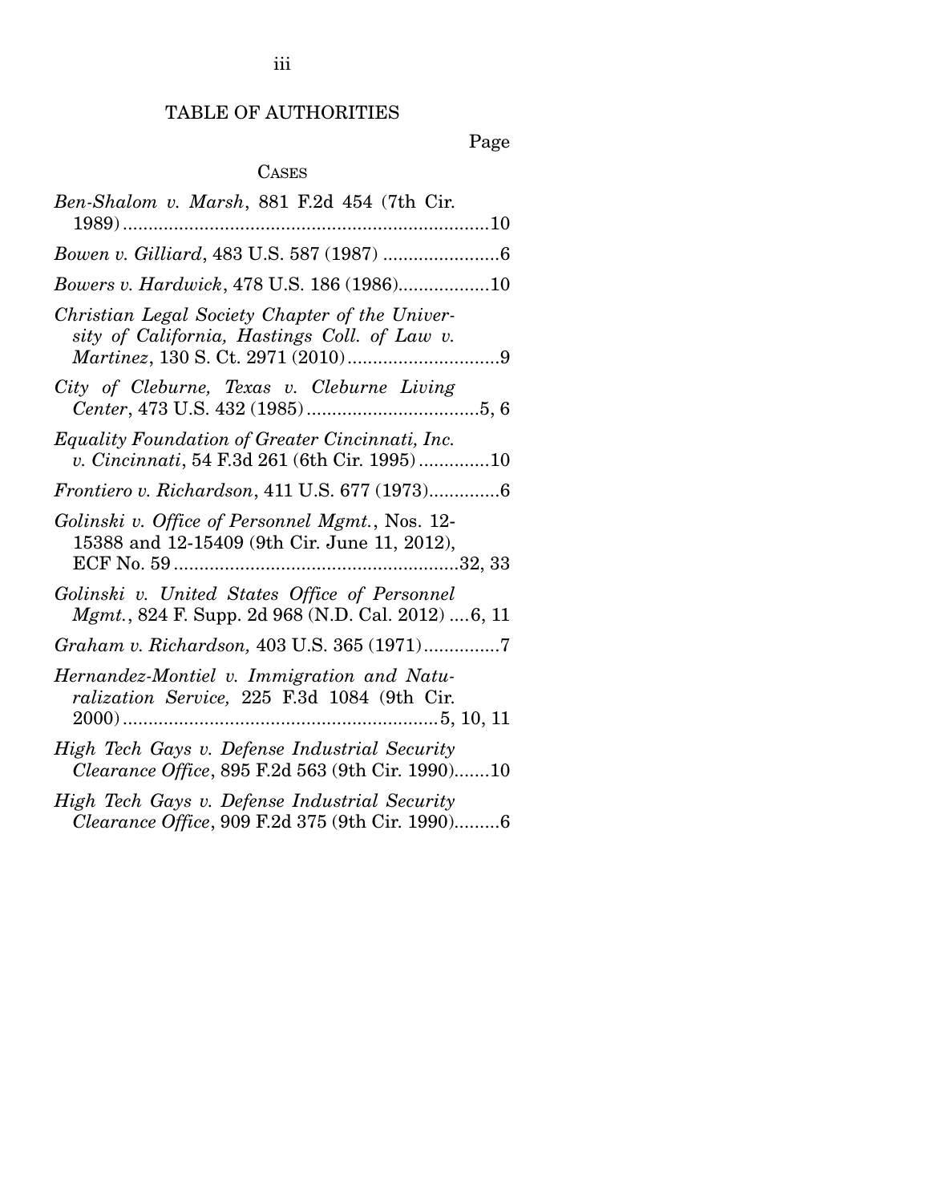## TABLE OF AUTHORITIES

Page

### CASES

*Ben-Shalom v. Marsh*, 881 F.2d 454 (7th Cir. 1989) ....................10

*Bowen v. Gilliard*, 483 U.S. 587 (1987) ....................6

*Bowers v. Hardwick*, 478 U.S. 186 (1986)....................10

*Christian Legal Society Chapter of the University of California, Hastings Coll. of Law v. Martinez*, 130 S. Ct. 2971 (2010)....................9

*City of Cleburne, Texas v. Cleburne Living Center*, 473 U.S. 432 (1985)....................5, 6

*Equality Foundation of Greater Cincinnati, Inc. v. Cincinnati*, 54 F.3d 261 (6th Cir. 1995)....................10

*Frontiero v. Richardson*, 411 U.S. 677 (1973)....................6

*Golinski v. Office of Personnel Mgmt.*, Nos. 12-15388 and 12-15409 (9th Cir. June 11, 2012), ECF No. 59....................32, 33

*Golinski v. United States Office of Personnel Mgmt.*, 824 F. Supp. 2d 968 (N.D. Cal. 2012)....6, 11

*Graham v. Richardson,* 403 U.S. 365 (1971)....................7

*Hernandez-Montiel v. Immigration and Naturalization Service,* 225 F.3d 1084 (9th Cir. 2000)....................5, 10, 11

*High Tech Gays v. Defense Industrial Security Clearance Office*, 895 F.2d 563 (9th Cir. 1990).......10

*High Tech Gays v. Defense Industrial Security Clearance Office*, 909 F.2d 375 (9th Cir. 1990).........6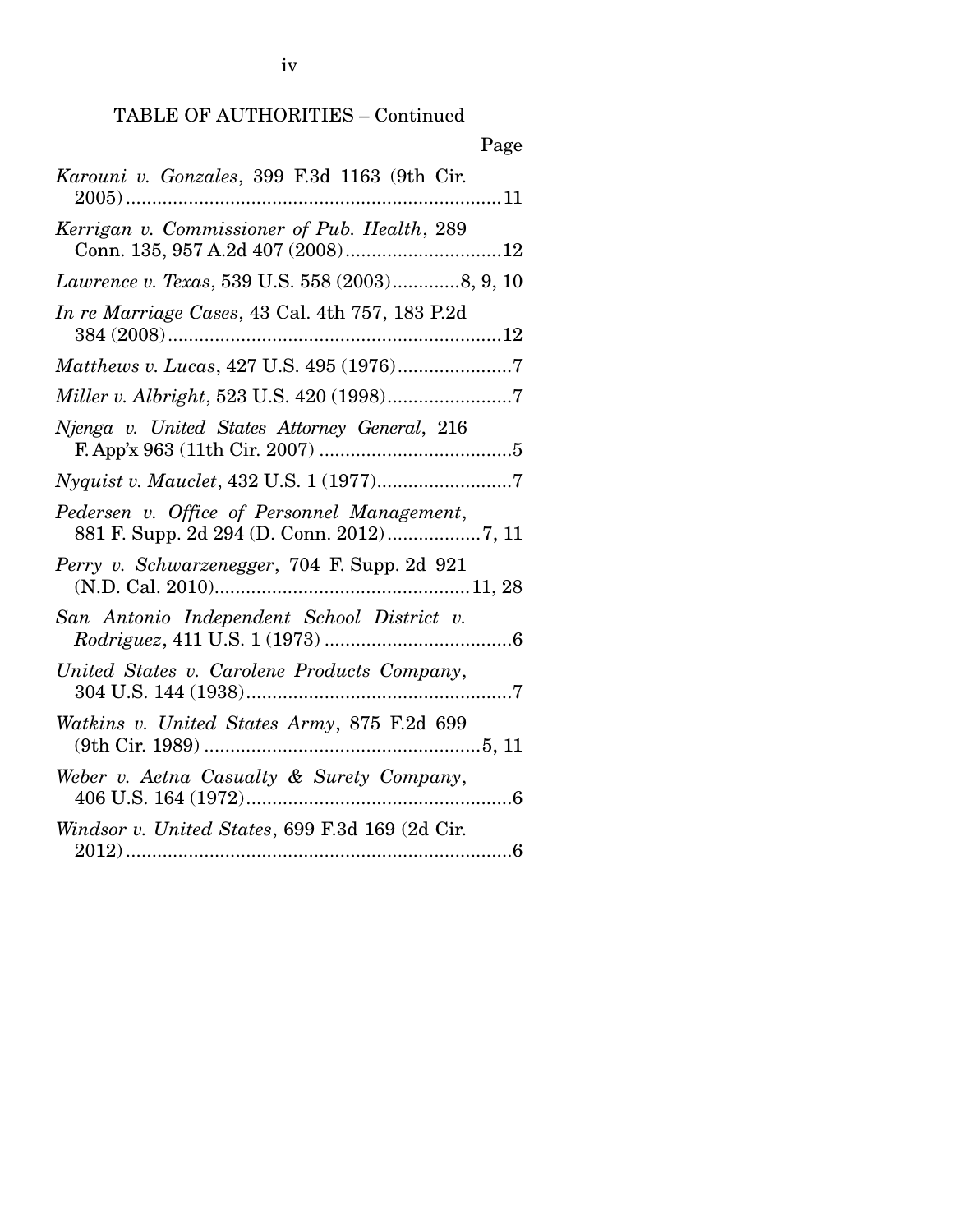TABLE OF AUTHORITIES – Continued

Page

*Karouni v. Gonzales*, 399 F.3d 1163 (9th Cir. 2005)........................................................................11

*Kerrigan v. Commissioner of Pub. Health*, 289 Conn. 135, 957 A.2d 407 (2008)..............................12

*Lawrence v. Texas*, 539 U.S. 558 (2003).............8, 9, 10

*In re Marriage Cases*, 43 Cal. 4th 757, 183 P.2d 384 (2008)................................................................12

*Matthews v. Lucas*, 427 U.S. 495 (1976)......................7

*Miller v. Albright*, 523 U.S. 420 (1998)........................7

*Njenga v. United States Attorney General*, 216 F. App'x 963 (11th Cir. 2007) .....................................5

*Nyquist v. Mauclet*, 432 U.S. 1 (1977)..........................7

*Pedersen v. Office of Personnel Management*, 881 F. Supp. 2d 294 (D. Conn. 2012)..................7, 11

*Perry v. Schwarzenegger*, 704 F. Supp. 2d 921 (N.D. Cal. 2010).................................................11, 28

*San Antonio Independent School District v. Rodriguez*, 411 U.S. 1 (1973) ....................................6

*United States v. Carolene Products Company*, 304 U.S. 144 (1938)...................................................7

*Watkins v. United States Army*, 875 F.2d 699 (9th Cir. 1989) .....................................................5, 11

*Weber v. Aetna Casualty & Surety Company*, 406 U.S. 164 (1972)...................................................6

*Windsor v. United States*, 699 F.3d 169 (2d Cir. 2012)..........................................................................6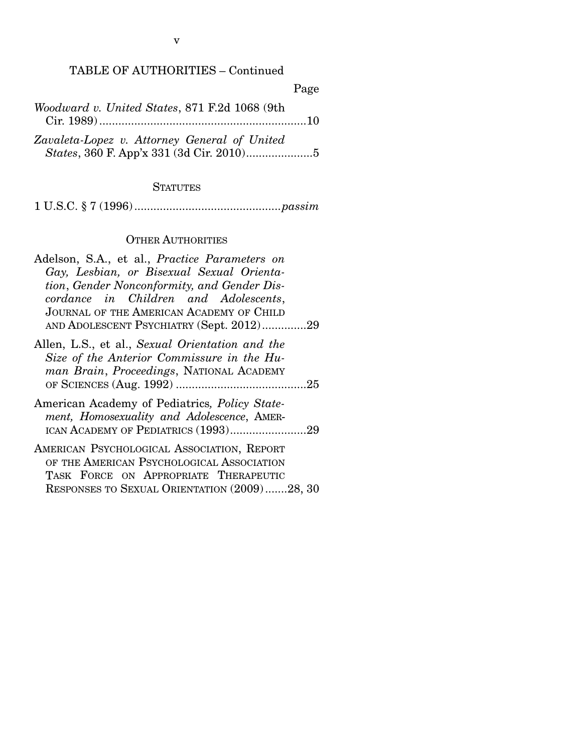TABLE OF AUTHORITIES – Continued

Page

*Woodward v. United States*, 871 F.2d 1068 (9th Cir. 1989) ........................................................... 10

*Zavaleta-Lopez v. Attorney General of United States*, 360 F. App'x 331 (3d Cir. 2010) ..................... 5

STATUTES

1 U.S.C. § 7 (1996) ............................................. *passim*

OTHER AUTHORITIES

Adelson, S.A., et al., *Practice Parameters on Gay, Lesbian, or Bisexual Sexual Orientation, Gender Nonconformity, and Gender Discordance in Children and Adolescents*, JOURNAL OF THE AMERICAN ACADEMY OF CHILD AND ADOLESCENT PSYCHIATRY (Sept. 2012) .............. 29

Allen, L.S., et al., *Sexual Orientation and the Size of the Anterior Commissure in the Human Brain*, *Proceedings*, NATIONAL ACADEMY OF SCIENCES (Aug. 1992) ......................................... 25

American Academy of Pediatrics, *Policy Statement, Homosexuality and Adolescence*, AMERICAN ACADEMY OF PEDIATRICS (1993) ........................ 29

AMERICAN PSYCHOLOGICAL ASSOCIATION, REPORT OF THE AMERICAN PSYCHOLOGICAL ASSOCIATION TASK FORCE ON APPROPRIATE THERAPEUTIC RESPONSES TO SEXUAL ORIENTATION (2009) ....... 28, 30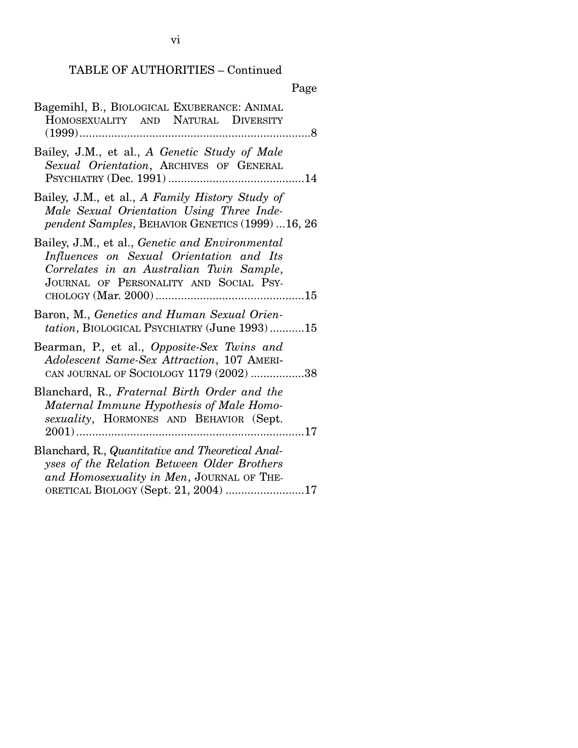TABLE OF AUTHORITIES – Continued

Page

Bagemihl, B., BIOLOGICAL EXUBERANCE: ANIMAL HOMOSEXUALITY AND NATURAL DIVERSITY (1999)........................................................................8

Bailey, J.M., et al., *A Genetic Study of Male Sexual Orientation*, ARCHIVES OF GENERAL PSYCHIATRY (Dec. 1991) ...........................................14

Bailey, J.M., et al., *A Family History Study of Male Sexual Orientation Using Three Independent Samples*, BEHAVIOR GENETICS (1999) ...16, 26

Bailey, J.M., et al., *Genetic and Environmental Influences on Sexual Orientation and Its Correlates in an Australian Twin Sample*, JOURNAL OF PERSONALITY AND SOCIAL PSYCHOLOGY (Mar. 2000)...............................................15

Baron, M., *Genetics and Human Sexual Orientation*, BIOLOGICAL PSYCHIATRY (June 1993)...........15

Bearman, P., et al., *Opposite-Sex Twins and Adolescent Same-Sex Attraction*, 107 AMERICAN JOURNAL OF SOCIOLOGY 1179 (2002) .................38

Blanchard, R., *Fraternal Birth Order and the Maternal Immune Hypothesis of Male Homosexuality*, HORMONES AND BEHAVIOR (Sept. 2001)........................................................................17

Blanchard, R., *Quantitative and Theoretical Analyses of the Relation Between Older Brothers and Homosexuality in Men*, JOURNAL OF THEORETICAL BIOLOGY (Sept. 21, 2004) .........................17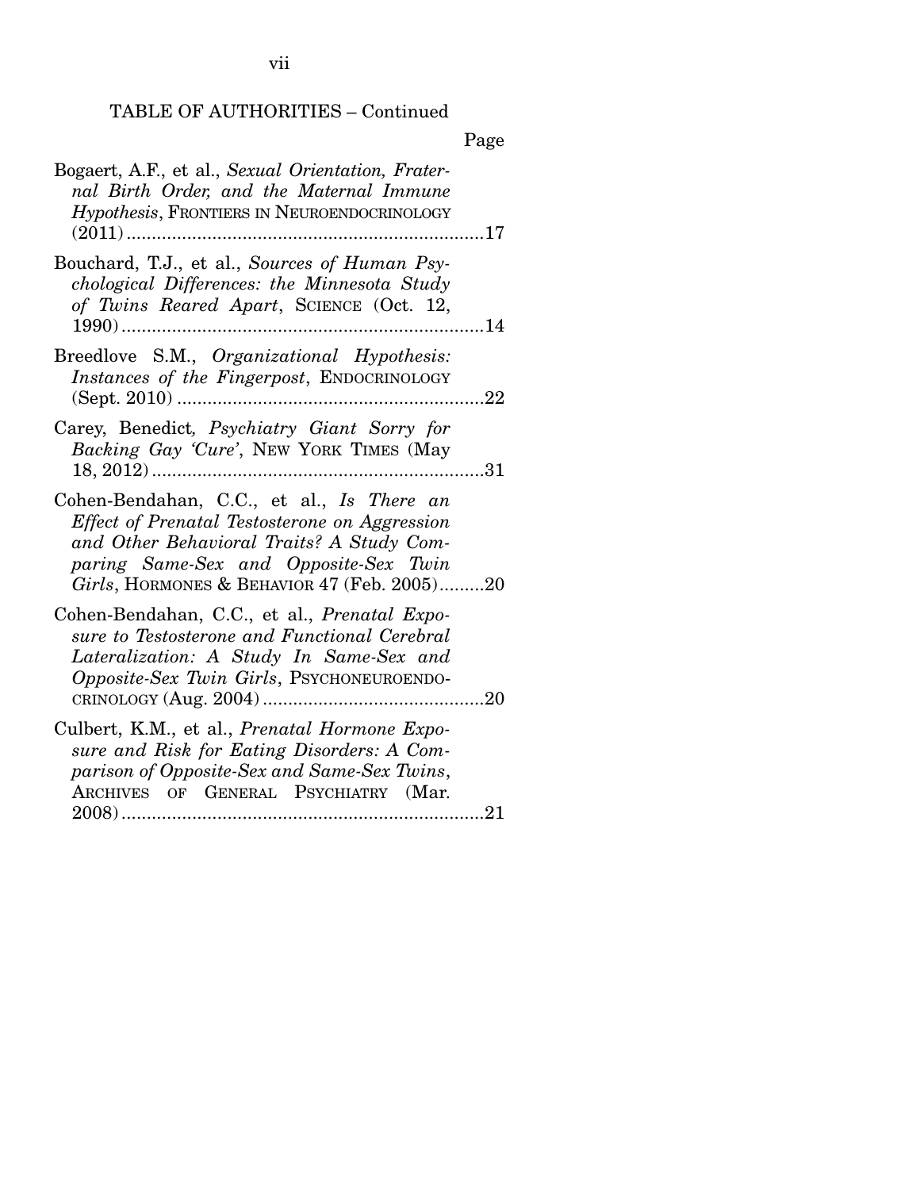TABLE OF AUTHORITIES – Continued

Page

Bogaert, A.F., et al., *Sexual Orientation, Fraternal Birth Order, and the Maternal Immune Hypothesis*, FRONTIERS IN NEUROENDOCRINOLOGY (2011) ........................................................................17

Bouchard, T.J., et al., *Sources of Human Psychological Differences: the Minnesota Study of Twins Reared Apart*, SCIENCE (Oct. 12, 1990) ........................................................................14

Breedlove S.M., *Organizational Hypothesis: Instances of the Fingerpost*, ENDOCRINOLOGY (Sept. 2010) .............................................................22

Carey, Benedict, *Psychiatry Giant Sorry for Backing Gay 'Cure'*, NEW YORK TIMES (May 18, 2012) ..................................................................31

Cohen-Bendahan, C.C., et al., *Is There an Effect of Prenatal Testosterone on Aggression and Other Behavioral Traits? A Study Comparing Same-Sex and Opposite-Sex Twin Girls*, HORMONES & BEHAVIOR 47 (Feb. 2005).........20

Cohen-Bendahan, C.C., et al., *Prenatal Exposure to Testosterone and Functional Cerebral Lateralization: A Study In Same-Sex and Opposite-Sex Twin Girls*, PSYCHONEUROENDOCRINOLOGY (Aug. 2004) ............................................20

Culbert, K.M., et al., *Prenatal Hormone Exposure and Risk for Eating Disorders: A Comparison of Opposite-Sex and Same-Sex Twins*, ARCHIVES OF GENERAL PSYCHIATRY (Mar. 2008) .........................................................................21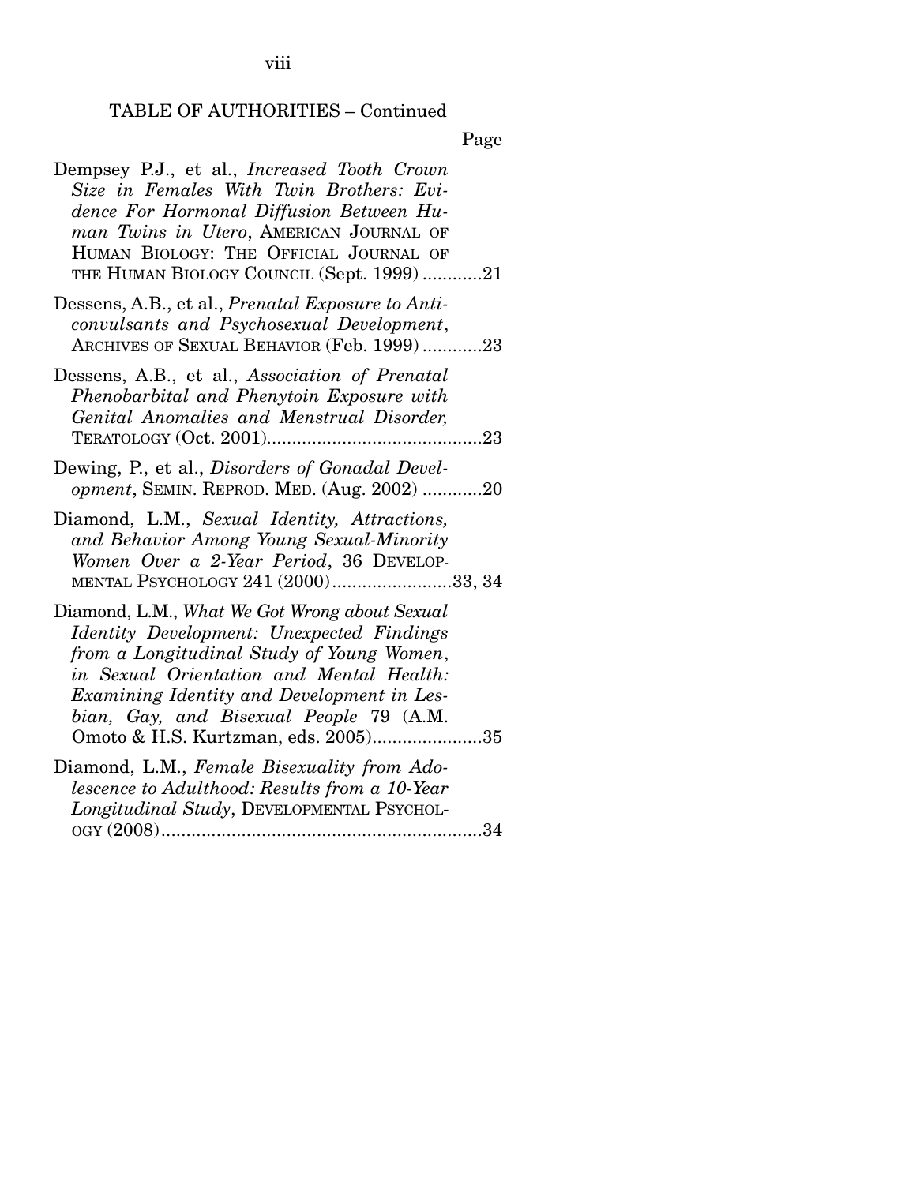TABLE OF AUTHORITIES – Continued

Page

Dempsey P.J., et al., *Increased Tooth Crown Size in Females With Twin Brothers: Evidence For Hormonal Diffusion Between Human Twins in Utero*, AMERICAN JOURNAL OF HUMAN BIOLOGY: THE OFFICIAL JOURNAL OF THE HUMAN BIOLOGY COUNCIL (Sept. 1999) ............21

Dessens, A.B., et al., *Prenatal Exposure to Anticonvulsants and Psychosexual Development*, ARCHIVES OF SEXUAL BEHAVIOR (Feb. 1999) ............23

Dessens, A.B., et al., *Association of Prenatal Phenobarbital and Phenytoin Exposure with Genital Anomalies and Menstrual Disorder,* TERATOLOGY (Oct. 2001)...........................................23

Dewing, P., et al., *Disorders of Gonadal Development*, SEMIN. REPROD. MED. (Aug. 2002) ............20

Diamond, L.M., *Sexual Identity, Attractions, and Behavior Among Young Sexual-Minority Women Over a 2-Year Period*, 36 DEVELOPMENTAL PSYCHOLOGY 241 (2000)........................33, 34

Diamond, L.M., *What We Got Wrong about Sexual Identity Development: Unexpected Findings from a Longitudinal Study of Young Women*, *in Sexual Orientation and Mental Health: Examining Identity and Development in Lesbian, Gay, and Bisexual People* 79 (A.M. Omoto & H.S. Kurtzman, eds. 2005)......................35

Diamond, L.M., *Female Bisexuality from Adolescence to Adulthood: Results from a 10-Year Longitudinal Study*, DEVELOPMENTAL PSYCHOLOGY (2008)................................................................34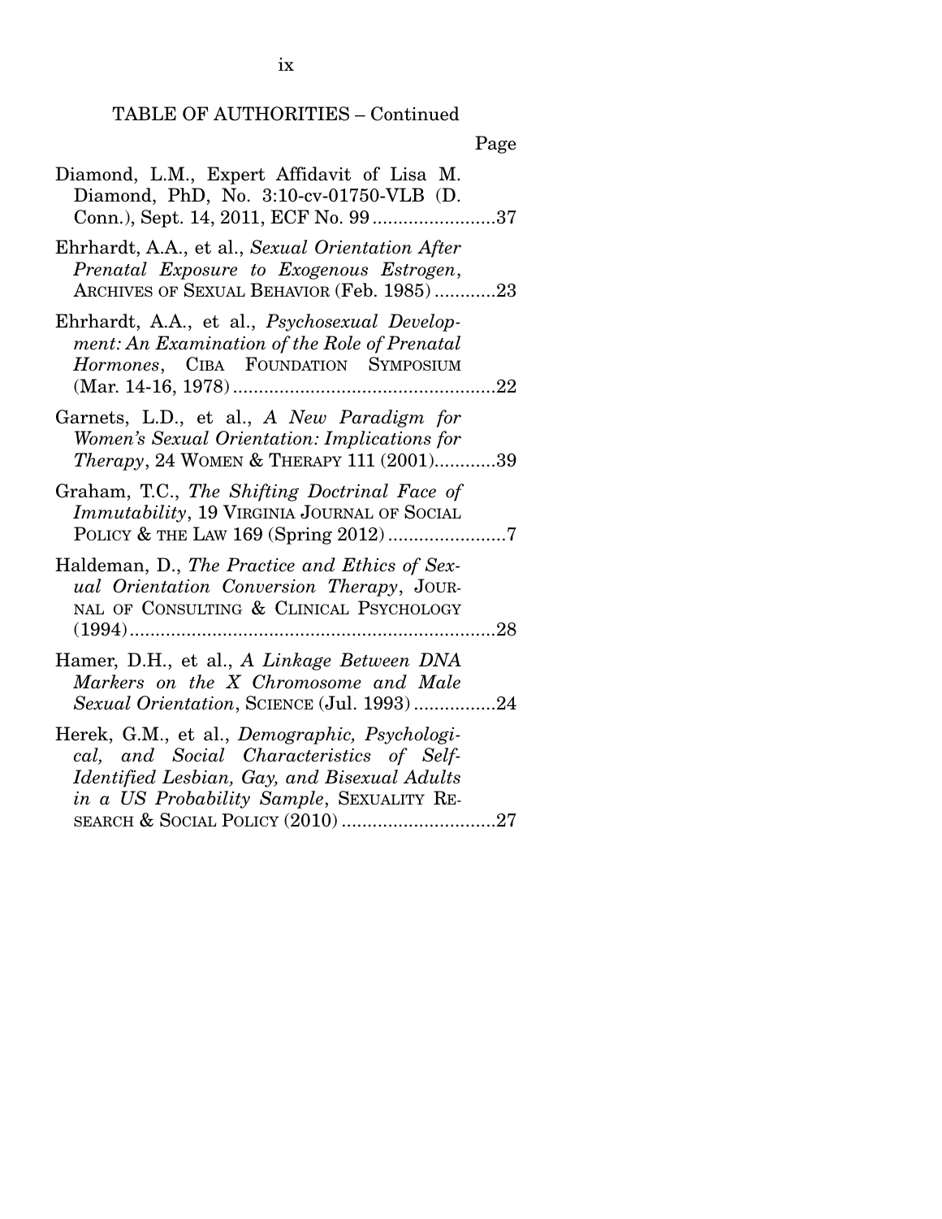TABLE OF AUTHORITIES – Continued

Page

Diamond, L.M., Expert Affidavit of Lisa M. Diamond, PhD, No. 3:10-cv-01750-VLB (D. Conn.), Sept. 14, 2011, ECF No. 99 ........................37

Ehrhardt, A.A., et al., *Sexual Orientation After Prenatal Exposure to Exogenous Estrogen*, ARCHIVES OF SEXUAL BEHAVIOR (Feb. 1985) ............23

Ehrhardt, A.A., et al., *Psychosexual Development: An Examination of the Role of Prenatal Hormones*, CIBA FOUNDATION SYMPOSIUM (Mar. 14-16, 1978) ...................................................22

Garnets, L.D., et al., *A New Paradigm for Women's Sexual Orientation: Implications for Therapy*, 24 WOMEN & THERAPY 111 (2001)............39

Graham, T.C., *The Shifting Doctrinal Face of Immutability*, 19 VIRGINIA JOURNAL OF SOCIAL POLICY & THE LAW 169 (Spring 2012) .......................7

Haldeman, D., *The Practice and Ethics of Sexual Orientation Conversion Therapy*, JOURNAL OF CONSULTING & CLINICAL PSYCHOLOGY (1994).......................................................................28

Hamer, D.H., et al., *A Linkage Between DNA Markers on the X Chromosome and Male Sexual Orientation*, SCIENCE (Jul. 1993) ................24

Herek, G.M., et al., *Demographic, Psychological, and Social Characteristics of Self-Identified Lesbian, Gay, and Bisexual Adults in a US Probability Sample*, SEXUALITY RESEARCH & SOCIAL POLICY (2010) ..............................27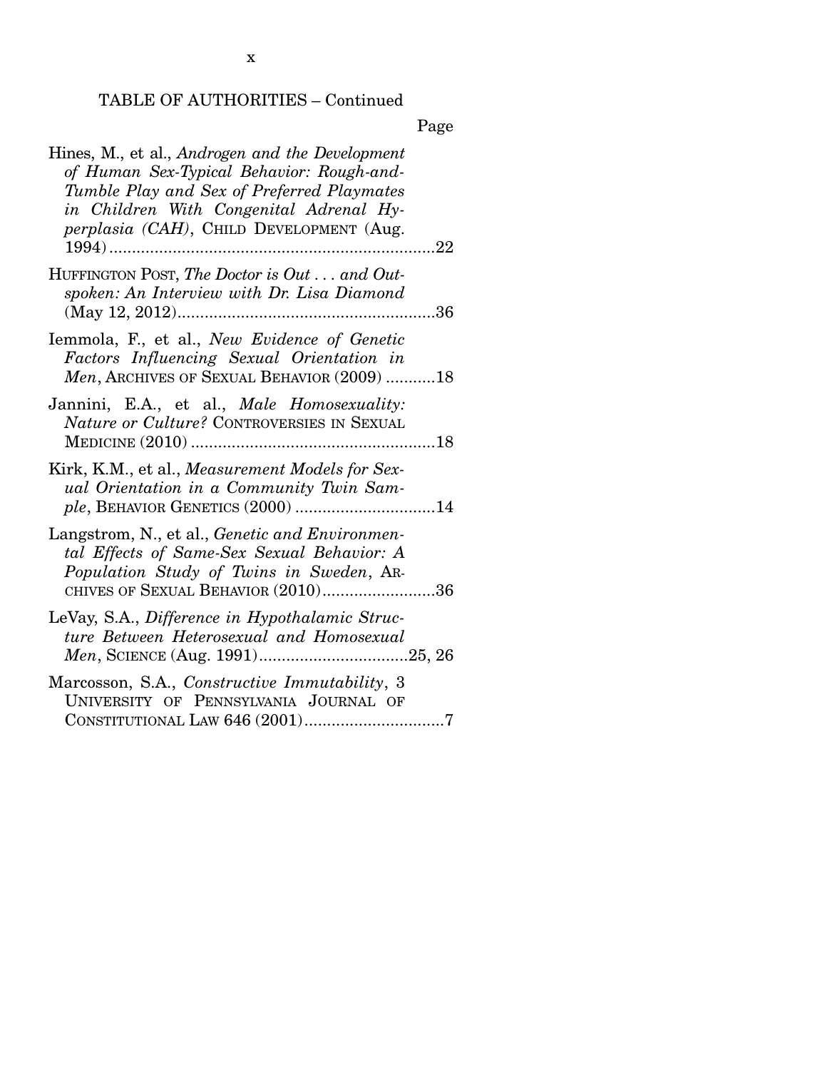TABLE OF AUTHORITIES – Continued

Page

Hines, M., et al., *Androgen and the Development of Human Sex-Typical Behavior: Rough-and-Tumble Play and Sex of Preferred Playmates in Children With Congenital Adrenal Hyperplasia (CAH)*, CHILD DEVELOPMENT (Aug. 1994)........................................................................22

HUFFINGTON POST, *The Doctor is Out . . . and Outspoken: An Interview with Dr. Lisa Diamond* (May 12, 2012)........................................................36

Iemmola, F., et al., *New Evidence of Genetic Factors Influencing Sexual Orientation in Men*, ARCHIVES OF SEXUAL BEHAVIOR (2009) ...........18

Jannini, E.A., et al., *Male Homosexuality: Nature or Culture?* CONTROVERSIES IN SEXUAL MEDICINE (2010) ......................................................18

Kirk, K.M., et al., *Measurement Models for Sexual Orientation in a Community Twin Sample*, BEHAVIOR GENETICS (2000) ...............................14

Langstrom, N., et al., *Genetic and Environmental Effects of Same-Sex Sexual Behavior: A Population Study of Twins in Sweden*, ARCHIVES OF SEXUAL BEHAVIOR (2010).........................36

LeVay, S.A., *Difference in Hypothalamic Structure Between Heterosexual and Homosexual Men*, SCIENCE (Aug. 1991).................................25, 26

Marcosson, S.A., *Constructive Immutability*, 3 UNIVERSITY OF PENNSYLVANIA JOURNAL OF CONSTITUTIONAL LAW 646 (2001)...............................7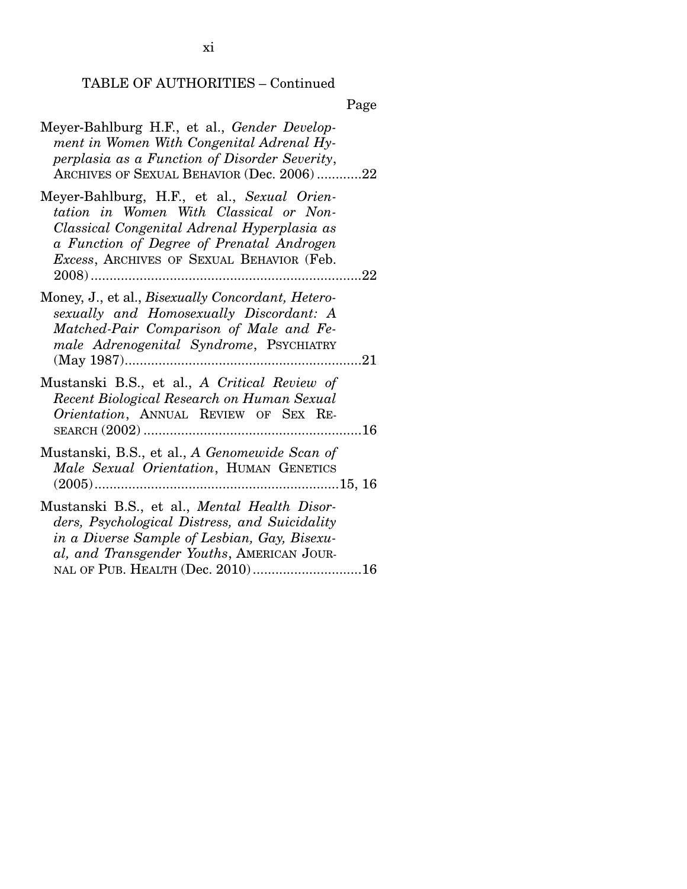TABLE OF AUTHORITIES – Continued

Page

Meyer-Bahlburg H.F., et al., *Gender Development in Women With Congenital Adrenal Hyperplasia as a Function of Disorder Severity*, ARCHIVES OF SEXUAL BEHAVIOR (Dec. 2006) ............22

Meyer-Bahlburg, H.F., et al., *Sexual Orientation in Women With Classical or Non-Classical Congenital Adrenal Hyperplasia as a Function of Degree of Prenatal Androgen Excess*, ARCHIVES OF SEXUAL BEHAVIOR (Feb. 2008) .........................................................................22

Money, J., et al., *Bisexually Concordant, Heterosexually and Homosexually Discordant: A Matched-Pair Comparison of Male and Female Adrenogenital Syndrome*, PSYCHIATRY (May 1987)...............................................................21

Mustanski B.S., et al., *A Critical Review of Recent Biological Research on Human Sexual Orientation*, ANNUAL REVIEW OF SEX RESEARCH (2002) ..........................................................16

Mustanski, B.S., et al., *A Genomewide Scan of Male Sexual Orientation*, HUMAN GENETICS (2005).................................................................15, 16

Mustanski B.S., et al., *Mental Health Disorders, Psychological Distress, and Suicidality in a Diverse Sample of Lesbian, Gay, Bisexual, and Transgender Youths*, AMERICAN JOURNAL OF PUB. HEALTH (Dec. 2010) .............................16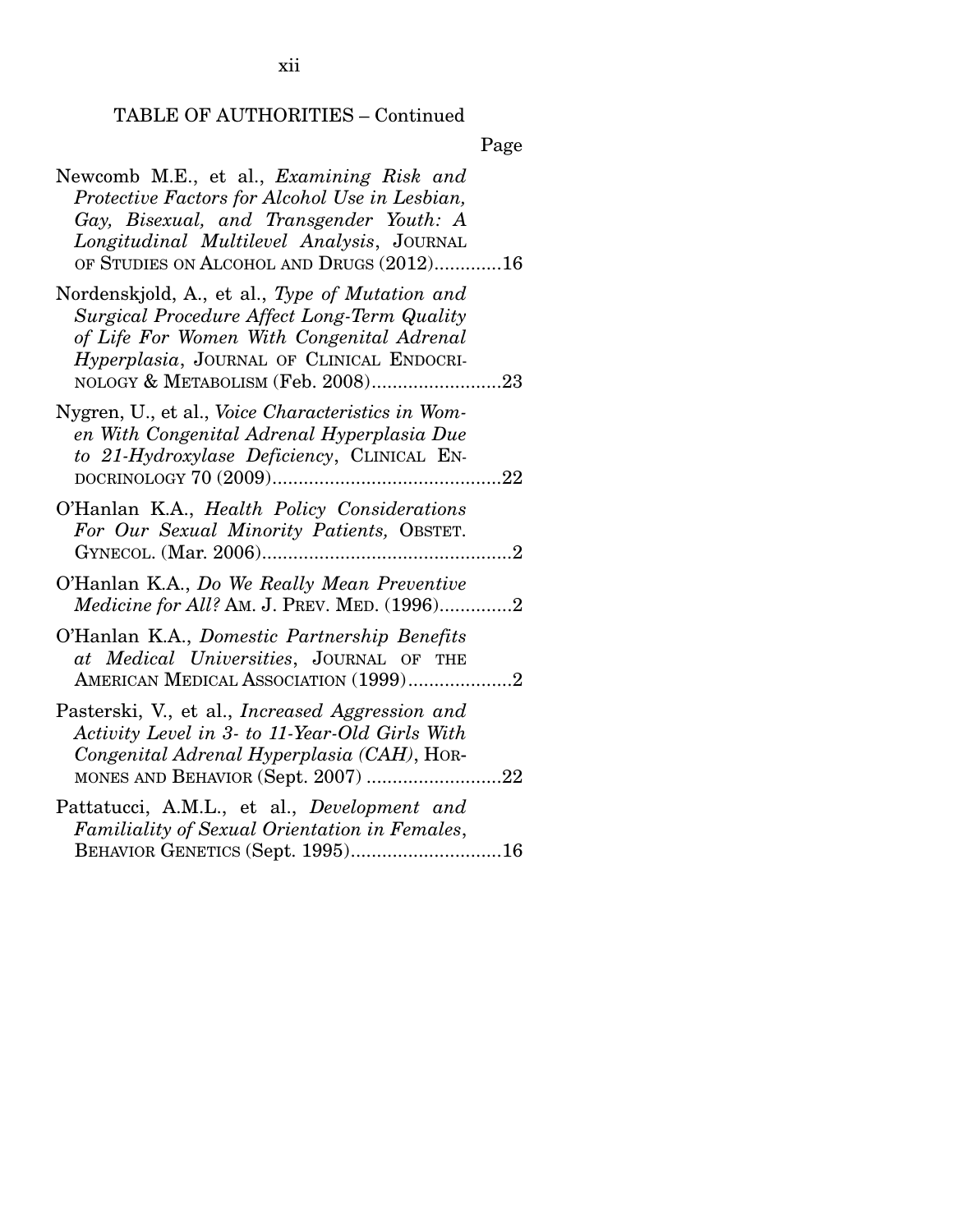TABLE OF AUTHORITIES – Continued

Page

Newcomb M.E., et al., *Examining Risk and Protective Factors for Alcohol Use in Lesbian, Gay, Bisexual, and Transgender Youth: A Longitudinal Multilevel Analysis*, JOURNAL OF STUDIES ON ALCOHOL AND DRUGS (2012).............16

Nordenskjold, A., et al., *Type of Mutation and Surgical Procedure Affect Long-Term Quality of Life For Women With Congenital Adrenal Hyperplasia*, JOURNAL OF CLINICAL ENDOCRINOLOGY & METABOLISM (Feb. 2008).........................23

Nygren, U., et al., *Voice Characteristics in Women With Congenital Adrenal Hyperplasia Due to 21-Hydroxylase Deficiency*, CLINICAL ENDOCRINOLOGY 70 (2009)............................................22

O'Hanlan K.A., *Health Policy Considerations For Our Sexual Minority Patients,* OBSTET. GYNECOL. (Mar. 2006)................................................2

O'Hanlan K.A., *Do We Really Mean Preventive Medicine for All?* AM. J. PREV. MED. (1996).............2

O'Hanlan K.A., *Domestic Partnership Benefits at Medical Universities*, JOURNAL OF THE AMERICAN MEDICAL ASSOCIATION (1999)....................2

Pasterski, V., et al., *Increased Aggression and Activity Level in 3- to 11-Year-Old Girls With Congenital Adrenal Hyperplasia (CAH)*, HORMONES AND BEHAVIOR (Sept. 2007) ..........................22

Pattatucci, A.M.L., et al., *Development and Familiality of Sexual Orientation in Females*, BEHAVIOR GENETICS (Sept. 1995)............................16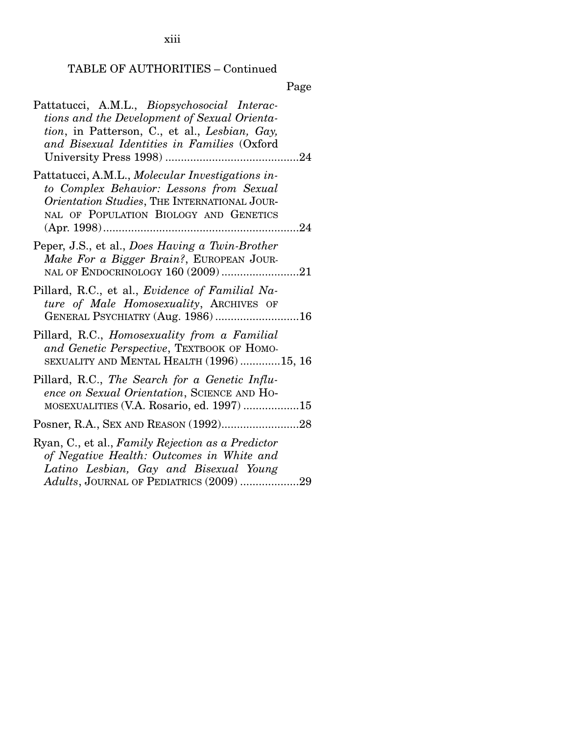TABLE OF AUTHORITIES – Continued

Page

Pattatucci, A.M.L., *Biopsychosocial Interactions and the Development of Sexual Orientation*, in Patterson, C., et al., *Lesbian, Gay, and Bisexual Identities in Families* (Oxford University Press 1998) ....................................24

Pattatucci, A.M.L., *Molecular Investigations into Complex Behavior: Lessons from Sexual Orientation Studies*, THE INTERNATIONAL JOURNAL OF POPULATION BIOLOGY AND GENETICS (Apr. 1998)....................................24

Peper, J.S., et al., *Does Having a Twin-Brother Make For a Bigger Brain?*, EUROPEAN JOURNAL OF ENDOCRINOLOGY 160 (2009) ....................21

Pillard, R.C., et al., *Evidence of Familial Nature of Male Homosexuality*, ARCHIVES OF GENERAL PSYCHIATRY (Aug. 1986) ....................16

Pillard, R.C., *Homosexuality from a Familial and Genetic Perspective*, TEXTBOOK OF HOMOSEXUALITY AND MENTAL HEALTH (1996) .............15, 16

Pillard, R.C., *The Search for a Genetic Influence on Sexual Orientation*, SCIENCE AND HOMOSEXUALITIES (V.A. Rosario, ed. 1997) ..................15

Posner, R.A., SEX AND REASON (1992)....................28

Ryan, C., et al., *Family Rejection as a Predictor of Negative Health: Outcomes in White and Latino Lesbian, Gay and Bisexual Young Adults*, JOURNAL OF PEDIATRICS (2009) ...................29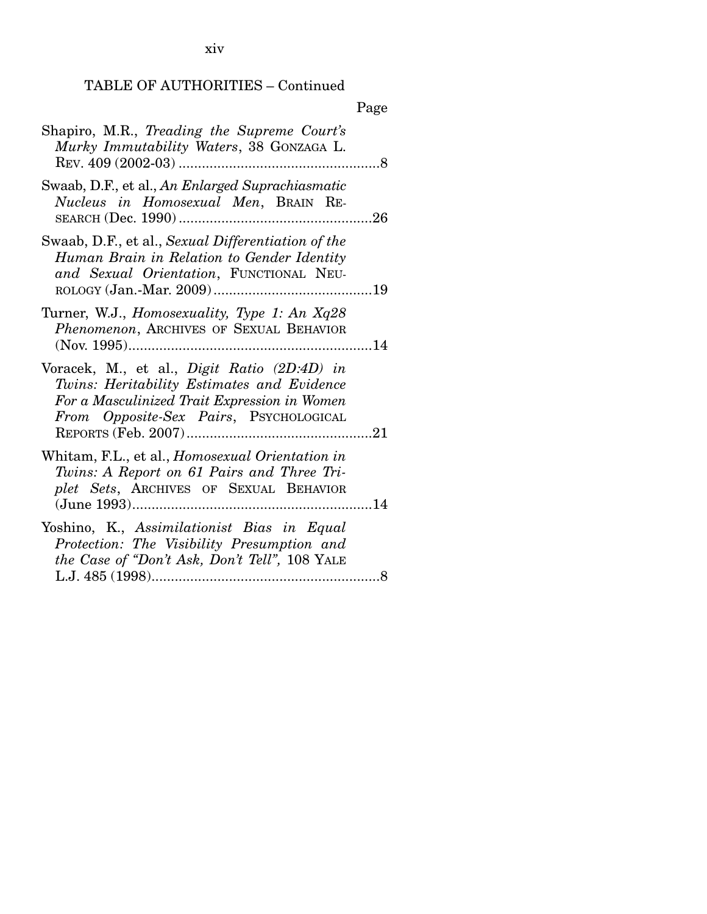TABLE OF AUTHORITIES – Continued

Page

Shapiro, M.R., *Treading the Supreme Court's Murky Immutability Waters*, 38 GONZAGA L. REV. 409 (2002-03) ....................................................8

Swaab, D.F., et al., *An Enlarged Suprachiasmatic Nucleus in Homosexual Men*, BRAIN RESEARCH (Dec. 1990) ..................................................26

Swaab, D.F., et al., *Sexual Differentiation of the Human Brain in Relation to Gender Identity and Sexual Orientation*, FUNCTIONAL NEUROLOGY (Jan.-Mar. 2009) .........................................19

Turner, W.J., *Homosexuality, Type 1: An Xq28 Phenomenon*, ARCHIVES OF SEXUAL BEHAVIOR (Nov. 1995)................................................................14

Voracek, M., et al., *Digit Ratio (2D:4D) in Twins: Heritability Estimates and Evidence For a Masculinized Trait Expression in Women From Opposite-Sex Pairs*, PSYCHOLOGICAL REPORTS (Feb. 2007) ................................................21

Whitam, F.L., et al., *Homosexual Orientation in Twins: A Report on 61 Pairs and Three Triplet Sets*, ARCHIVES OF SEXUAL BEHAVIOR (June 1993)..............................................................14

Yoshino, K., *Assimilationist Bias in Equal Protection: The Visibility Presumption and the Case of "Don't Ask, Don't Tell"*, 108 YALE L.J. 485 (1998)...........................................................8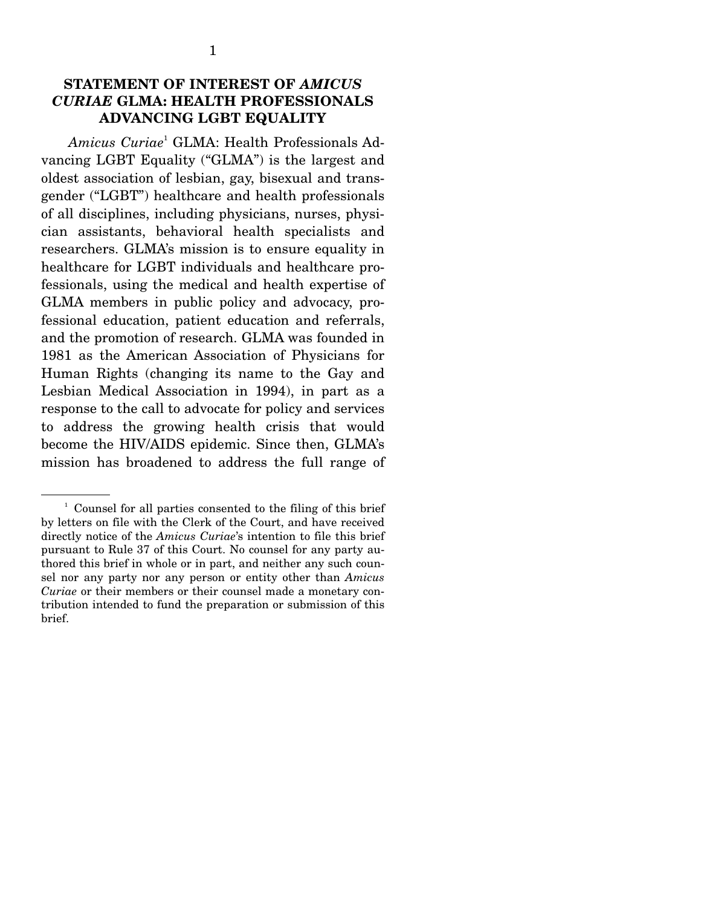## STATEMENT OF INTEREST OF *AMICUS CURIAE* GLMA: HEALTH PROFESSIONALS ADVANCING LGBT EQUALITY

*Amicus Curiae*[1] GLMA: Health Professionals Advancing LGBT Equality ("GLMA") is the largest and oldest association of lesbian, gay, bisexual and transgender ("LGBT") healthcare and health professionals of all disciplines, including physicians, nurses, physician assistants, behavioral health specialists and researchers. GLMA's mission is to ensure equality in healthcare for LGBT individuals and healthcare professionals, using the medical and health expertise of GLMA members in public policy and advocacy, professional education, patient education and referrals, and the promotion of research. GLMA was founded in 1981 as the American Association of Physicians for Human Rights (changing its name to the Gay and Lesbian Medical Association in 1994), in part as a response to the call to advocate for policy and services to address the growing health crisis that would become the HIV/AIDS epidemic. Since then, GLMA's mission has broadened to address the full range of

---

[1] Counsel for all parties consented to the filing of this brief by letters on file with the Clerk of the Court, and have received directly notice of the *Amicus Curiae*'s intention to file this brief pursuant to Rule 37 of this Court. No counsel for any party authored this brief in whole or in part, and neither any such counsel nor any party nor any person or entity other than *Amicus Curiae* or their members or their counsel made a monetary contribution intended to fund the preparation or submission of this brief.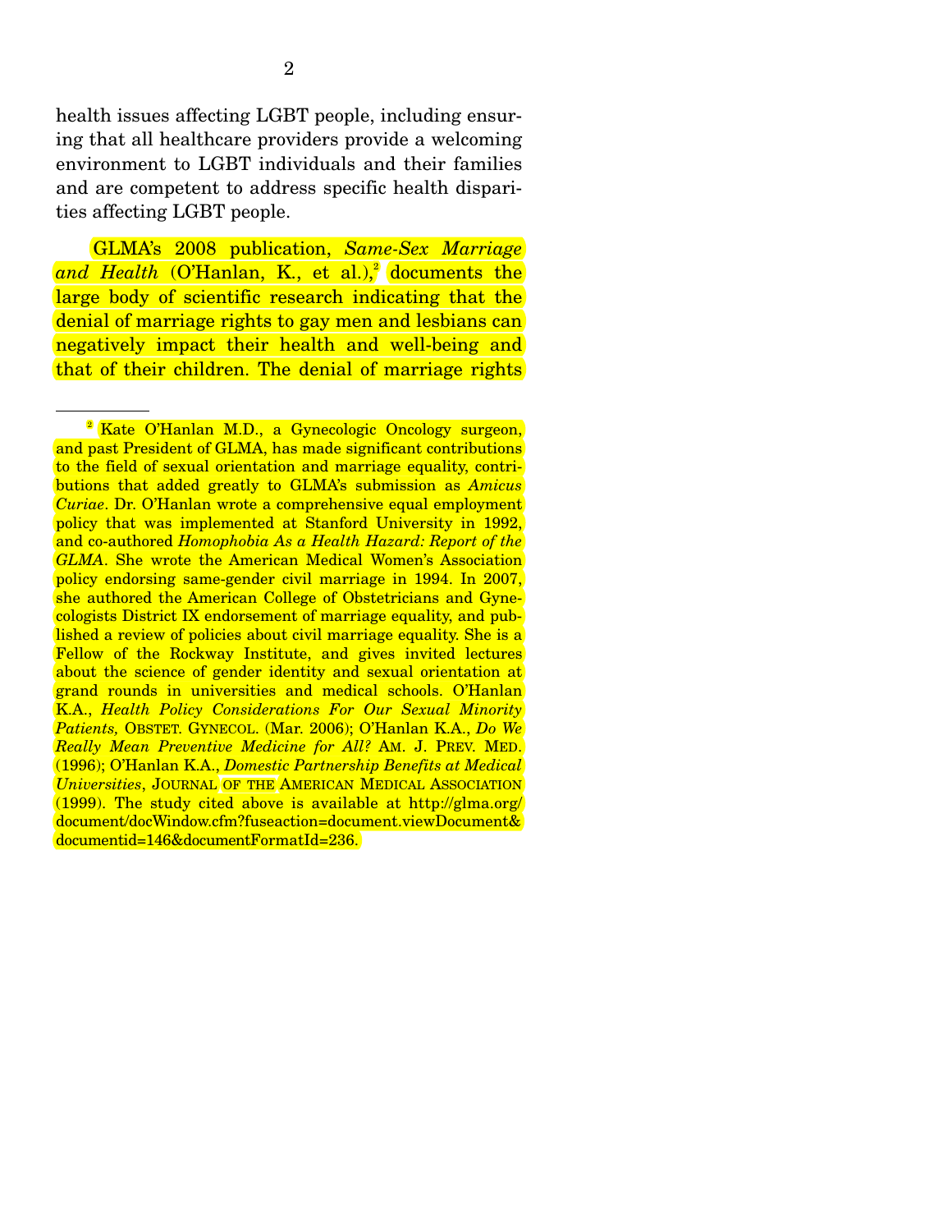health issues affecting LGBT people, including ensuring that all healthcare providers provide a welcoming environment to LGBT individuals and their families and are competent to address specific health disparities affecting LGBT people.

GLMA's 2008 publication, *Same-Sex Marriage and Health* (O'Hanlan, K., et al.),[2] documents the large body of scientific research indicating that the denial of marriage rights to gay men and lesbians can negatively impact their health and well-being and that of their children. The denial of marriage rights

---

[2] Kate O'Hanlan M.D., a Gynecologic Oncology surgeon, and past President of GLMA, has made significant contributions to the field of sexual orientation and marriage equality, contributions that added greatly to GLMA's submission as *Amicus Curiae*. Dr. O'Hanlan wrote a comprehensive equal employment policy that was implemented at Stanford University in 1992, and co-authored *Homophobia As a Health Hazard: Report of the GLMA*. She wrote the American Medical Women's Association policy endorsing same-gender civil marriage in 1994. In 2007, she authored the American College of Obstetricians and Gynecologists District IX endorsement of marriage equality, and published a review of policies about civil marriage equality. She is a Fellow of the Rockway Institute, and gives invited lectures about the science of gender identity and sexual orientation at grand rounds in universities and medical schools. O'Hanlan K.A., *Health Policy Considerations For Our Sexual Minority Patients,* OBSTET. GYNECOL. (Mar. 2006); O'Hanlan K.A., *Do We Really Mean Preventive Medicine for All?* AM. J. PREV. MED. (1996); O'Hanlan K.A., *Domestic Partnership Benefits at Medical Universities*, JOURNAL OF THE AMERICAN MEDICAL ASSOCIATION (1999). The study cited above is available at http://glma.org/document/docWindow.cfm?fuseaction=document.viewDocument&documentid=146&documentFormatId=236.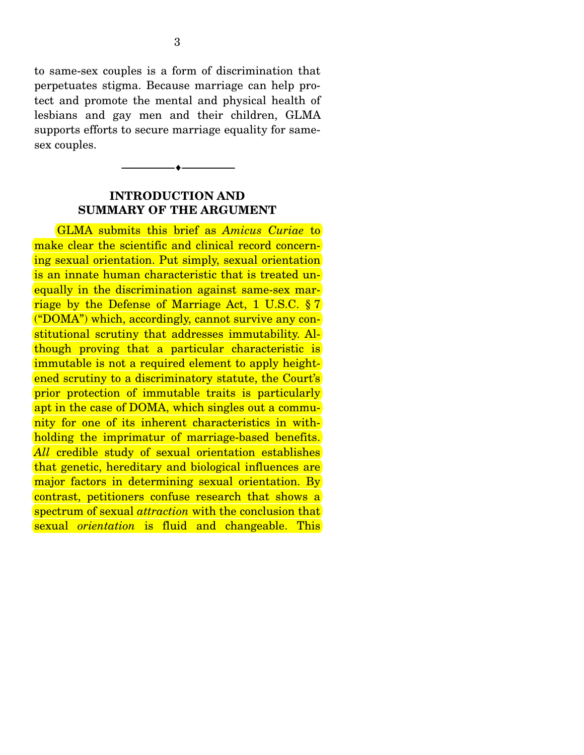to same-sex couples is a form of discrimination that perpetuates stigma. Because marriage can help protect and promote the mental and physical health of lesbians and gay men and their children, GLMA supports efforts to secure marriage equality for same-sex couples.

---

## INTRODUCTION AND SUMMARY OF THE ARGUMENT

GLMA submits this brief as *Amicus Curiae* to make clear the scientific and clinical record concerning sexual orientation. Put simply, sexual orientation is an innate human characteristic that is treated unequally in the discrimination against same-sex marriage by the Defense of Marriage Act, 1 U.S.C. § 7 ("DOMA") which, accordingly, cannot survive any constitutional scrutiny that addresses immutability. Although proving that a particular characteristic is immutable is not a required element to apply heightened scrutiny to a discriminatory statute, the Court's prior protection of immutable traits is particularly apt in the case of DOMA, which singles out a community for one of its inherent characteristics in withholding the imprimatur of marriage-based benefits. *All* credible study of sexual orientation establishes that genetic, hereditary and biological influences are major factors in determining sexual orientation. By contrast, petitioners confuse research that shows a spectrum of sexual *attraction* with the conclusion that sexual *orientation* is fluid and changeable. This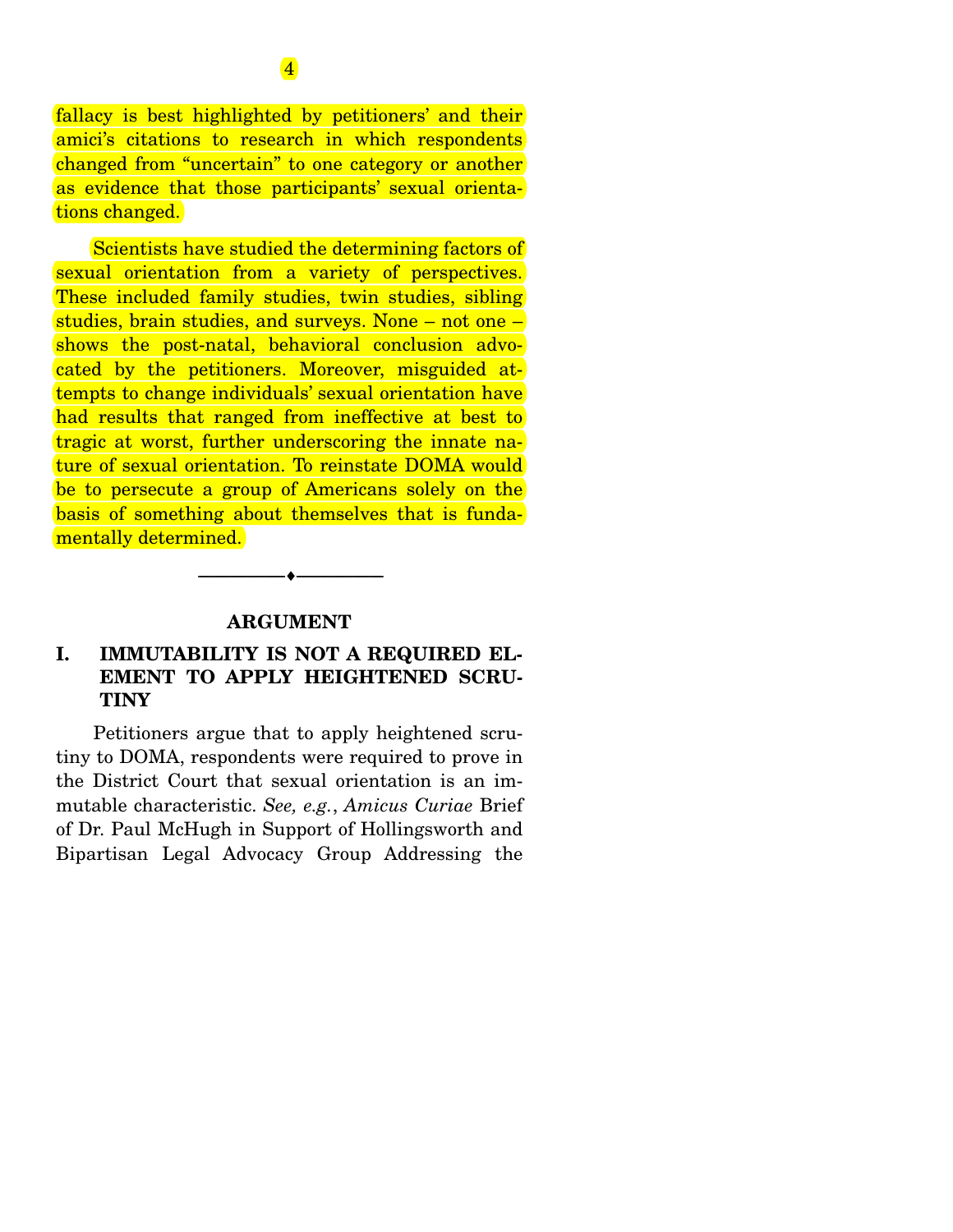fallacy is best highlighted by petitioners' and their amici's citations to research in which respondents changed from "uncertain" to one category or another as evidence that those participants' sexual orientations changed.

Scientists have studied the determining factors of sexual orientation from a variety of perspectives. These included family studies, twin studies, sibling studies, brain studies, and surveys. None – not one – shows the post-natal, behavioral conclusion advocated by the petitioners. Moreover, misguided attempts to change individuals' sexual orientation have had results that ranged from ineffective at best to tragic at worst, further underscoring the innate nature of sexual orientation. To reinstate DOMA would be to persecute a group of Americans solely on the basis of something about themselves that is fundamentally determined.

---

## ARGUMENT

### I. IMMUTABILITY IS NOT A REQUIRED ELEMENT TO APPLY HEIGHTENED SCRUTINY

Petitioners argue that to apply heightened scrutiny to DOMA, respondents were required to prove in the District Court that sexual orientation is an immutable characteristic. *See, e.g.*, *Amicus Curiae* Brief of Dr. Paul McHugh in Support of Hollingsworth and Bipartisan Legal Advocacy Group Addressing the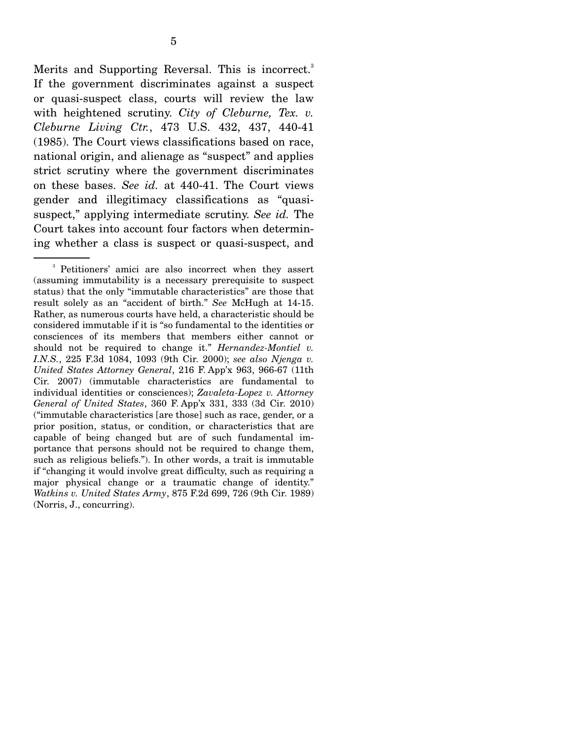Merits and Supporting Reversal. This is incorrect.[3] If the government discriminates against a suspect or quasi-suspect class, courts will review the law with heightened scrutiny. *City of Cleburne, Tex. v. Cleburne Living Ctr.*, 473 U.S. 432, 437, 440-41 (1985). The Court views classifications based on race, national origin, and alienage as "suspect" and applies strict scrutiny where the government discriminates on these bases. *See id.* at 440-41. The Court views gender and illegitimacy classifications as "quasi-suspect," applying intermediate scrutiny. *See id.* The Court takes into account four factors when determining whether a class is suspect or quasi-suspect, and

---

[3] Petitioners' amici are also incorrect when they assert (assuming immutability is a necessary prerequisite to suspect status) that the only "immutable characteristics" are those that result solely as an "accident of birth." *See* McHugh at 14-15. Rather, as numerous courts have held, a characteristic should be considered immutable if it is "so fundamental to the identities or consciences of its members that members either cannot or should not be required to change it." *Hernandez-Montiel v. I.N.S.*, 225 F.3d 1084, 1093 (9th Cir. 2000); *see also Njenga v. United States Attorney General*, 216 F. App'x 963, 966-67 (11th Cir. 2007) (immutable characteristics are fundamental to individual identities or consciences); *Zavaleta-Lopez v. Attorney General of United States*, 360 F. App'x 331, 333 (3d Cir. 2010) ("immutable characteristics [are those] such as race, gender, or a prior position, status, or condition, or characteristics that are capable of being changed but are of such fundamental importance that persons should not be required to change them, such as religious beliefs."). In other words, a trait is immutable if "changing it would involve great difficulty, such as requiring a major physical change or a traumatic change of identity." *Watkins v. United States Army*, 875 F.2d 699, 726 (9th Cir. 1989) (Norris, J., concurring).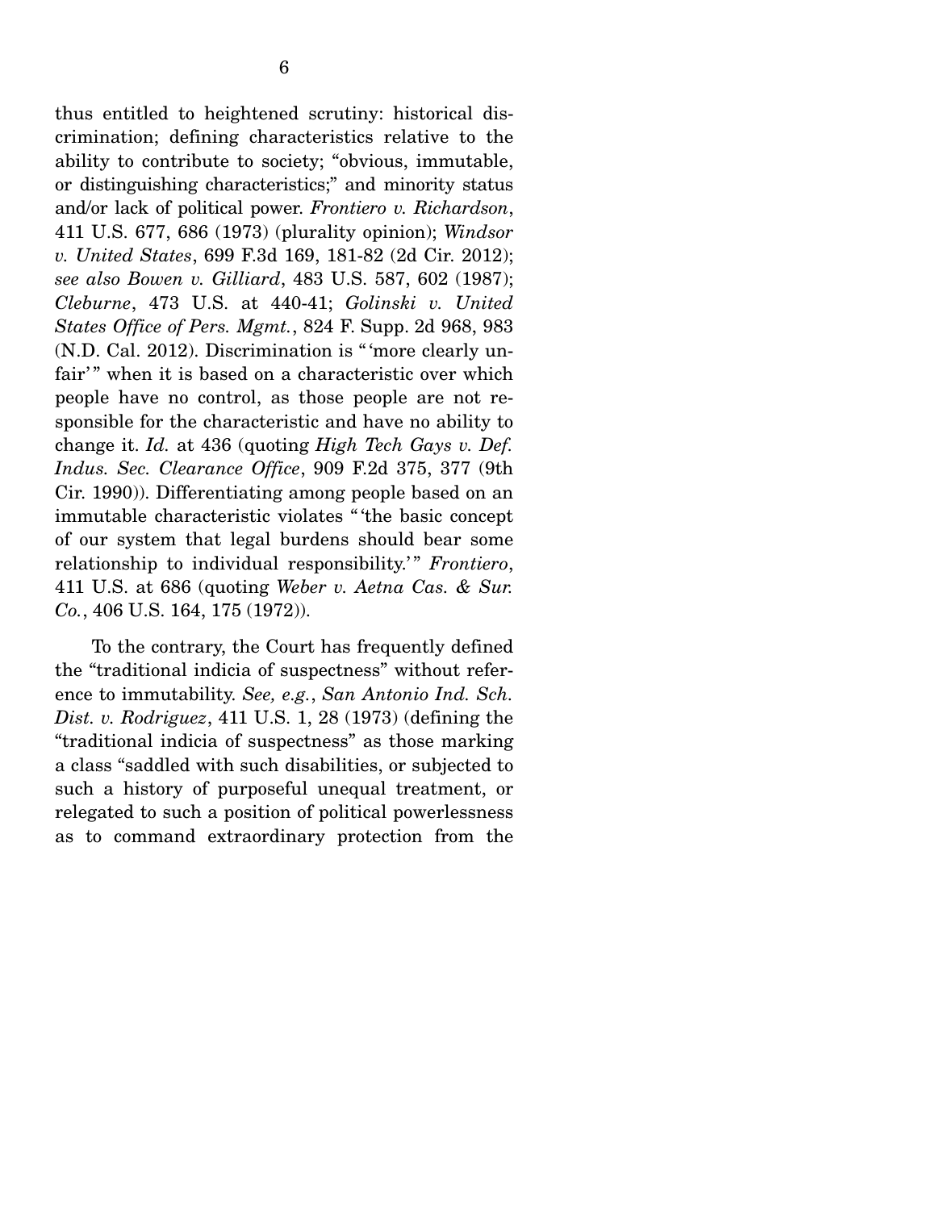thus entitled to heightened scrutiny: historical discrimination; defining characteristics relative to the ability to contribute to society; "obvious, immutable, or distinguishing characteristics;" and minority status and/or lack of political power. *Frontiero v. Richardson*, 411 U.S. 677, 686 (1973) (plurality opinion); *Windsor v. United States*, 699 F.3d 169, 181-82 (2d Cir. 2012); *see also Bowen v. Gilliard*, 483 U.S. 587, 602 (1987); *Cleburne*, 473 U.S. at 440-41; *Golinski v. United States Office of Pers. Mgmt.*, 824 F. Supp. 2d 968, 983 (N.D. Cal. 2012). Discrimination is "'more clearly unfair'" when it is based on a characteristic over which people have no control, as those people are not responsible for the characteristic and have no ability to change it. *Id.* at 436 (quoting *High Tech Gays v. Def. Indus. Sec. Clearance Office*, 909 F.2d 375, 377 (9th Cir. 1990)). Differentiating among people based on an immutable characteristic violates "'the basic concept of our system that legal burdens should bear some relationship to individual responsibility.'" *Frontiero*, 411 U.S. at 686 (quoting *Weber v. Aetna Cas. & Sur. Co.*, 406 U.S. 164, 175 (1972)).

To the contrary, the Court has frequently defined the "traditional indicia of suspectness" without reference to immutability. *See, e.g.*, *San Antonio Ind. Sch. Dist. v. Rodriguez*, 411 U.S. 1, 28 (1973) (defining the "traditional indicia of suspectness" as those marking a class "saddled with such disabilities, or subjected to such a history of purposeful unequal treatment, or relegated to such a position of political powerlessness as to command extraordinary protection from the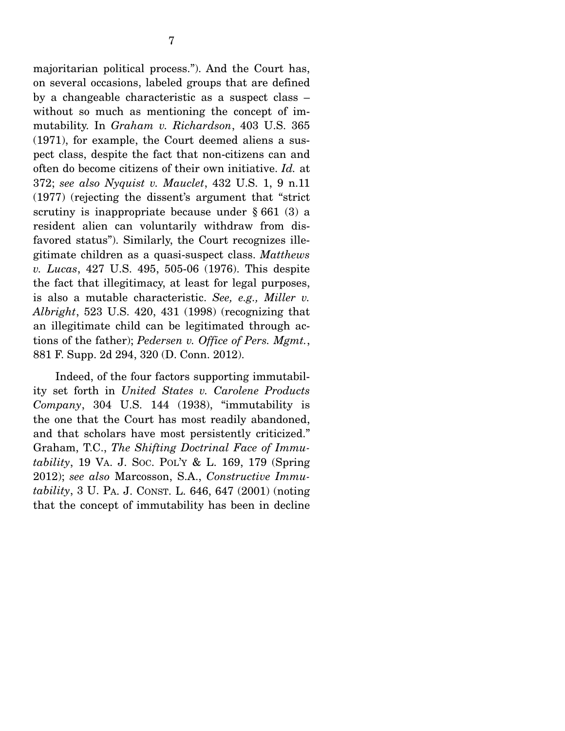majoritarian political process."). And the Court has, on several occasions, labeled groups that are defined by a changeable characteristic as a suspect class – without so much as mentioning the concept of immutability. In *Graham v. Richardson*, 403 U.S. 365 (1971), for example, the Court deemed aliens a suspect class, despite the fact that non-citizens can and often do become citizens of their own initiative. *Id.* at 372; *see also Nyquist v. Mauclet*, 432 U.S. 1, 9 n.11 (1977) (rejecting the dissent's argument that "strict scrutiny is inappropriate because under § 661 (3) a resident alien can voluntarily withdraw from disfavored status"). Similarly, the Court recognizes illegitimate children as a quasi-suspect class. *Matthews v. Lucas*, 427 U.S. 495, 505-06 (1976). This despite the fact that illegitimacy, at least for legal purposes, is also a mutable characteristic. *See, e.g., Miller v. Albright*, 523 U.S. 420, 431 (1998) (recognizing that an illegitimate child can be legitimated through actions of the father); *Pedersen v. Office of Pers. Mgmt.*, 881 F. Supp. 2d 294, 320 (D. Conn. 2012).

Indeed, of the four factors supporting immutability set forth in *United States v. Carolene Products Company*, 304 U.S. 144 (1938), "immutability is the one that the Court has most readily abandoned, and that scholars have most persistently criticized." Graham, T.C., *The Shifting Doctrinal Face of Immutability*, 19 VA. J. SOC. POL'Y & L. 169, 179 (Spring 2012); *see also* Marcosson, S.A., *Constructive Immutability*, 3 U. PA. J. CONST. L. 646, 647 (2001) (noting that the concept of immutability has been in decline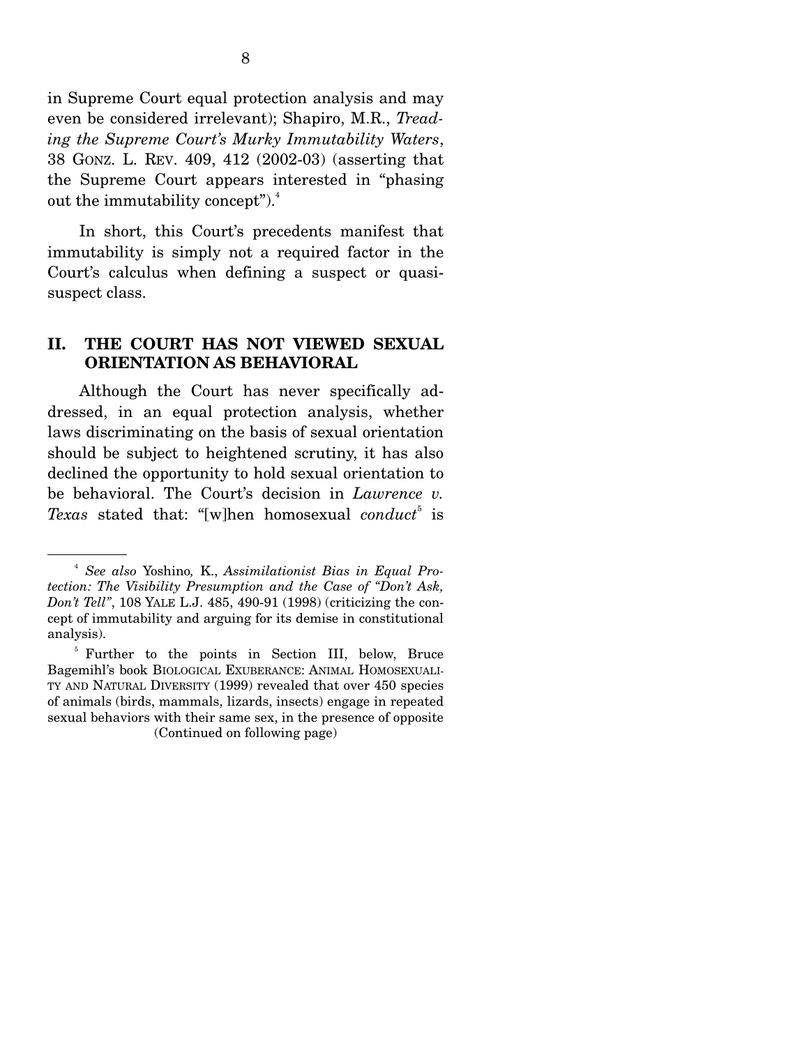in Supreme Court equal protection analysis and may even be considered irrelevant); Shapiro, M.R., *Treading the Supreme Court's Murky Immutability Waters*, 38 GONZ. L. REV. 409, 412 (2002-03) (asserting that the Supreme Court appears interested in "phasing out the immutability concept").[4]

In short, this Court's precedents manifest that immutability is simply not a required factor in the Court's calculus when defining a suspect or quasi-suspect class.

## II. THE COURT HAS NOT VIEWED SEXUAL ORIENTATION AS BEHAVIORAL

Although the Court has never specifically addressed, in an equal protection analysis, whether laws discriminating on the basis of sexual orientation should be subject to heightened scrutiny, it has also declined the opportunity to hold sexual orientation to be behavioral. The Court's decision in *Lawrence v. Texas* stated that: "[w]hen homosexual *conduct*[5] is

---

[4] *See also* Yoshino, K., *Assimilationist Bias in Equal Protection: The Visibility Presumption and the Case of "Don't Ask, Don't Tell"*, 108 YALE L.J. 485, 490-91 (1998) (criticizing the concept of immutability and arguing for its demise in constitutional analysis).

[5] Further to the points in Section III, below, Bruce Bagemihl's book BIOLOGICAL EXUBERANCE: ANIMAL HOMOSEXUALITY AND NATURAL DIVERSITY (1999) revealed that over 450 species of animals (birds, mammals, lizards, insects) engage in repeated sexual behaviors with their same sex, in the presence of opposite

(Continued on following page)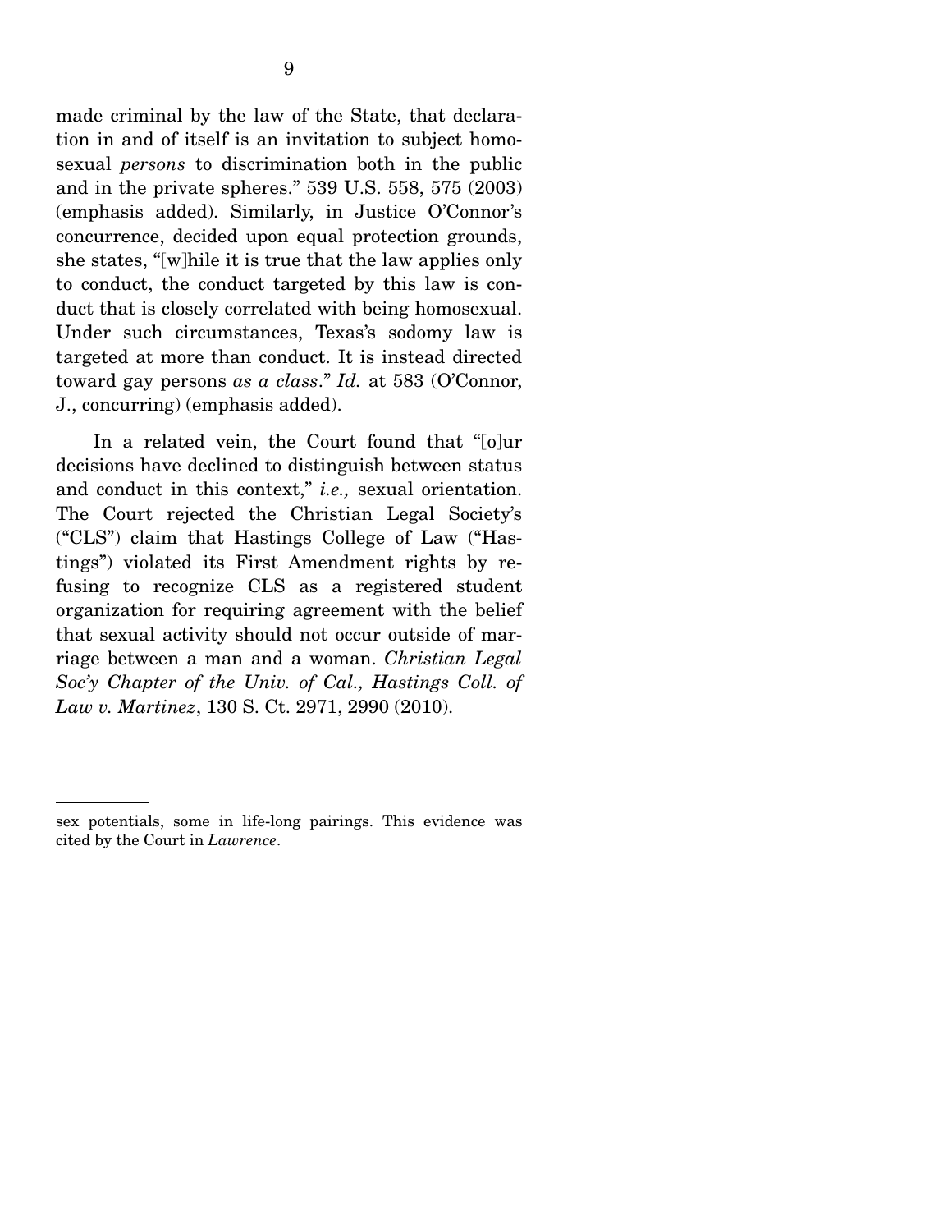made criminal by the law of the State, that declaration in and of itself is an invitation to subject homosexual *persons* to discrimination both in the public and in the private spheres." 539 U.S. 558, 575 (2003) (emphasis added). Similarly, in Justice O'Connor's concurrence, decided upon equal protection grounds, she states, "[w]hile it is true that the law applies only to conduct, the conduct targeted by this law is conduct that is closely correlated with being homosexual. Under such circumstances, Texas's sodomy law is targeted at more than conduct. It is instead directed toward gay persons *as a class*." *Id.* at 583 (O'Connor, J., concurring) (emphasis added).

In a related vein, the Court found that "[o]ur decisions have declined to distinguish between status and conduct in this context," *i.e.,* sexual orientation. The Court rejected the Christian Legal Society's ("CLS") claim that Hastings College of Law ("Hastings") violated its First Amendment rights by refusing to recognize CLS as a registered student organization for requiring agreement with the belief that sexual activity should not occur outside of marriage between a man and a woman. *Christian Legal Soc'y Chapter of the Univ. of Cal., Hastings Coll. of Law v. Martinez*, 130 S. Ct. 2971, 2990 (2010).

---

sex potentials, some in life-long pairings. This evidence was cited by the Court in *Lawrence*.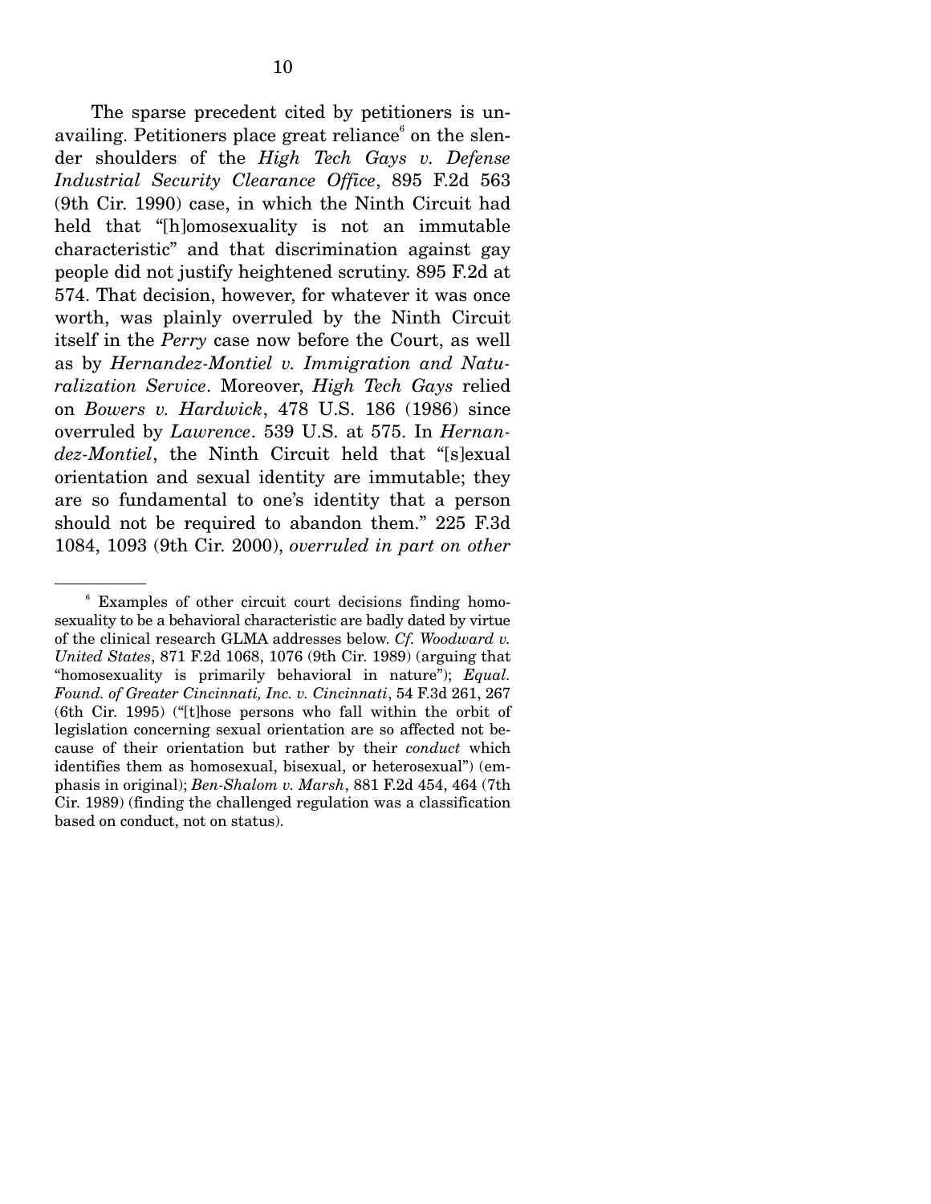The sparse precedent cited by petitioners is unavailing. Petitioners place great reliance[6] on the slender shoulders of the *High Tech Gays v. Defense Industrial Security Clearance Office*, 895 F.2d 563 (9th Cir. 1990) case, in which the Ninth Circuit had held that "[h]omosexuality is not an immutable characteristic" and that discrimination against gay people did not justify heightened scrutiny. 895 F.2d at 574. That decision, however, for whatever it was once worth, was plainly overruled by the Ninth Circuit itself in the *Perry* case now before the Court, as well as by *Hernandez-Montiel v. Immigration and Naturalization Service*. Moreover, *High Tech Gays* relied on *Bowers v. Hardwick*, 478 U.S. 186 (1986) since overruled by *Lawrence*. 539 U.S. at 575. In *Hernandez-Montiel*, the Ninth Circuit held that "[s]exual orientation and sexual identity are immutable; they are so fundamental to one's identity that a person should not be required to abandon them." 225 F.3d 1084, 1093 (9th Cir. 2000), *overruled in part on other*

---

[6] Examples of other circuit court decisions finding homosexuality to be a behavioral characteristic are badly dated by virtue of the clinical research GLMA addresses below. *Cf. Woodward v. United States*, 871 F.2d 1068, 1076 (9th Cir. 1989) (arguing that "homosexuality is primarily behavioral in nature"); *Equal. Found. of Greater Cincinnati, Inc. v. Cincinnati*, 54 F.3d 261, 267 (6th Cir. 1995) ("[t]hose persons who fall within the orbit of legislation concerning sexual orientation are so affected not because of their orientation but rather by their *conduct* which identifies them as homosexual, bisexual, or heterosexual") (emphasis in original); *Ben-Shalom v. Marsh*, 881 F.2d 454, 464 (7th Cir. 1989) (finding the challenged regulation was a classification based on conduct, not on status).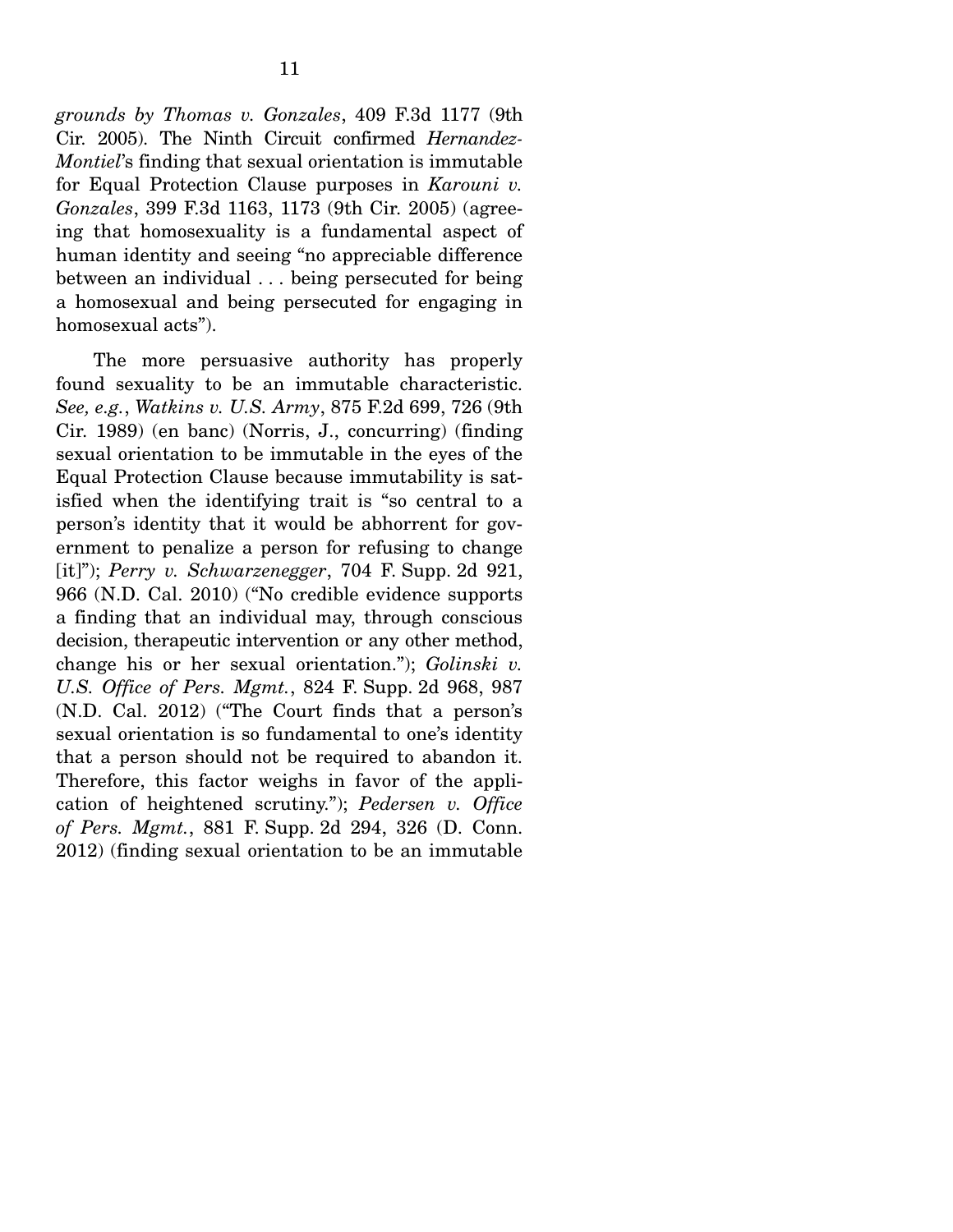*grounds by Thomas v. Gonzales*, 409 F.3d 1177 (9th Cir. 2005). The Ninth Circuit confirmed *Hernandez-Montiel*'s finding that sexual orientation is immutable for Equal Protection Clause purposes in *Karouni v. Gonzales*, 399 F.3d 1163, 1173 (9th Cir. 2005) (agreeing that homosexuality is a fundamental aspect of human identity and seeing "no appreciable difference between an individual . . . being persecuted for being a homosexual and being persecuted for engaging in homosexual acts").

The more persuasive authority has properly found sexuality to be an immutable characteristic. *See, e.g.*, *Watkins v. U.S. Army*, 875 F.2d 699, 726 (9th Cir. 1989) (en banc) (Norris, J., concurring) (finding sexual orientation to be immutable in the eyes of the Equal Protection Clause because immutability is satisfied when the identifying trait is "so central to a person's identity that it would be abhorrent for government to penalize a person for refusing to change [it]"); *Perry v. Schwarzenegger*, 704 F. Supp. 2d 921, 966 (N.D. Cal. 2010) ("No credible evidence supports a finding that an individual may, through conscious decision, therapeutic intervention or any other method, change his or her sexual orientation."); *Golinski v. U.S. Office of Pers. Mgmt.*, 824 F. Supp. 2d 968, 987 (N.D. Cal. 2012) ("The Court finds that a person's sexual orientation is so fundamental to one's identity that a person should not be required to abandon it. Therefore, this factor weighs in favor of the application of heightened scrutiny."); *Pedersen v. Office of Pers. Mgmt.*, 881 F. Supp. 2d 294, 326 (D. Conn. 2012) (finding sexual orientation to be an immutable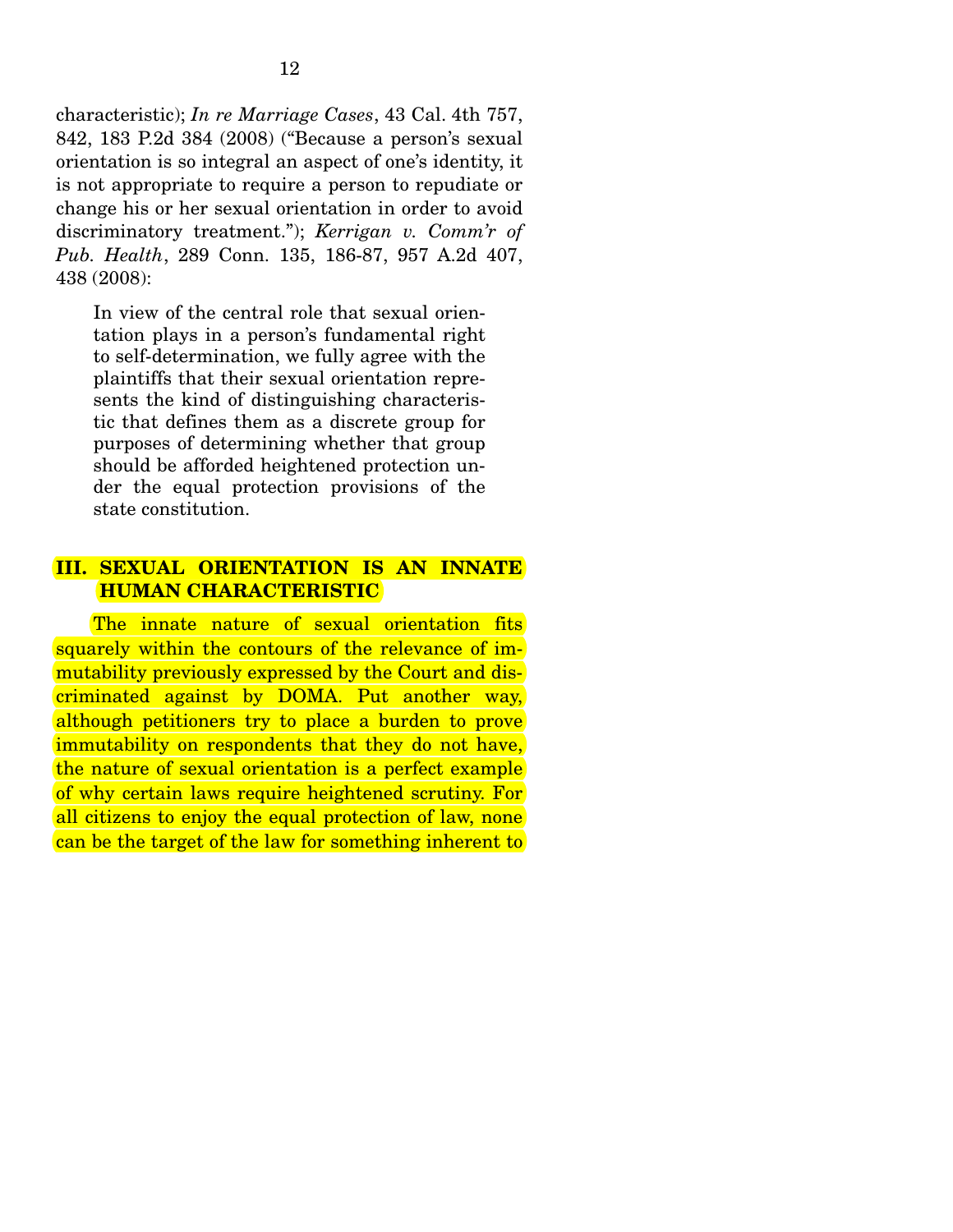characteristic); *In re Marriage Cases*, 43 Cal. 4th 757, 842, 183 P.2d 384 (2008) ("Because a person's sexual orientation is so integral an aspect of one's identity, it is not appropriate to require a person to repudiate or change his or her sexual orientation in order to avoid discriminatory treatment."); *Kerrigan v. Comm'r of Pub. Health*, 289 Conn. 135, 186-87, 957 A.2d 407, 438 (2008):

> In view of the central role that sexual orientation plays in a person's fundamental right to self-determination, we fully agree with the plaintiffs that their sexual orientation represents the kind of distinguishing characteristic that defines them as a discrete group for purposes of determining whether that group should be afforded heightened protection under the equal protection provisions of the state constitution.

## III. SEXUAL ORIENTATION IS AN INNATE HUMAN CHARACTERISTIC

The innate nature of sexual orientation fits squarely within the contours of the relevance of immutability previously expressed by the Court and discriminated against by DOMA. Put another way, although petitioners try to place a burden to prove immutability on respondents that they do not have, the nature of sexual orientation is a perfect example of why certain laws require heightened scrutiny. For all citizens to enjoy the equal protection of law, none can be the target of the law for something inherent to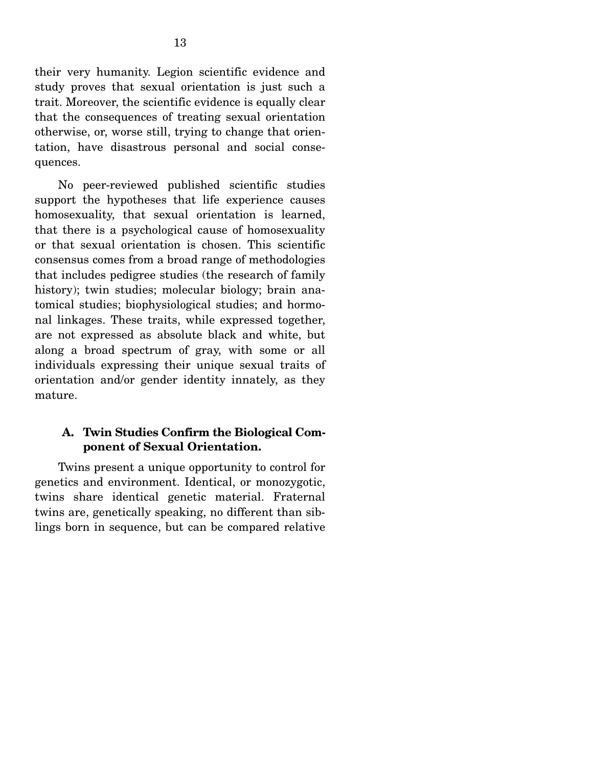their very humanity. Legion scientific evidence and study proves that sexual orientation is just such a trait. Moreover, the scientific evidence is equally clear that the consequences of treating sexual orientation otherwise, or, worse still, trying to change that orientation, have disastrous personal and social consequences.

No peer-reviewed published scientific studies support the hypotheses that life experience causes homosexuality, that sexual orientation is learned, that there is a psychological cause of homosexuality or that sexual orientation is chosen. This scientific consensus comes from a broad range of methodologies that includes pedigree studies (the research of family history); twin studies; molecular biology; brain anatomical studies; biophysiological studies; and hormonal linkages. These traits, while expressed together, are not expressed as absolute black and white, but along a broad spectrum of gray, with some or all individuals expressing their unique sexual traits of orientation and/or gender identity innately, as they mature.

### A. Twin Studies Confirm the Biological Component of Sexual Orientation.

Twins present a unique opportunity to control for genetics and environment. Identical, or monozygotic, twins share identical genetic material. Fraternal twins are, genetically speaking, no different than siblings born in sequence, but can be compared relative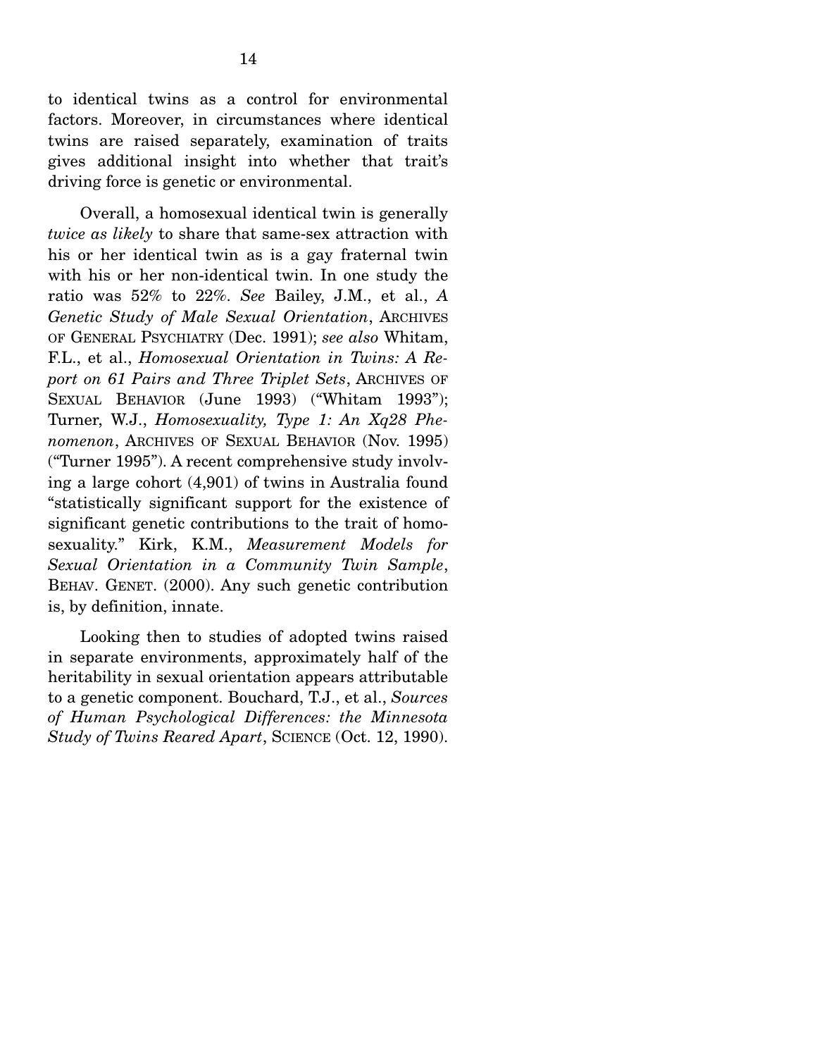to identical twins as a control for environmental factors. Moreover, in circumstances where identical twins are raised separately, examination of traits gives additional insight into whether that trait's driving force is genetic or environmental.

Overall, a homosexual identical twin is generally *twice as likely* to share that same-sex attraction with his or her identical twin as is a gay fraternal twin with his or her non-identical twin. In one study the ratio was 52% to 22%. *See* Bailey, J.M., et al., *A Genetic Study of Male Sexual Orientation*, ARCHIVES OF GENERAL PSYCHIATRY (Dec. 1991); *see also* Whitam, F.L., et al., *Homosexual Orientation in Twins: A Report on 61 Pairs and Three Triplet Sets*, ARCHIVES OF SEXUAL BEHAVIOR (June 1993) ("Whitam 1993"); Turner, W.J., *Homosexuality, Type 1: An Xq28 Phenomenon*, ARCHIVES OF SEXUAL BEHAVIOR (Nov. 1995) ("Turner 1995"). A recent comprehensive study involving a large cohort (4,901) of twins in Australia found "statistically significant support for the existence of significant genetic contributions to the trait of homosexuality." Kirk, K.M., *Measurement Models for Sexual Orientation in a Community Twin Sample*, BEHAV. GENET. (2000). Any such genetic contribution is, by definition, innate.

Looking then to studies of adopted twins raised in separate environments, approximately half of the heritability in sexual orientation appears attributable to a genetic component. Bouchard, T.J., et al., *Sources of Human Psychological Differences: the Minnesota Study of Twins Reared Apart*, SCIENCE (Oct. 12, 1990).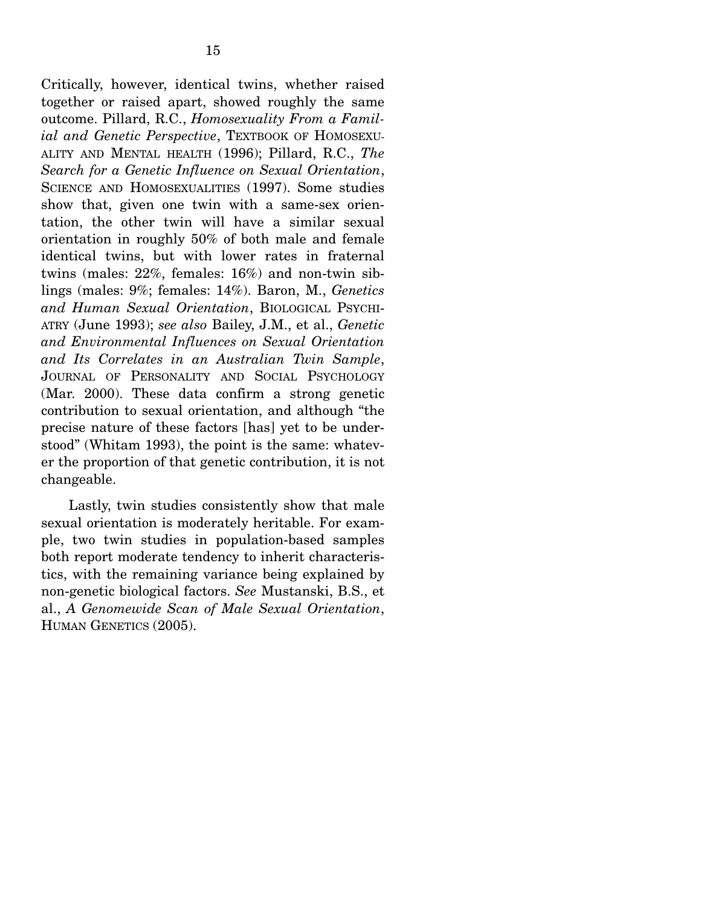Critically, however, identical twins, whether raised together or raised apart, showed roughly the same outcome. Pillard, R.C., *Homosexuality From a Familial and Genetic Perspective*, TEXTBOOK OF HOMOSEXUALITY AND MENTAL HEALTH (1996); Pillard, R.C., *The Search for a Genetic Influence on Sexual Orientation*, SCIENCE AND HOMOSEXUALITIES (1997). Some studies show that, given one twin with a same-sex orientation, the other twin will have a similar sexual orientation in roughly 50% of both male and female identical twins, but with lower rates in fraternal twins (males: 22%, females: 16%) and non-twin siblings (males: 9%; females: 14%). Baron, M., *Genetics and Human Sexual Orientation*, BIOLOGICAL PSYCHIATRY (June 1993); *see also* Bailey, J.M., et al., *Genetic and Environmental Influences on Sexual Orientation and Its Correlates in an Australian Twin Sample*, JOURNAL OF PERSONALITY AND SOCIAL PSYCHOLOGY (Mar. 2000). These data confirm a strong genetic contribution to sexual orientation, and although "the precise nature of these factors [has] yet to be understood" (Whitam 1993), the point is the same: whatever the proportion of that genetic contribution, it is not changeable.

Lastly, twin studies consistently show that male sexual orientation is moderately heritable. For example, two twin studies in population-based samples both report moderate tendency to inherit characteristics, with the remaining variance being explained by non-genetic biological factors. *See* Mustanski, B.S., et al., *A Genomewide Scan of Male Sexual Orientation*, HUMAN GENETICS (2005).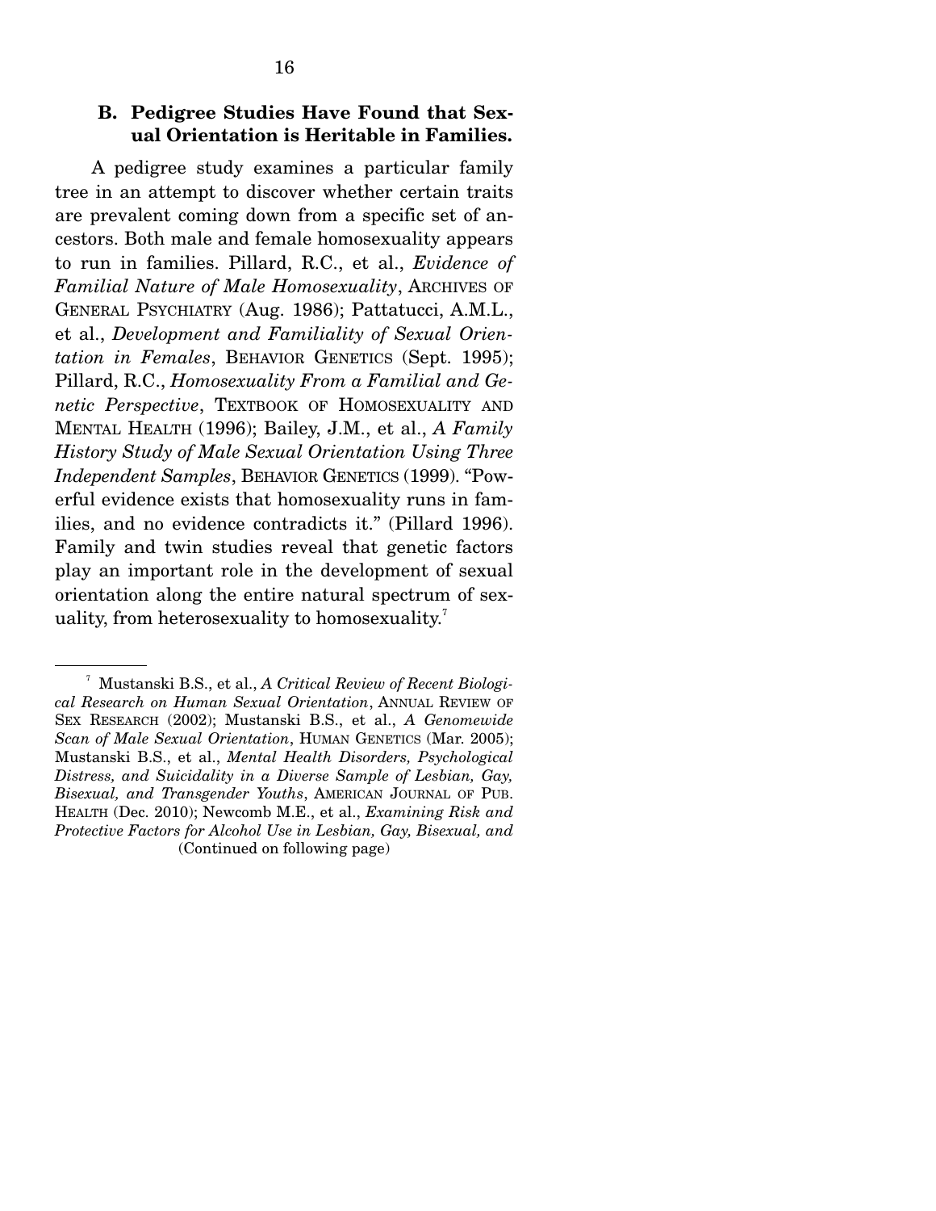### B. Pedigree Studies Have Found that Sexual Orientation is Heritable in Families.

A pedigree study examines a particular family tree in an attempt to discover whether certain traits are prevalent coming down from a specific set of ancestors. Both male and female homosexuality appears to run in families. Pillard, R.C., et al., *Evidence of Familial Nature of Male Homosexuality*, ARCHIVES OF GENERAL PSYCHIATRY (Aug. 1986); Pattatucci, A.M.L., et al., *Development and Familiality of Sexual Orientation in Females*, BEHAVIOR GENETICS (Sept. 1995); Pillard, R.C., *Homosexuality From a Familial and Genetic Perspective*, TEXTBOOK OF HOMOSEXUALITY AND MENTAL HEALTH (1996); Bailey, J.M., et al., *A Family History Study of Male Sexual Orientation Using Three Independent Samples*, BEHAVIOR GENETICS (1999). "Powerful evidence exists that homosexuality runs in families, and no evidence contradicts it." (Pillard 1996). Family and twin studies reveal that genetic factors play an important role in the development of sexual orientation along the entire natural spectrum of sexuality, from heterosexuality to homosexuality.[7]

---

[7] Mustanski B.S., et al., *A Critical Review of Recent Biological Research on Human Sexual Orientation*, ANNUAL REVIEW OF SEX RESEARCH (2002); Mustanski B.S., et al., *A Genomewide Scan of Male Sexual Orientation*, HUMAN GENETICS (Mar. 2005); Mustanski B.S., et al., *Mental Health Disorders, Psychological Distress, and Suicidality in a Diverse Sample of Lesbian, Gay, Bisexual, and Transgender Youths*, AMERICAN JOURNAL OF PUB. HEALTH (Dec. 2010); Newcomb M.E., et al., *Examining Risk and Protective Factors for Alcohol Use in Lesbian, Gay, Bisexual, and*

(Continued on following page)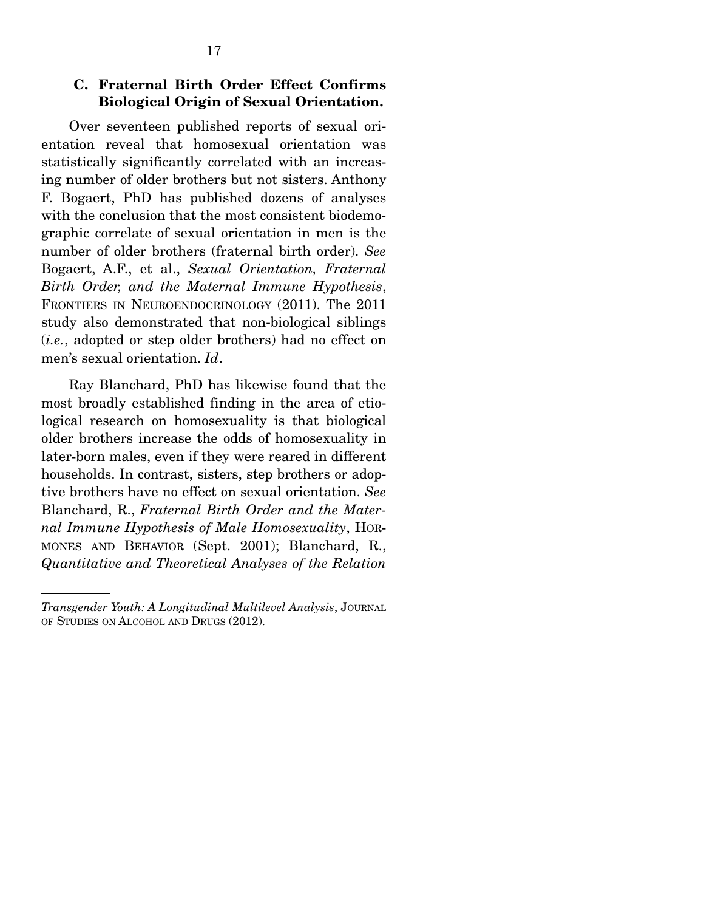### C. Fraternal Birth Order Effect Confirms Biological Origin of Sexual Orientation.

Over seventeen published reports of sexual orientation reveal that homosexual orientation was statistically significantly correlated with an increasing number of older brothers but not sisters. Anthony F. Bogaert, PhD has published dozens of analyses with the conclusion that the most consistent biodemographic correlate of sexual orientation in men is the number of older brothers (fraternal birth order). *See* Bogaert, A.F., et al., *Sexual Orientation, Fraternal Birth Order, and the Maternal Immune Hypothesis*, FRONTIERS IN NEUROENDOCRINOLOGY (2011). The 2011 study also demonstrated that non-biological siblings (*i.e.*, adopted or step older brothers) had no effect on men's sexual orientation. *Id*.

Ray Blanchard, PhD has likewise found that the most broadly established finding in the area of etiological research on homosexuality is that biological older brothers increase the odds of homosexuality in later-born males, even if they were reared in different households. In contrast, sisters, step brothers or adoptive brothers have no effect on sexual orientation. *See* Blanchard, R., *Fraternal Birth Order and the Maternal Immune Hypothesis of Male Homosexuality*, HORMONES AND BEHAVIOR (Sept. 2001); Blanchard, R., *Quantitative and Theoretical Analyses of the Relation*

---

*Transgender Youth: A Longitudinal Multilevel Analysis*, JOURNAL OF STUDIES ON ALCOHOL AND DRUGS (2012).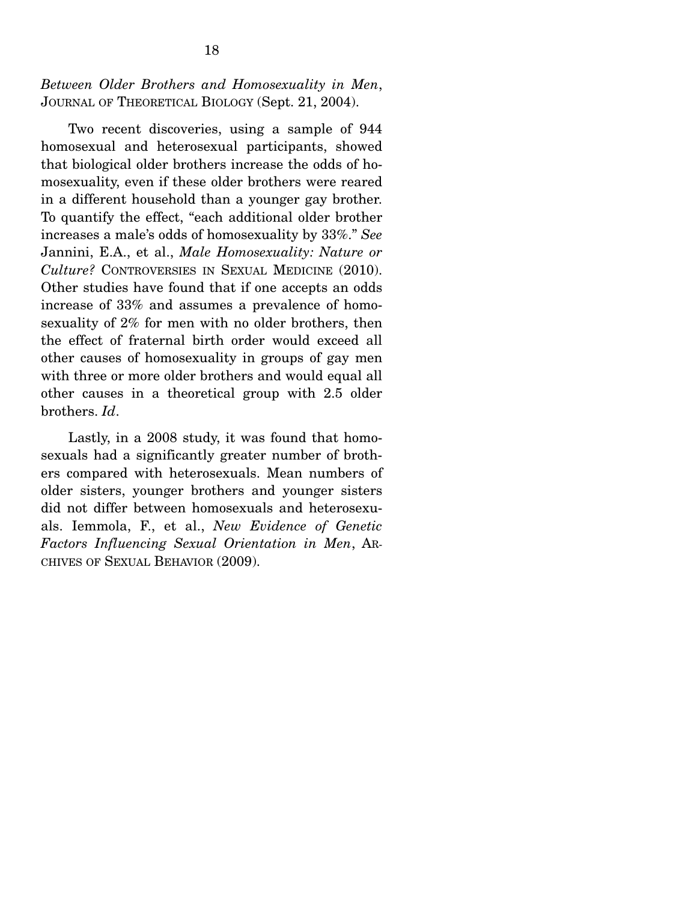*Between Older Brothers and Homosexuality in Men*, JOURNAL OF THEORETICAL BIOLOGY (Sept. 21, 2004).

Two recent discoveries, using a sample of 944 homosexual and heterosexual participants, showed that biological older brothers increase the odds of homosexuality, even if these older brothers were reared in a different household than a younger gay brother. To quantify the effect, "each additional older brother increases a male's odds of homosexuality by 33%." *See* Jannini, E.A., et al., *Male Homosexuality: Nature or Culture?* CONTROVERSIES IN SEXUAL MEDICINE (2010). Other studies have found that if one accepts an odds increase of 33% and assumes a prevalence of homosexuality of 2% for men with no older brothers, then the effect of fraternal birth order would exceed all other causes of homosexuality in groups of gay men with three or more older brothers and would equal all other causes in a theoretical group with 2.5 older brothers. *Id*.

Lastly, in a 2008 study, it was found that homosexuals had a significantly greater number of brothers compared with heterosexuals. Mean numbers of older sisters, younger brothers and younger sisters did not differ between homosexuals and heterosexuals. Iemmola, F., et al., *New Evidence of Genetic Factors Influencing Sexual Orientation in Men*, ARCHIVES OF SEXUAL BEHAVIOR (2009).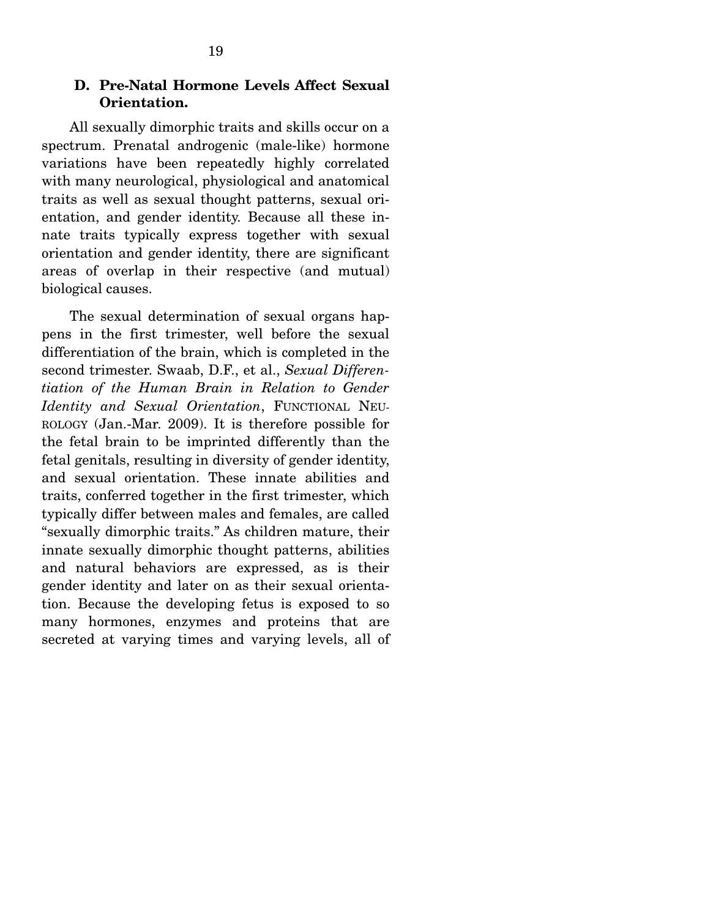### D. Pre-Natal Hormone Levels Affect Sexual Orientation.

All sexually dimorphic traits and skills occur on a spectrum. Prenatal androgenic (male-like) hormone variations have been repeatedly highly correlated with many neurological, physiological and anatomical traits as well as sexual thought patterns, sexual orientation, and gender identity. Because all these innate traits typically express together with sexual orientation and gender identity, there are significant areas of overlap in their respective (and mutual) biological causes.

The sexual determination of sexual organs happens in the first trimester, well before the sexual differentiation of the brain, which is completed in the second trimester. Swaab, D.F., et al., *Sexual Differentiation of the Human Brain in Relation to Gender Identity and Sexual Orientation*, FUNCTIONAL NEUROLOGY (Jan.-Mar. 2009). It is therefore possible for the fetal brain to be imprinted differently than the fetal genitals, resulting in diversity of gender identity, and sexual orientation. These innate abilities and traits, conferred together in the first trimester, which typically differ between males and females, are called "sexually dimorphic traits." As children mature, their innate sexually dimorphic thought patterns, abilities and natural behaviors are expressed, as is their gender identity and later on as their sexual orientation. Because the developing fetus is exposed to so many hormones, enzymes and proteins that are secreted at varying times and varying levels, all of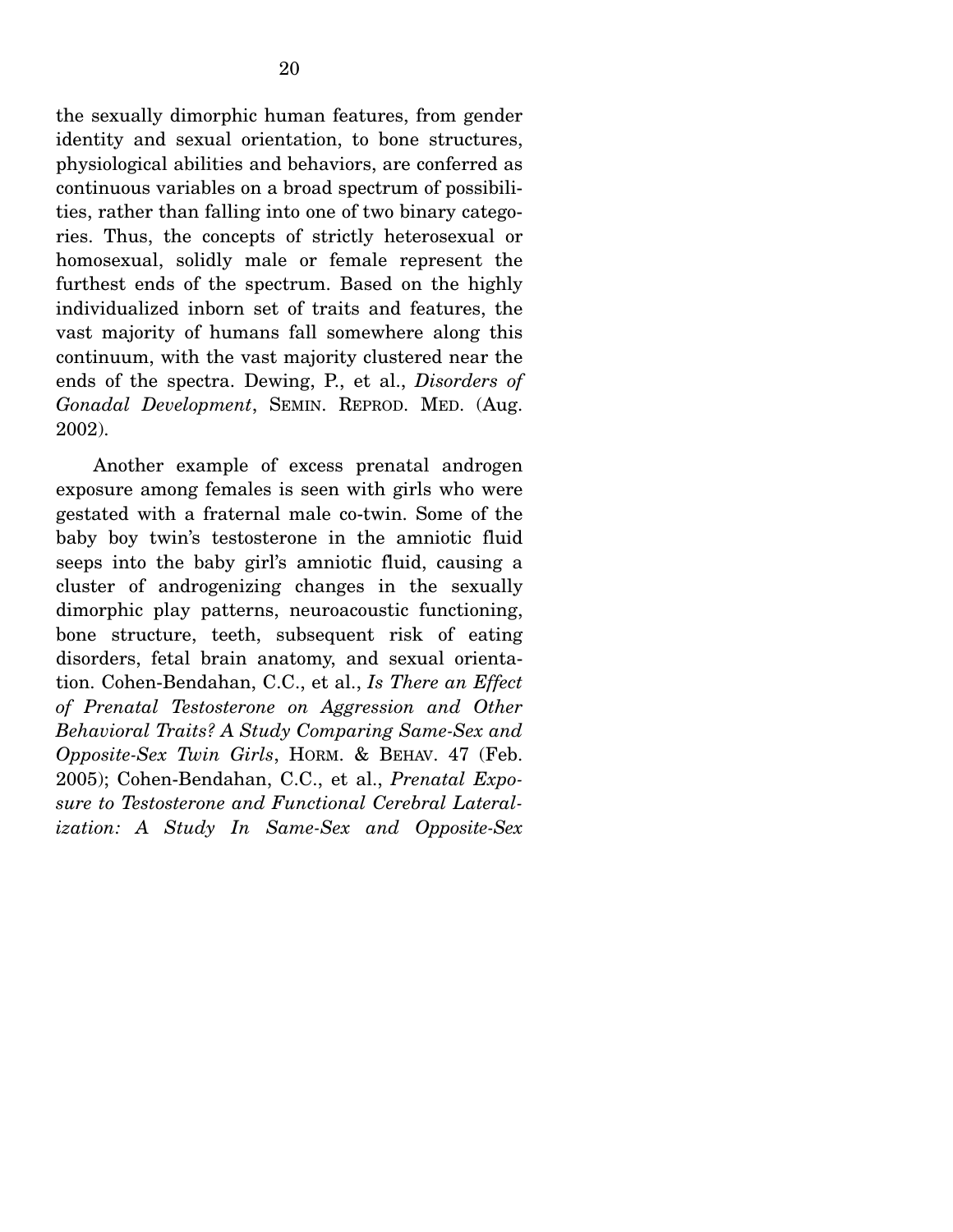the sexually dimorphic human features, from gender identity and sexual orientation, to bone structures, physiological abilities and behaviors, are conferred as continuous variables on a broad spectrum of possibilities, rather than falling into one of two binary categories. Thus, the concepts of strictly heterosexual or homosexual, solidly male or female represent the furthest ends of the spectrum. Based on the highly individualized inborn set of traits and features, the vast majority of humans fall somewhere along this continuum, with the vast majority clustered near the ends of the spectra. Dewing, P., et al., *Disorders of Gonadal Development*, SEMIN. REPROD. MED. (Aug. 2002).

Another example of excess prenatal androgen exposure among females is seen with girls who were gestated with a fraternal male co-twin. Some of the baby boy twin's testosterone in the amniotic fluid seeps into the baby girl's amniotic fluid, causing a cluster of androgenizing changes in the sexually dimorphic play patterns, neuroacoustic functioning, bone structure, teeth, subsequent risk of eating disorders, fetal brain anatomy, and sexual orientation. Cohen-Bendahan, C.C., et al., *Is There an Effect of Prenatal Testosterone on Aggression and Other Behavioral Traits? A Study Comparing Same-Sex and Opposite-Sex Twin Girls*, HORM. & BEHAV. 47 (Feb. 2005); Cohen-Bendahan, C.C., et al., *Prenatal Exposure to Testosterone and Functional Cerebral Lateralization: A Study In Same-Sex and Opposite-Sex*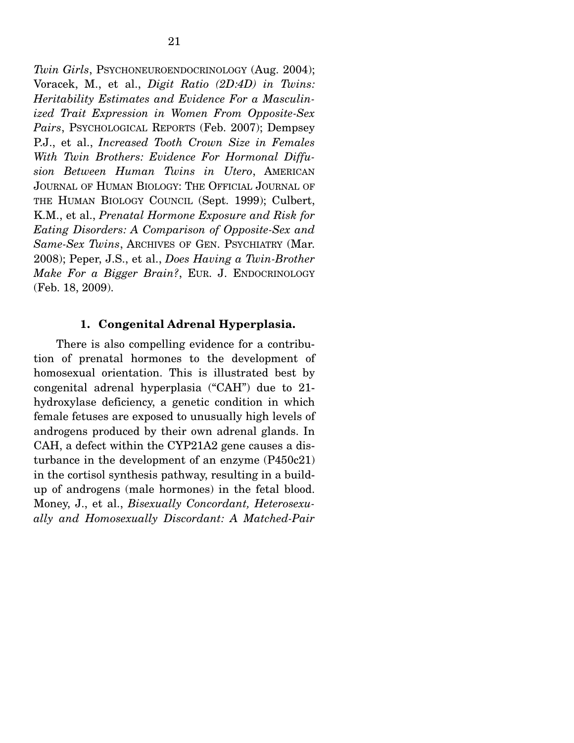*Twin Girls*, PSYCHONEUROENDOCRINOLOGY (Aug. 2004); Voracek, M., et al., *Digit Ratio (2D:4D) in Twins: Heritability Estimates and Evidence For a Masculinized Trait Expression in Women From Opposite-Sex Pairs*, PSYCHOLOGICAL REPORTS (Feb. 2007); Dempsey P.J., et al., *Increased Tooth Crown Size in Females With Twin Brothers: Evidence For Hormonal Diffusion Between Human Twins in Utero*, AMERICAN JOURNAL OF HUMAN BIOLOGY: THE OFFICIAL JOURNAL OF THE HUMAN BIOLOGY COUNCIL (Sept. 1999); Culbert, K.M., et al., *Prenatal Hormone Exposure and Risk for Eating Disorders: A Comparison of Opposite-Sex and Same-Sex Twins*, ARCHIVES OF GEN. PSYCHIATRY (Mar. 2008); Peper, J.S., et al., *Does Having a Twin-Brother Make For a Bigger Brain?*, EUR. J. ENDOCRINOLOGY (Feb. 18, 2009).

### 1. Congenital Adrenal Hyperplasia.

There is also compelling evidence for a contribution of prenatal hormones to the development of homosexual orientation. This is illustrated best by congenital adrenal hyperplasia ("CAH") due to 21-hydroxylase deficiency, a genetic condition in which female fetuses are exposed to unusually high levels of androgens produced by their own adrenal glands. In CAH, a defect within the CYP21A2 gene causes a disturbance in the development of an enzyme (P450c21) in the cortisol synthesis pathway, resulting in a build-up of androgens (male hormones) in the fetal blood. Money, J., et al., *Bisexually Concordant, Heterosexually and Homosexually Discordant: A Matched-Pair*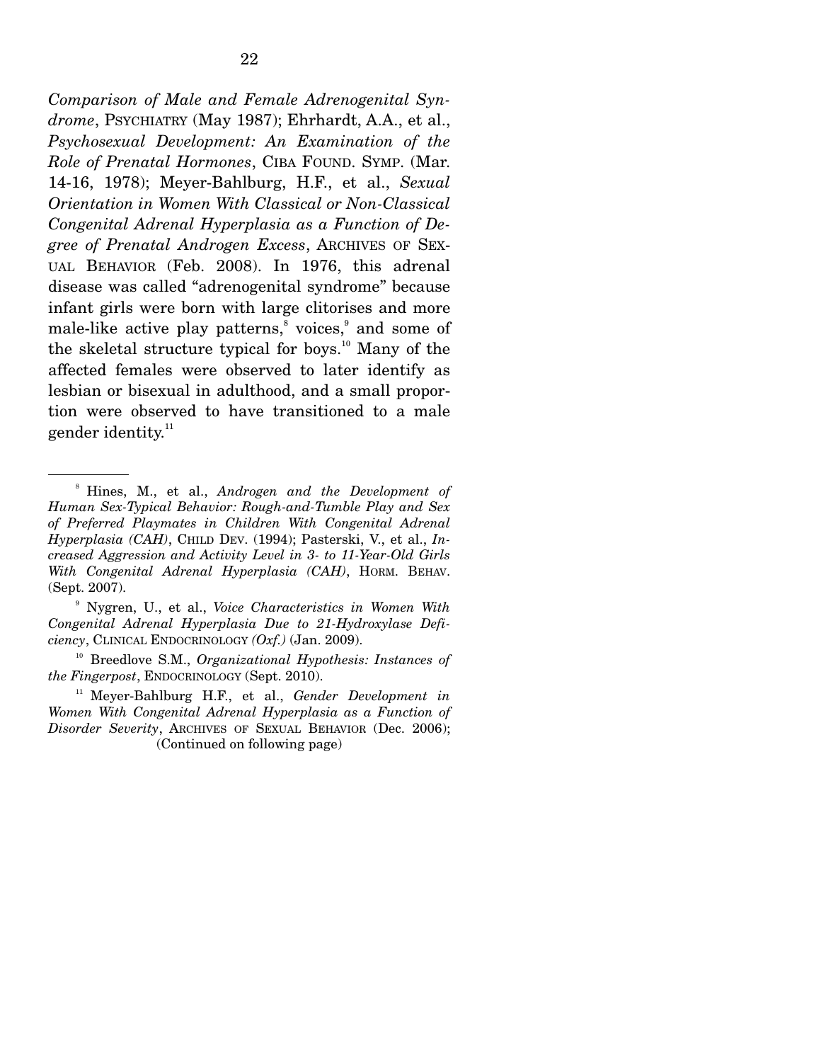*Comparison of Male and Female Adrenogenital Syndrome*, PSYCHIATRY (May 1987); Ehrhardt, A.A., et al., *Psychosexual Development: An Examination of the Role of Prenatal Hormones*, CIBA FOUND. SYMP. (Mar. 14-16, 1978); Meyer-Bahlburg, H.F., et al., *Sexual Orientation in Women With Classical or Non-Classical Congenital Adrenal Hyperplasia as a Function of Degree of Prenatal Androgen Excess*, ARCHIVES OF SEXUAL BEHAVIOR (Feb. 2008). In 1976, this adrenal disease was called "adrenogenital syndrome" because infant girls were born with large clitorises and more male-like active play patterns,[8] voices,[9] and some of the skeletal structure typical for boys.[10] Many of the affected females were observed to later identify as lesbian or bisexual in adulthood, and a small proportion were observed to have transitioned to a male gender identity.[11]

---

[8] Hines, M., et al., *Androgen and the Development of Human Sex-Typical Behavior: Rough-and-Tumble Play and Sex of Preferred Playmates in Children With Congenital Adrenal Hyperplasia (CAH)*, CHILD DEV. (1994); Pasterski, V., et al., *Increased Aggression and Activity Level in 3- to 11-Year-Old Girls With Congenital Adrenal Hyperplasia (CAH)*, HORM. BEHAV. (Sept. 2007).

[9] Nygren, U., et al., *Voice Characteristics in Women With Congenital Adrenal Hyperplasia Due to 21-Hydroxylase Deficiency*, CLINICAL ENDOCRINOLOGY *(Oxf.)* (Jan. 2009).

[10] Breedlove S.M., *Organizational Hypothesis: Instances of the Fingerpost*, ENDOCRINOLOGY (Sept. 2010).

[11] Meyer-Bahlburg H.F., et al., *Gender Development in Women With Congenital Adrenal Hyperplasia as a Function of Disorder Severity*, ARCHIVES OF SEXUAL BEHAVIOR (Dec. 2006);

(Continued on following page)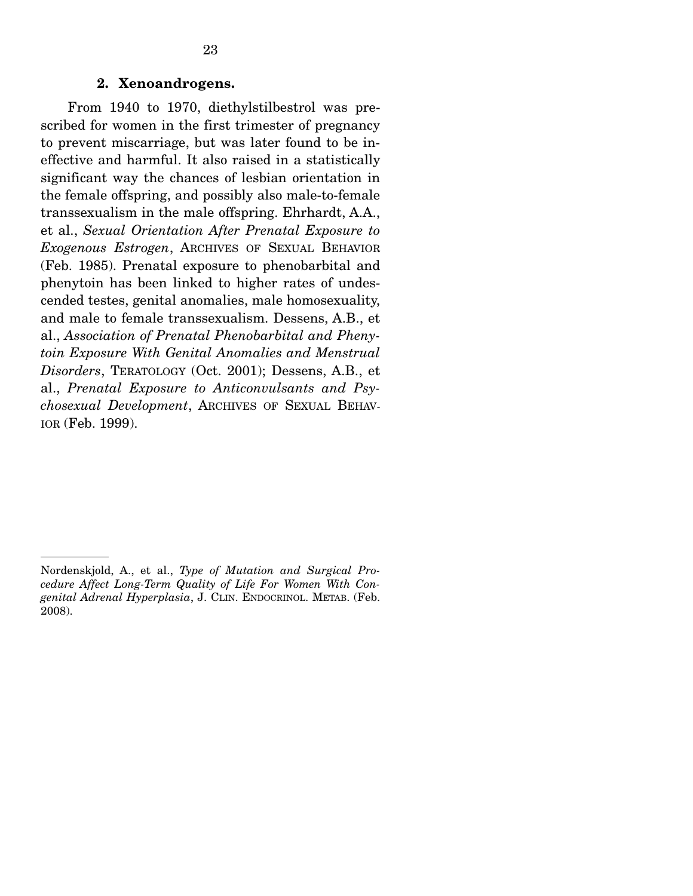**2. Xenoandrogens.**

From 1940 to 1970, diethylstilbestrol was prescribed for women in the first trimester of pregnancy to prevent miscarriage, but was later found to be ineffective and harmful. It also raised in a statistically significant way the chances of lesbian orientation in the female offspring, and possibly also male-to-female transsexualism in the male offspring. Ehrhardt, A.A., et al., *Sexual Orientation After Prenatal Exposure to Exogenous Estrogen*, ARCHIVES OF SEXUAL BEHAVIOR (Feb. 1985). Prenatal exposure to phenobarbital and phenytoin has been linked to higher rates of undescended testes, genital anomalies, male homosexuality, and male to female transsexualism. Dessens, A.B., et al., *Association of Prenatal Phenobarbital and Phenytoin Exposure With Genital Anomalies and Menstrual Disorders*, TERATOLOGY (Oct. 2001); Dessens, A.B., et al., *Prenatal Exposure to Anticonvulsants and Psychosexual Development*, ARCHIVES OF SEXUAL BEHAVIOR (Feb. 1999).

---

Nordenskjold, A., et al., *Type of Mutation and Surgical Procedure Affect Long-Term Quality of Life For Women With Congenital Adrenal Hyperplasia*, J. CLIN. ENDOCRINOL. METAB. (Feb. 2008).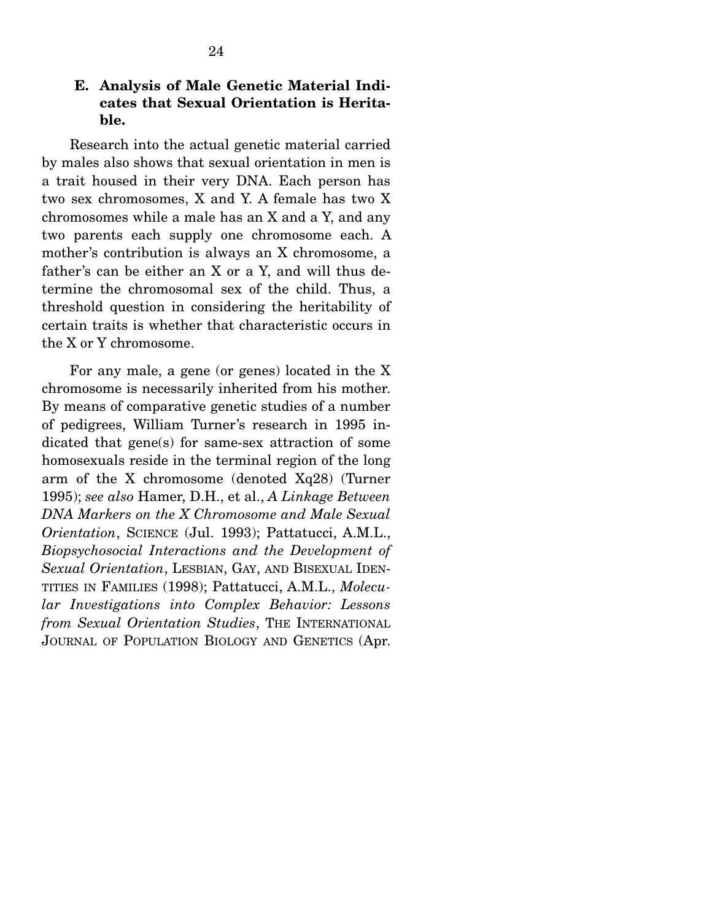### E. Analysis of Male Genetic Material Indicates that Sexual Orientation is Heritable.

Research into the actual genetic material carried by males also shows that sexual orientation in men is a trait housed in their very DNA. Each person has two sex chromosomes, X and Y. A female has two X chromosomes while a male has an X and a Y, and any two parents each supply one chromosome each. A mother's contribution is always an X chromosome, a father's can be either an X or a Y, and will thus determine the chromosomal sex of the child. Thus, a threshold question in considering the heritability of certain traits is whether that characteristic occurs in the X or Y chromosome.

For any male, a gene (or genes) located in the X chromosome is necessarily inherited from his mother. By means of comparative genetic studies of a number of pedigrees, William Turner's research in 1995 indicated that gene(s) for same-sex attraction of some homosexuals reside in the terminal region of the long arm of the X chromosome (denoted Xq28) (Turner 1995); *see also* Hamer, D.H., et al., *A Linkage Between DNA Markers on the X Chromosome and Male Sexual Orientation*, SCIENCE (Jul. 1993); Pattatucci, A.M.L., *Biopsychosocial Interactions and the Development of Sexual Orientation*, LESBIAN, GAY, AND BISEXUAL IDENTITIES IN FAMILIES (1998); Pattatucci, A.M.L., *Molecular Investigations into Complex Behavior: Lessons from Sexual Orientation Studies*, THE INTERNATIONAL JOURNAL OF POPULATION BIOLOGY AND GENETICS (Apr.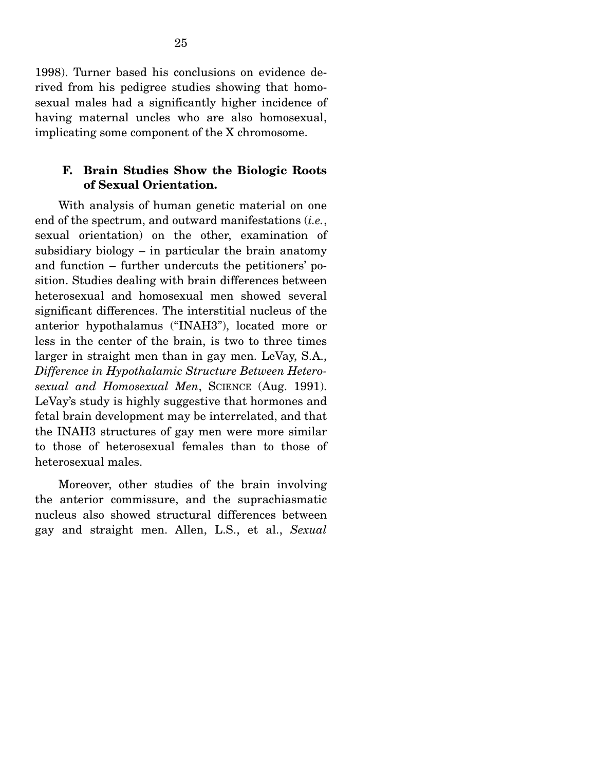1998). Turner based his conclusions on evidence derived from his pedigree studies showing that homosexual males had a significantly higher incidence of having maternal uncles who are also homosexual, implicating some component of the X chromosome.

### F. Brain Studies Show the Biologic Roots of Sexual Orientation.

With analysis of human genetic material on one end of the spectrum, and outward manifestations (*i.e.*, sexual orientation) on the other, examination of subsidiary biology – in particular the brain anatomy and function – further undercuts the petitioners' position. Studies dealing with brain differences between heterosexual and homosexual men showed several significant differences. The interstitial nucleus of the anterior hypothalamus ("INAH3"), located more or less in the center of the brain, is two to three times larger in straight men than in gay men. LeVay, S.A., *Difference in Hypothalamic Structure Between Heterosexual and Homosexual Men*, SCIENCE (Aug. 1991). LeVay's study is highly suggestive that hormones and fetal brain development may be interrelated, and that the INAH3 structures of gay men were more similar to those of heterosexual females than to those of heterosexual males.

Moreover, other studies of the brain involving the anterior commissure, and the suprachiasmatic nucleus also showed structural differences between gay and straight men. Allen, L.S., et al., *Sexual*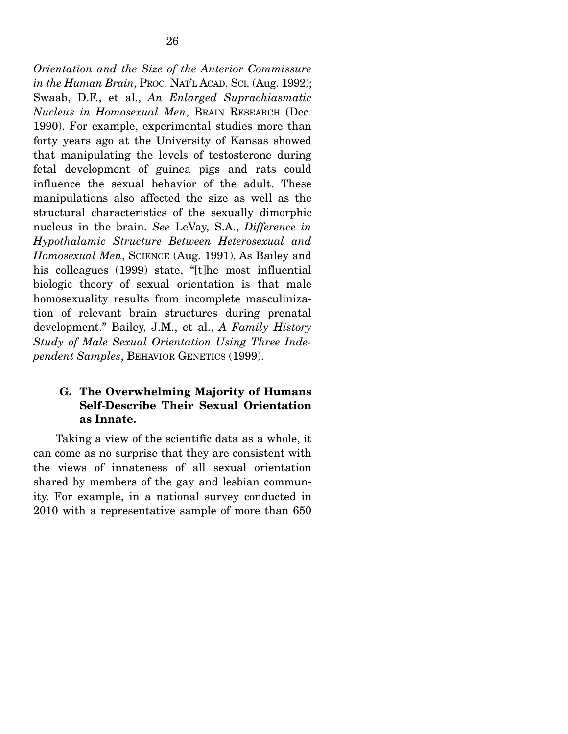*Orientation and the Size of the Anterior Commissure in the Human Brain*, PROC. NAT'L ACAD. SCI. (Aug. 1992); Swaab, D.F., et al., *An Enlarged Suprachiasmatic Nucleus in Homosexual Men*, BRAIN RESEARCH (Dec. 1990). For example, experimental studies more than forty years ago at the University of Kansas showed that manipulating the levels of testosterone during fetal development of guinea pigs and rats could influence the sexual behavior of the adult. These manipulations also affected the size as well as the structural characteristics of the sexually dimorphic nucleus in the brain. *See* LeVay, S.A., *Difference in Hypothalamic Structure Between Heterosexual and Homosexual Men*, SCIENCE (Aug. 1991). As Bailey and his colleagues (1999) state, "[t]he most influential biologic theory of sexual orientation is that male homosexuality results from incomplete masculinization of relevant brain structures during prenatal development." Bailey, J.M., et al., *A Family History Study of Male Sexual Orientation Using Three Independent Samples*, BEHAVIOR GENETICS (1999).

### G. The Overwhelming Majority of Humans Self-Describe Their Sexual Orientation as Innate.

Taking a view of the scientific data as a whole, it can come as no surprise that they are consistent with the views of innateness of all sexual orientation shared by members of the gay and lesbian community. For example, in a national survey conducted in 2010 with a representative sample of more than 650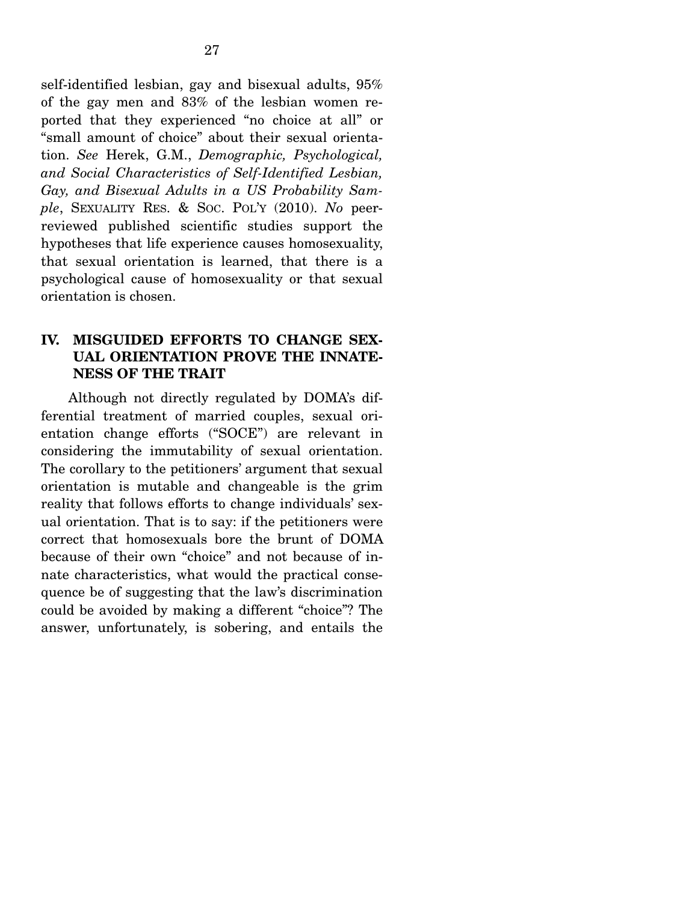self-identified lesbian, gay and bisexual adults, 95% of the gay men and 83% of the lesbian women reported that they experienced "no choice at all" or "small amount of choice" about their sexual orientation. *See* Herek, G.M., *Demographic, Psychological, and Social Characteristics of Self-Identified Lesbian, Gay, and Bisexual Adults in a US Probability Sample*, SEXUALITY RES. & SOC. POL'Y (2010). *No* peer-reviewed published scientific studies support the hypotheses that life experience causes homosexuality, that sexual orientation is learned, that there is a psychological cause of homosexuality or that sexual orientation is chosen.

## IV. MISGUIDED EFFORTS TO CHANGE SEXUAL ORIENTATION PROVE THE INNATENESS OF THE TRAIT

Although not directly regulated by DOMA's differential treatment of married couples, sexual orientation change efforts ("SOCE") are relevant in considering the immutability of sexual orientation. The corollary to the petitioners' argument that sexual orientation is mutable and changeable is the grim reality that follows efforts to change individuals' sexual orientation. That is to say: if the petitioners were correct that homosexuals bore the brunt of DOMA because of their own "choice" and not because of innate characteristics, what would the practical consequence be of suggesting that the law's discrimination could be avoided by making a different "choice"? The answer, unfortunately, is sobering, and entails the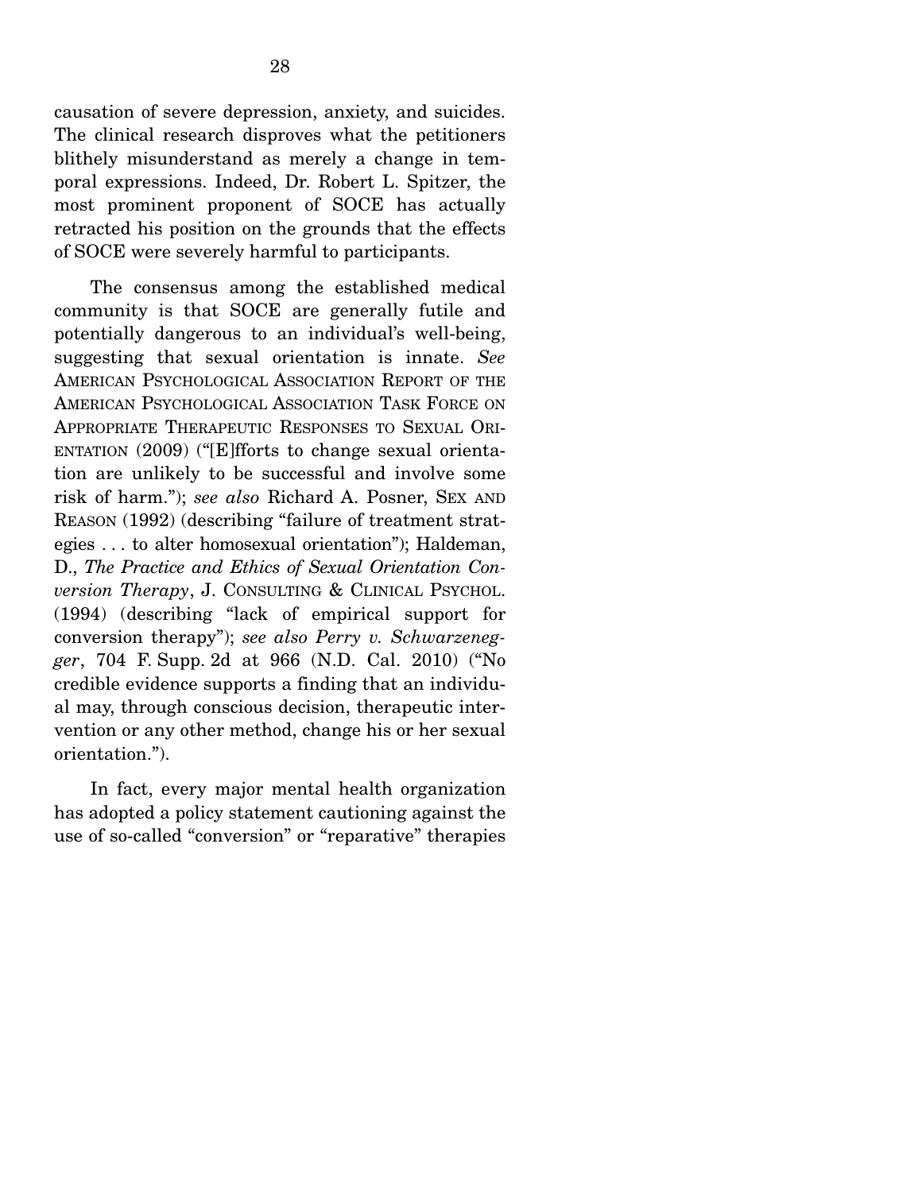causation of severe depression, anxiety, and suicides. The clinical research disproves what the petitioners blithely misunderstand as merely a change in temporal expressions. Indeed, Dr. Robert L. Spitzer, the most prominent proponent of SOCE has actually retracted his position on the grounds that the effects of SOCE were severely harmful to participants.

The consensus among the established medical community is that SOCE are generally futile and potentially dangerous to an individual's well-being, suggesting that sexual orientation is innate. *See* AMERICAN PSYCHOLOGICAL ASSOCIATION REPORT OF THE AMERICAN PSYCHOLOGICAL ASSOCIATION TASK FORCE ON APPROPRIATE THERAPEUTIC RESPONSES TO SEXUAL ORIENTATION (2009) ("[E]fforts to change sexual orientation are unlikely to be successful and involve some risk of harm."); *see also* Richard A. Posner, SEX AND REASON (1992) (describing "failure of treatment strategies . . . to alter homosexual orientation"); Haldeman, D., *The Practice and Ethics of Sexual Orientation Conversion Therapy*, J. CONSULTING & CLINICAL PSYCHOL. (1994) (describing "lack of empirical support for conversion therapy"); *see also Perry v. Schwarzenegger*, 704 F. Supp. 2d at 966 (N.D. Cal. 2010) ("No credible evidence supports a finding that an individual may, through conscious decision, therapeutic intervention or any other method, change his or her sexual orientation.").

In fact, every major mental health organization has adopted a policy statement cautioning against the use of so-called "conversion" or "reparative" therapies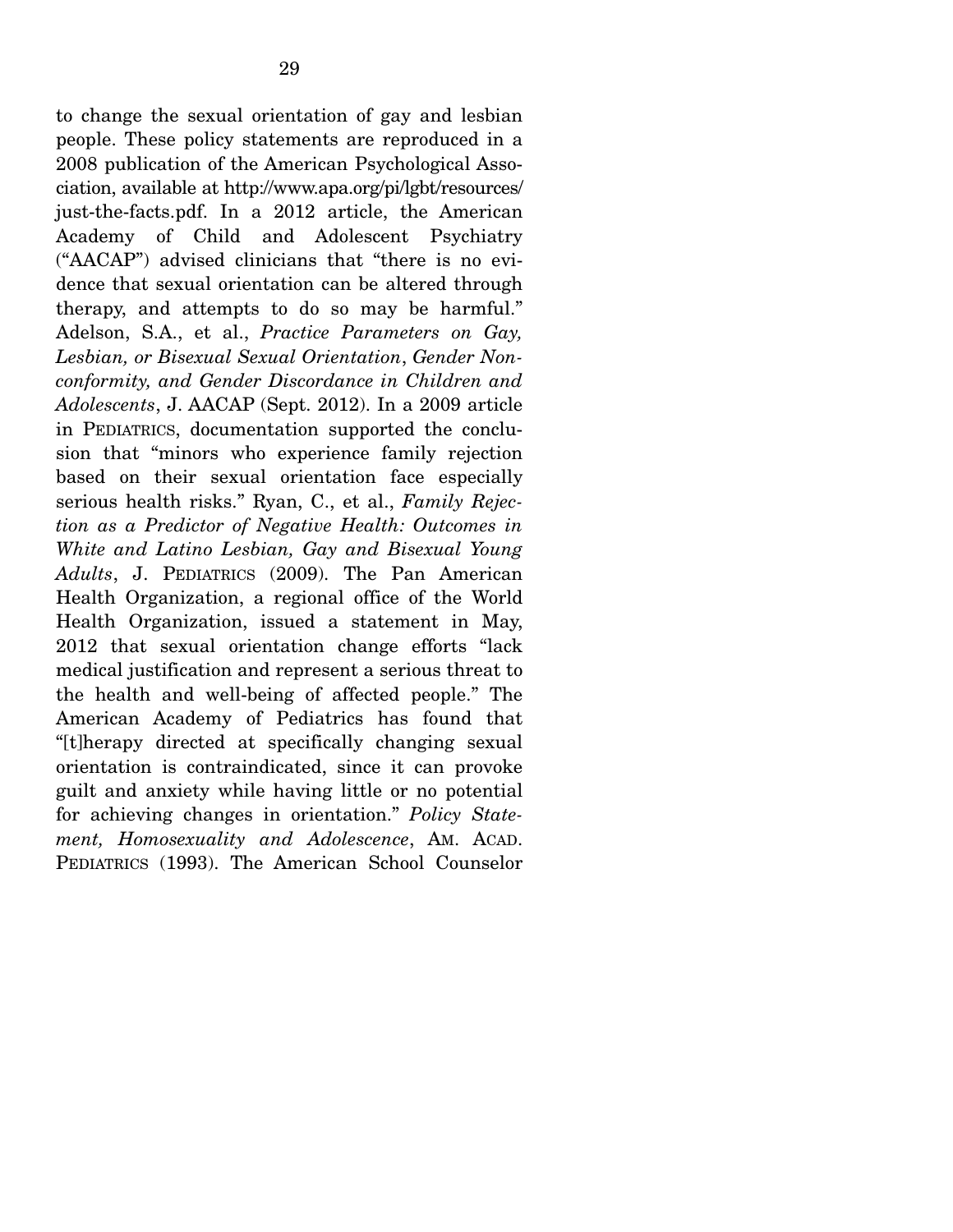to change the sexual orientation of gay and lesbian people. These policy statements are reproduced in a 2008 publication of the American Psychological Association, available at http://www.apa.org/pi/lgbt/resources/just-the-facts.pdf. In a 2012 article, the American Academy of Child and Adolescent Psychiatry ("AACAP") advised clinicians that "there is no evidence that sexual orientation can be altered through therapy, and attempts to do so may be harmful." Adelson, S.A., et al., *Practice Parameters on Gay, Lesbian, or Bisexual Sexual Orientation*, *Gender Nonconformity, and Gender Discordance in Children and Adolescents*, J. AACAP (Sept. 2012). In a 2009 article in PEDIATRICS, documentation supported the conclusion that "minors who experience family rejection based on their sexual orientation face especially serious health risks." Ryan, C., et al., *Family Rejection as a Predictor of Negative Health: Outcomes in White and Latino Lesbian, Gay and Bisexual Young Adults*, J. PEDIATRICS (2009). The Pan American Health Organization, a regional office of the World Health Organization, issued a statement in May, 2012 that sexual orientation change efforts "lack medical justification and represent a serious threat to the health and well-being of affected people." The American Academy of Pediatrics has found that "[t]herapy directed at specifically changing sexual orientation is contraindicated, since it can provoke guilt and anxiety while having little or no potential for achieving changes in orientation." *Policy Statement, Homosexuality and Adolescence*, AM. ACAD. PEDIATRICS (1993). The American School Counselor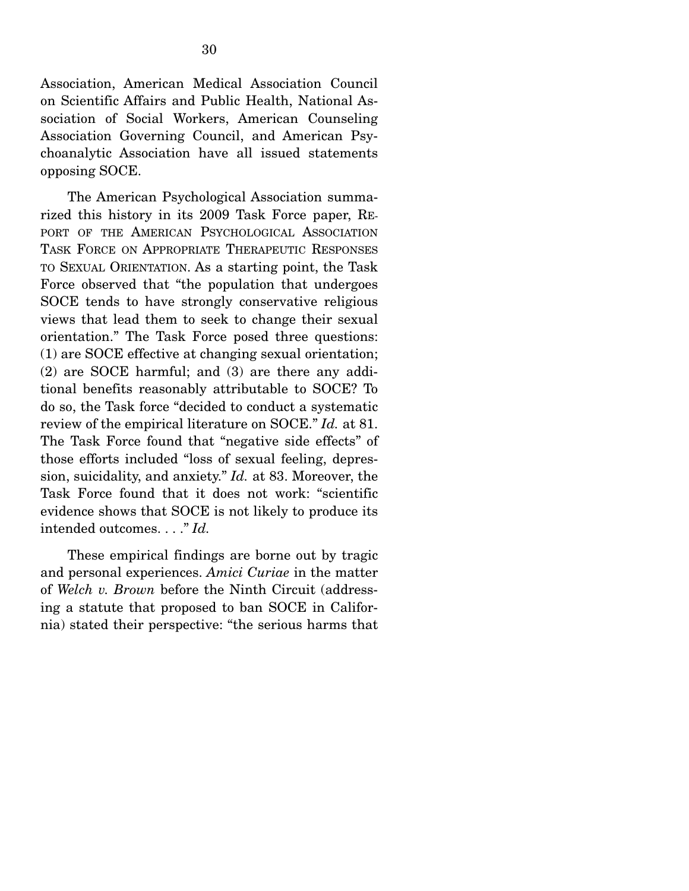Association, American Medical Association Council on Scientific Affairs and Public Health, National Association of Social Workers, American Counseling Association Governing Council, and American Psychoanalytic Association have all issued statements opposing SOCE.

The American Psychological Association summarized this history in its 2009 Task Force paper, REPORT OF THE AMERICAN PSYCHOLOGICAL ASSOCIATION TASK FORCE ON APPROPRIATE THERAPEUTIC RESPONSES TO SEXUAL ORIENTATION. As a starting point, the Task Force observed that "the population that undergoes SOCE tends to have strongly conservative religious views that lead them to seek to change their sexual orientation." The Task Force posed three questions: (1) are SOCE effective at changing sexual orientation; (2) are SOCE harmful; and (3) are there any additional benefits reasonably attributable to SOCE? To do so, the Task force "decided to conduct a systematic review of the empirical literature on SOCE." *Id.* at 81. The Task Force found that "negative side effects" of those efforts included "loss of sexual feeling, depression, suicidality, and anxiety." *Id.* at 83. Moreover, the Task Force found that it does not work: "scientific evidence shows that SOCE is not likely to produce its intended outcomes. . . ." *Id.*

These empirical findings are borne out by tragic and personal experiences. *Amici Curiae* in the matter of *Welch v. Brown* before the Ninth Circuit (addressing a statute that proposed to ban SOCE in California) stated their perspective: "the serious harms that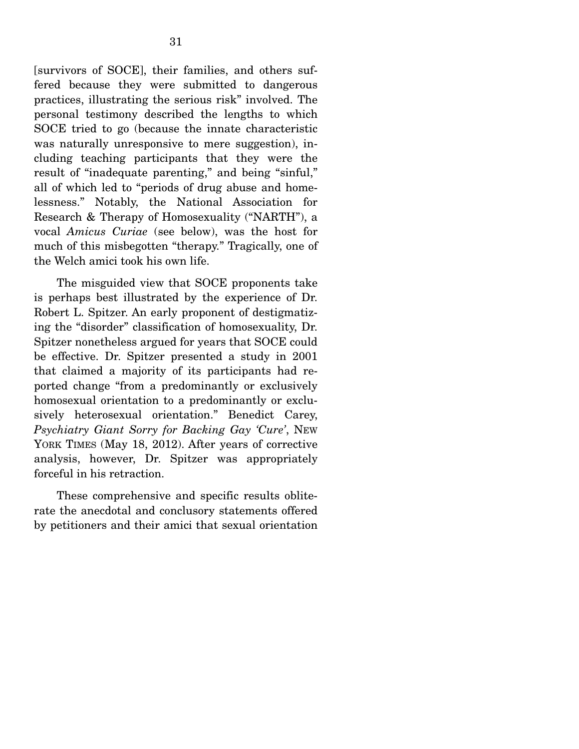[survivors of SOCE], their families, and others suffered because they were submitted to dangerous practices, illustrating the serious risk" involved. The personal testimony described the lengths to which SOCE tried to go (because the innate characteristic was naturally unresponsive to mere suggestion), including teaching participants that they were the result of "inadequate parenting," and being "sinful," all of which led to "periods of drug abuse and homelessness." Notably, the National Association for Research & Therapy of Homosexuality ("NARTH"), a vocal *Amicus Curiae* (see below), was the host for much of this misbegotten "therapy." Tragically, one of the Welch amici took his own life.

The misguided view that SOCE proponents take is perhaps best illustrated by the experience of Dr. Robert L. Spitzer. An early proponent of destigmatizing the "disorder" classification of homosexuality, Dr. Spitzer nonetheless argued for years that SOCE could be effective. Dr. Spitzer presented a study in 2001 that claimed a majority of its participants had reported change "from a predominantly or exclusively homosexual orientation to a predominantly or exclusively heterosexual orientation." Benedict Carey, *Psychiatry Giant Sorry for Backing Gay 'Cure'*, NEW YORK TIMES (May 18, 2012). After years of corrective analysis, however, Dr. Spitzer was appropriately forceful in his retraction.

These comprehensive and specific results obliterate the anecdotal and conclusory statements offered by petitioners and their amici that sexual orientation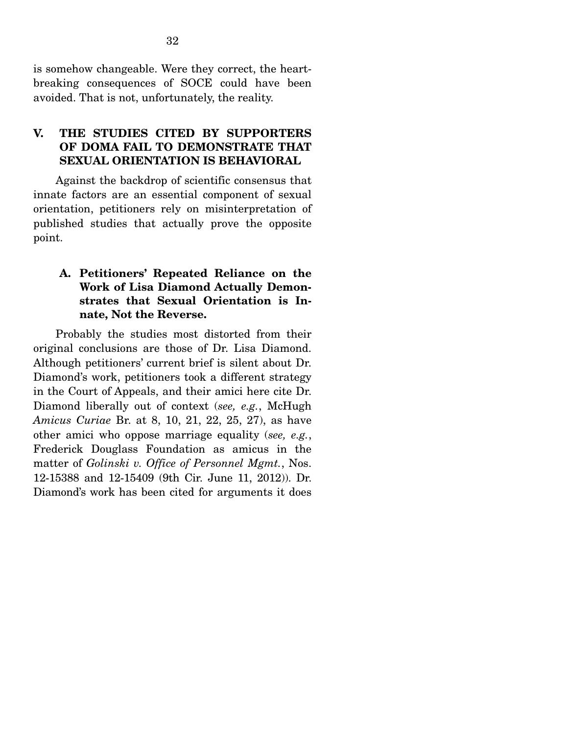is somehow changeable. Were they correct, the heart-breaking consequences of SOCE could have been avoided. That is not, unfortunately, the reality.

## V. THE STUDIES CITED BY SUPPORTERS OF DOMA FAIL TO DEMONSTRATE THAT SEXUAL ORIENTATION IS BEHAVIORAL

Against the backdrop of scientific consensus that innate factors are an essential component of sexual orientation, petitioners rely on misinterpretation of published studies that actually prove the opposite point.

### A. Petitioners' Repeated Reliance on the Work of Lisa Diamond Actually Demonstrates that Sexual Orientation is Innate, Not the Reverse.

Probably the studies most distorted from their original conclusions are those of Dr. Lisa Diamond. Although petitioners' current brief is silent about Dr. Diamond's work, petitioners took a different strategy in the Court of Appeals, and their amici here cite Dr. Diamond liberally out of context (*see, e.g.*, McHugh *Amicus Curiae* Br. at 8, 10, 21, 22, 25, 27), as have other amici who oppose marriage equality (*see, e.g.*, Frederick Douglass Foundation as amicus in the matter of *Golinski v. Office of Personnel Mgmt.*, Nos. 12-15388 and 12-15409 (9th Cir. June 11, 2012)). Dr. Diamond's work has been cited for arguments it does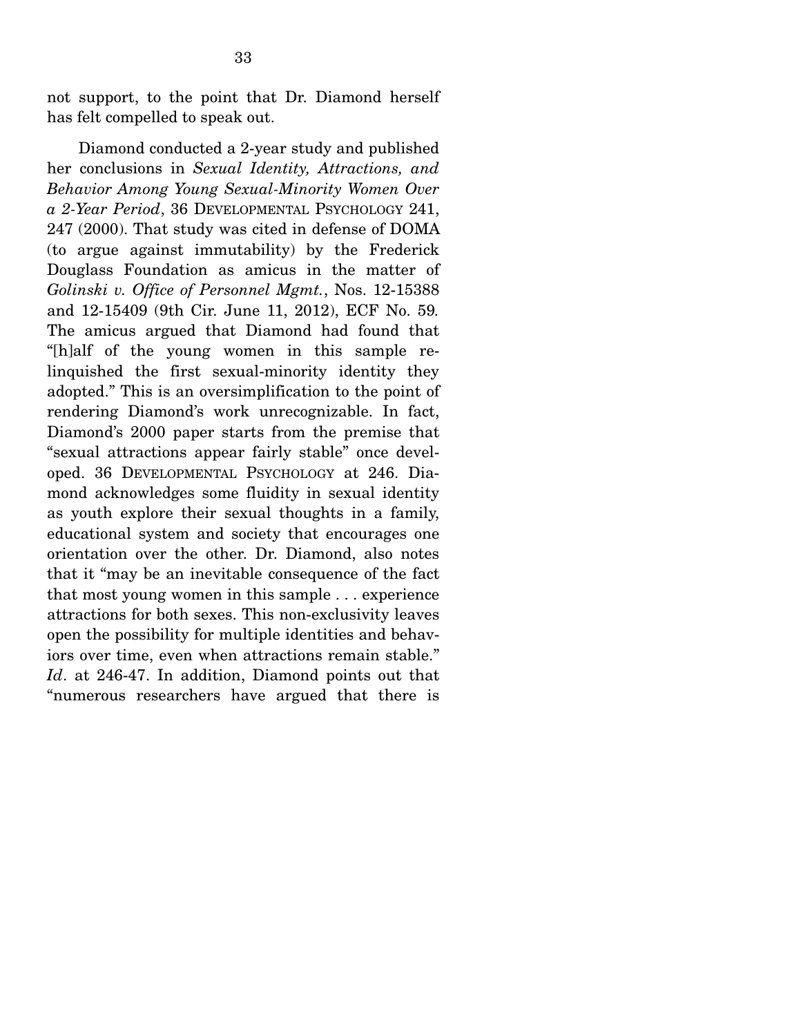not support, to the point that Dr. Diamond herself has felt compelled to speak out.

Diamond conducted a 2-year study and published her conclusions in *Sexual Identity, Attractions, and Behavior Among Young Sexual-Minority Women Over a 2-Year Period*, 36 DEVELOPMENTAL PSYCHOLOGY 241, 247 (2000). That study was cited in defense of DOMA (to argue against immutability) by the Frederick Douglass Foundation as amicus in the matter of *Golinski v. Office of Personnel Mgmt.*, Nos. 12-15388 and 12-15409 (9th Cir. June 11, 2012), ECF No. 59. The amicus argued that Diamond had found that "[h]alf of the young women in this sample relinquished the first sexual-minority identity they adopted." This is an oversimplification to the point of rendering Diamond's work unrecognizable. In fact, Diamond's 2000 paper starts from the premise that "sexual attractions appear fairly stable" once developed. 36 DEVELOPMENTAL PSYCHOLOGY at 246. Diamond acknowledges some fluidity in sexual identity as youth explore their sexual thoughts in a family, educational system and society that encourages one orientation over the other. Dr. Diamond, also notes that it "may be an inevitable consequence of the fact that most young women in this sample . . . experience attractions for both sexes. This non-exclusivity leaves open the possibility for multiple identities and behaviors over time, even when attractions remain stable." *Id*. at 246-47. In addition, Diamond points out that "numerous researchers have argued that there is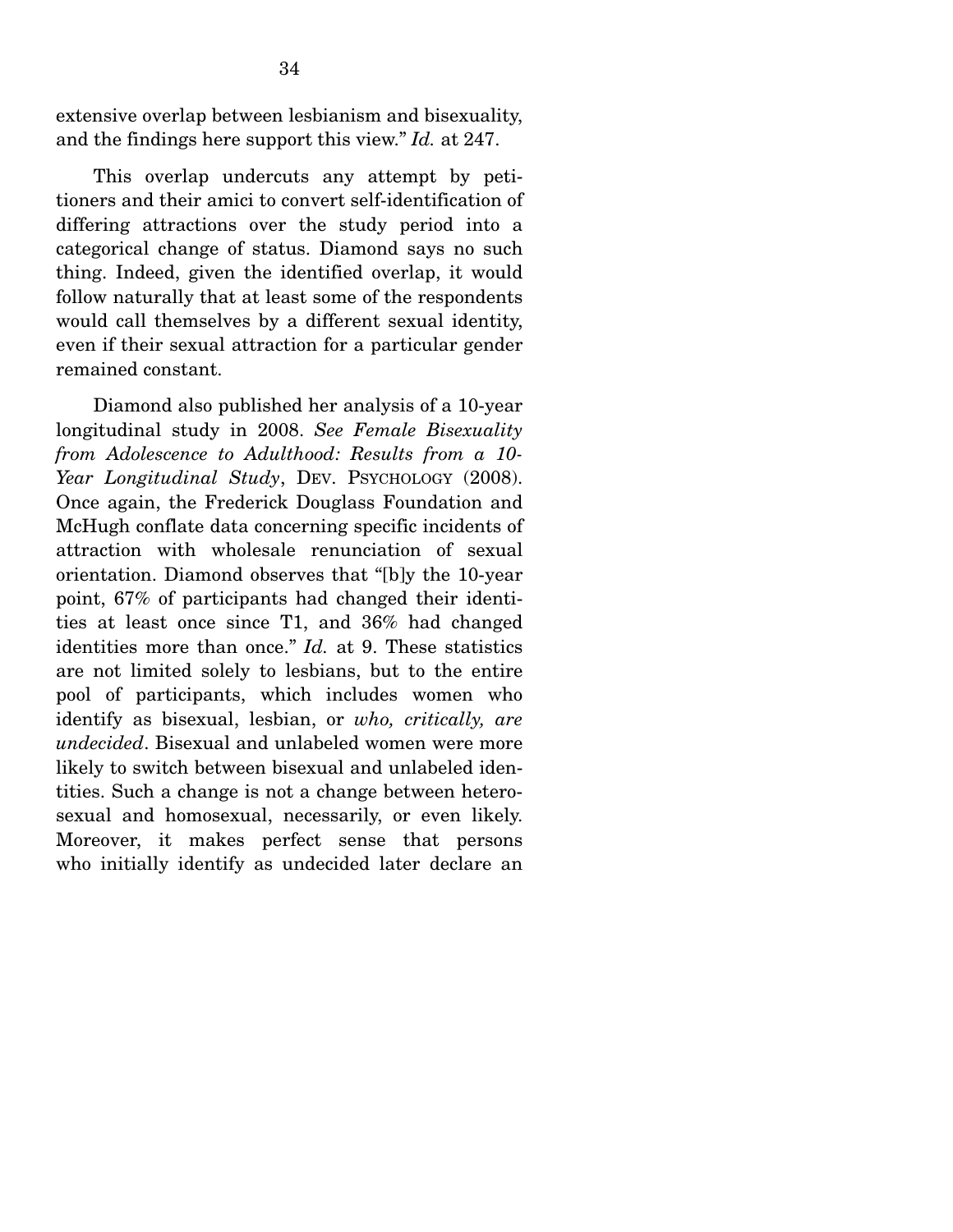extensive overlap between lesbianism and bisexuality, and the findings here support this view." *Id.* at 247.

This overlap undercuts any attempt by petitioners and their amici to convert self-identification of differing attractions over the study period into a categorical change of status. Diamond says no such thing. Indeed, given the identified overlap, it would follow naturally that at least some of the respondents would call themselves by a different sexual identity, even if their sexual attraction for a particular gender remained constant.

Diamond also published her analysis of a 10-year longitudinal study in 2008. *See Female Bisexuality from Adolescence to Adulthood: Results from a 10-Year Longitudinal Study*, DEV. PSYCHOLOGY (2008). Once again, the Frederick Douglass Foundation and McHugh conflate data concerning specific incidents of attraction with wholesale renunciation of sexual orientation. Diamond observes that "[b]y the 10-year point, 67% of participants had changed their identities at least once since T1, and 36% had changed identities more than once." *Id.* at 9. These statistics are not limited solely to lesbians, but to the entire pool of participants, which includes women who identify as bisexual, lesbian, or *who, critically, are undecided*. Bisexual and unlabeled women were more likely to switch between bisexual and unlabeled identities. Such a change is not a change between heterosexual and homosexual, necessarily, or even likely. Moreover, it makes perfect sense that persons who initially identify as undecided later declare an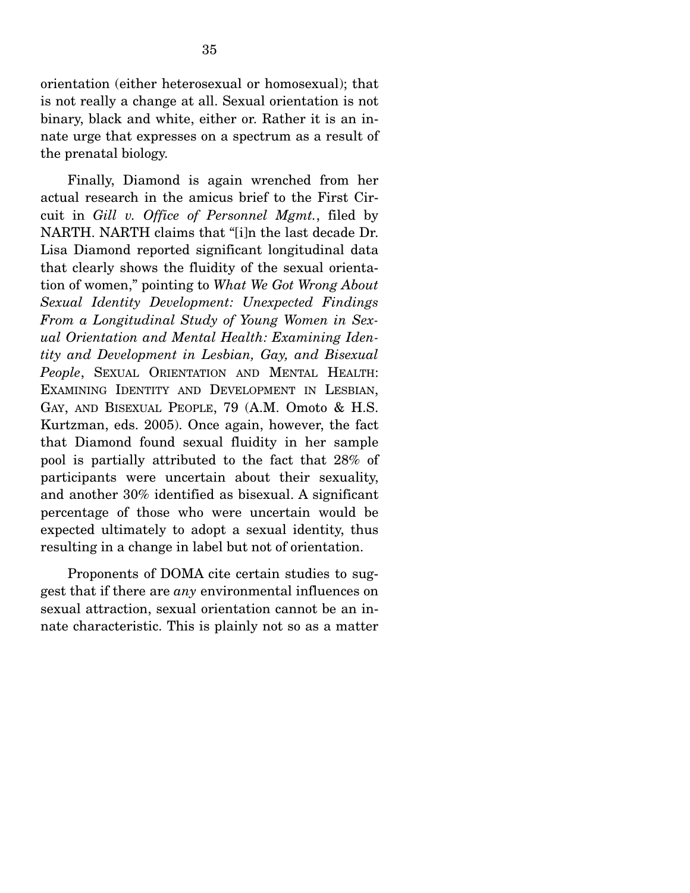orientation (either heterosexual or homosexual); that is not really a change at all. Sexual orientation is not binary, black and white, either or. Rather it is an innate urge that expresses on a spectrum as a result of the prenatal biology.

Finally, Diamond is again wrenched from her actual research in the amicus brief to the First Circuit in *Gill v. Office of Personnel Mgmt.*, filed by NARTH. NARTH claims that "[i]n the last decade Dr. Lisa Diamond reported significant longitudinal data that clearly shows the fluidity of the sexual orientation of women," pointing to *What We Got Wrong About Sexual Identity Development: Unexpected Findings From a Longitudinal Study of Young Women in Sexual Orientation and Mental Health: Examining Identity and Development in Lesbian, Gay, and Bisexual People*, SEXUAL ORIENTATION AND MENTAL HEALTH: EXAMINING IDENTITY AND DEVELOPMENT IN LESBIAN, GAY, AND BISEXUAL PEOPLE, 79 (A.M. Omoto & H.S. Kurtzman, eds. 2005). Once again, however, the fact that Diamond found sexual fluidity in her sample pool is partially attributed to the fact that 28% of participants were uncertain about their sexuality, and another 30% identified as bisexual. A significant percentage of those who were uncertain would be expected ultimately to adopt a sexual identity, thus resulting in a change in label but not of orientation.

Proponents of DOMA cite certain studies to suggest that if there are *any* environmental influences on sexual attraction, sexual orientation cannot be an innate characteristic. This is plainly not so as a matter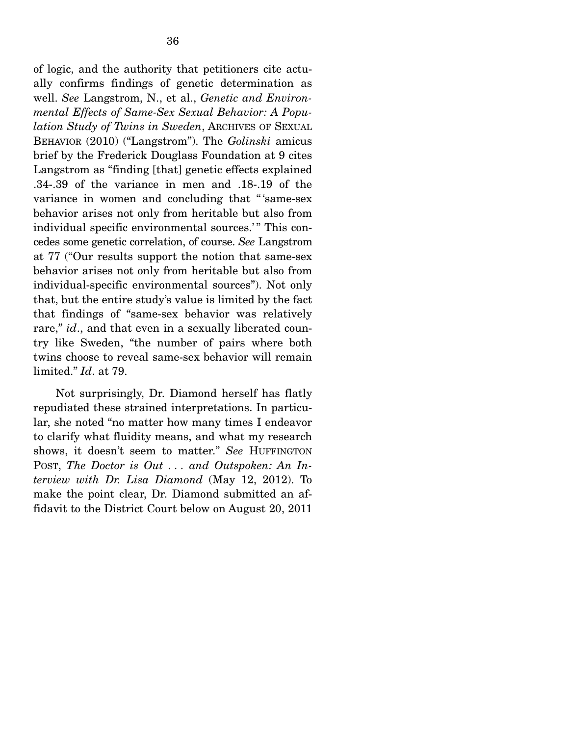of logic, and the authority that petitioners cite actually confirms findings of genetic determination as well. *See* Langstrom, N., et al., *Genetic and Environmental Effects of Same-Sex Sexual Behavior: A Population Study of Twins in Sweden*, ARCHIVES OF SEXUAL BEHAVIOR (2010) ("Langstrom"). The *Golinski* amicus brief by the Frederick Douglass Foundation at 9 cites Langstrom as "finding [that] genetic effects explained .34-.39 of the variance in men and .18-.19 of the variance in women and concluding that "'same-sex behavior arises not only from heritable but also from individual specific environmental sources.'" This concedes some genetic correlation, of course. *See* Langstrom at 77 ("Our results support the notion that same-sex behavior arises not only from heritable but also from individual-specific environmental sources"). Not only that, but the entire study's value is limited by the fact that findings of "same-sex behavior was relatively rare," *id*., and that even in a sexually liberated country like Sweden, "the number of pairs where both twins choose to reveal same-sex behavior will remain limited." *Id*. at 79.

Not surprisingly, Dr. Diamond herself has flatly repudiated these strained interpretations. In particular, she noted "no matter how many times I endeavor to clarify what fluidity means, and what my research shows, it doesn't seem to matter." *See* HUFFINGTON POST, *The Doctor is Out . . . and Outspoken: An Interview with Dr. Lisa Diamond* (May 12, 2012). To make the point clear, Dr. Diamond submitted an affidavit to the District Court below on August 20, 2011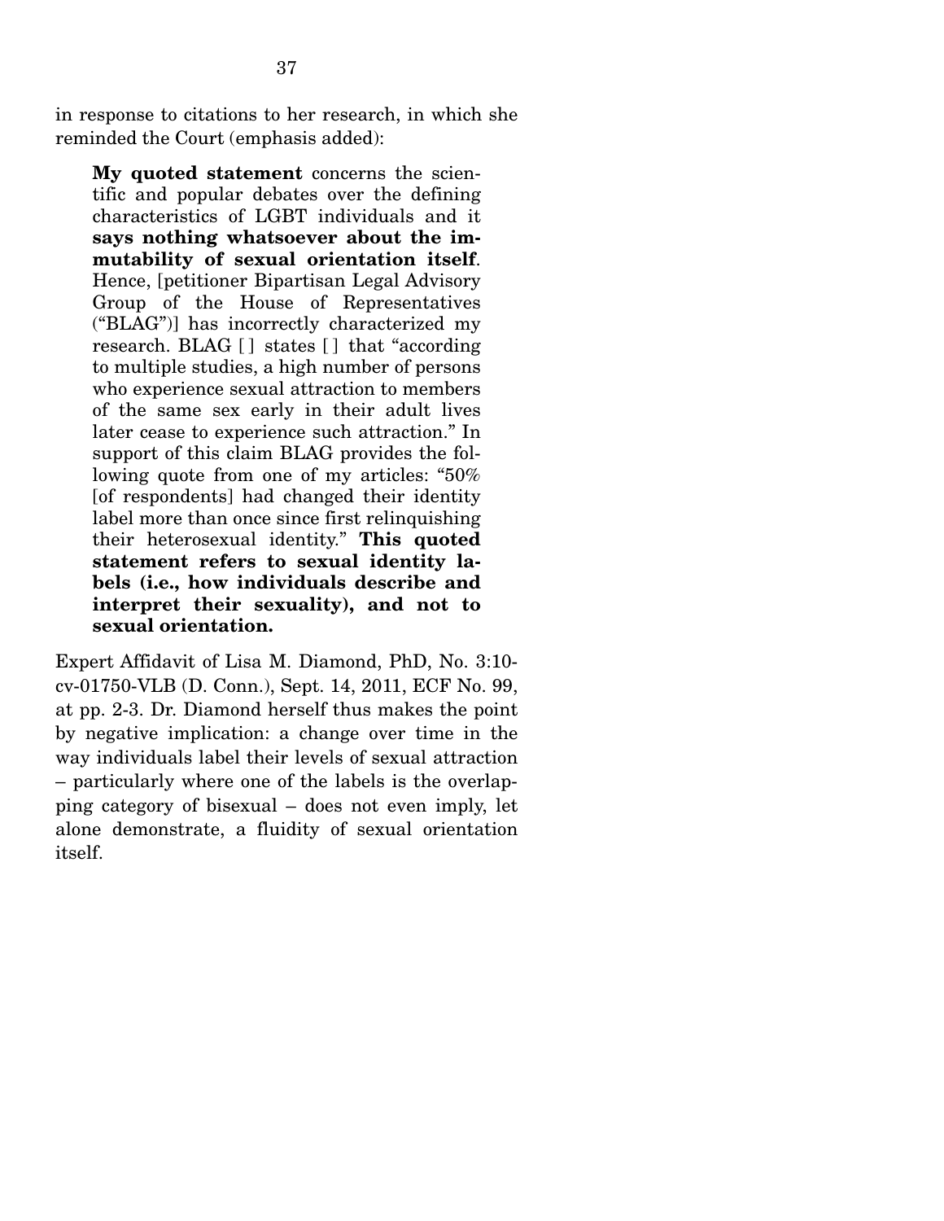in response to citations to her research, in which she reminded the Court (emphasis added):

> **My quoted statement** concerns the scientific and popular debates over the defining characteristics of LGBT individuals and it **says nothing whatsoever about the immutability of sexual orientation itself**. Hence, [petitioner Bipartisan Legal Advisory Group of the House of Representatives ("BLAG")] has incorrectly characterized my research. BLAG [ ] states [ ] that "according to multiple studies, a high number of persons who experience sexual attraction to members of the same sex early in their adult lives later cease to experience such attraction." In support of this claim BLAG provides the following quote from one of my articles: "50% [of respondents] had changed their identity label more than once since first relinquishing their heterosexual identity." **This quoted statement refers to sexual identity labels (i.e., how individuals describe and interpret their sexuality), and not to sexual orientation.**

Expert Affidavit of Lisa M. Diamond, PhD, No. 3:10-cv-01750-VLB (D. Conn.), Sept. 14, 2011, ECF No. 99, at pp. 2-3. Dr. Diamond herself thus makes the point by negative implication: a change over time in the way individuals label their levels of sexual attraction – particularly where one of the labels is the overlapping category of bisexual – does not even imply, let alone demonstrate, a fluidity of sexual orientation itself.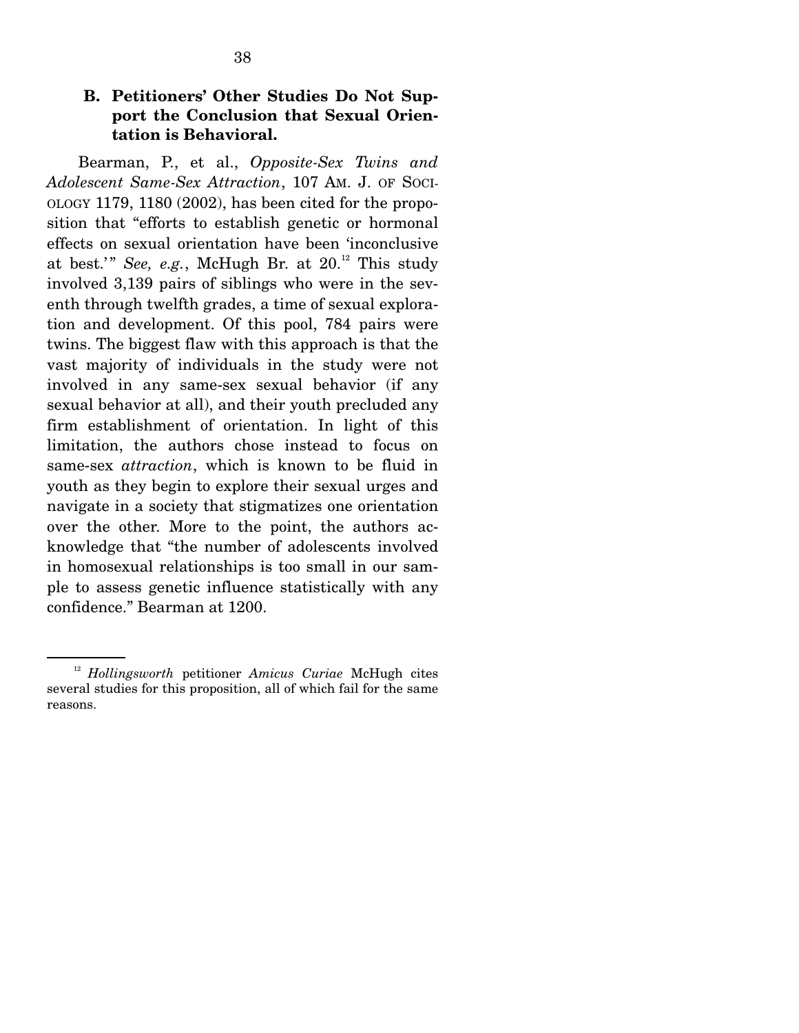### B. Petitioners' Other Studies Do Not Support the Conclusion that Sexual Orientation is Behavioral.

Bearman, P., et al., *Opposite-Sex Twins and Adolescent Same-Sex Attraction*, 107 AM. J. OF SOCIOLOGY 1179, 1180 (2002), has been cited for the proposition that "efforts to establish genetic or hormonal effects on sexual orientation have been 'inconclusive at best.'" *See, e.g.*, McHugh Br. at 20.[12] This study involved 3,139 pairs of siblings who were in the seventh through twelfth grades, a time of sexual exploration and development. Of this pool, 784 pairs were twins. The biggest flaw with this approach is that the vast majority of individuals in the study were not involved in any same-sex sexual behavior (if any sexual behavior at all), and their youth precluded any firm establishment of orientation. In light of this limitation, the authors chose instead to focus on same-sex *attraction*, which is known to be fluid in youth as they begin to explore their sexual urges and navigate in a society that stigmatizes one orientation over the other. More to the point, the authors acknowledge that "the number of adolescents involved in homosexual relationships is too small in our sample to assess genetic influence statistically with any confidence." Bearman at 1200.

---

[12] *Hollingsworth* petitioner *Amicus Curiae* McHugh cites several studies for this proposition, all of which fail for the same reasons.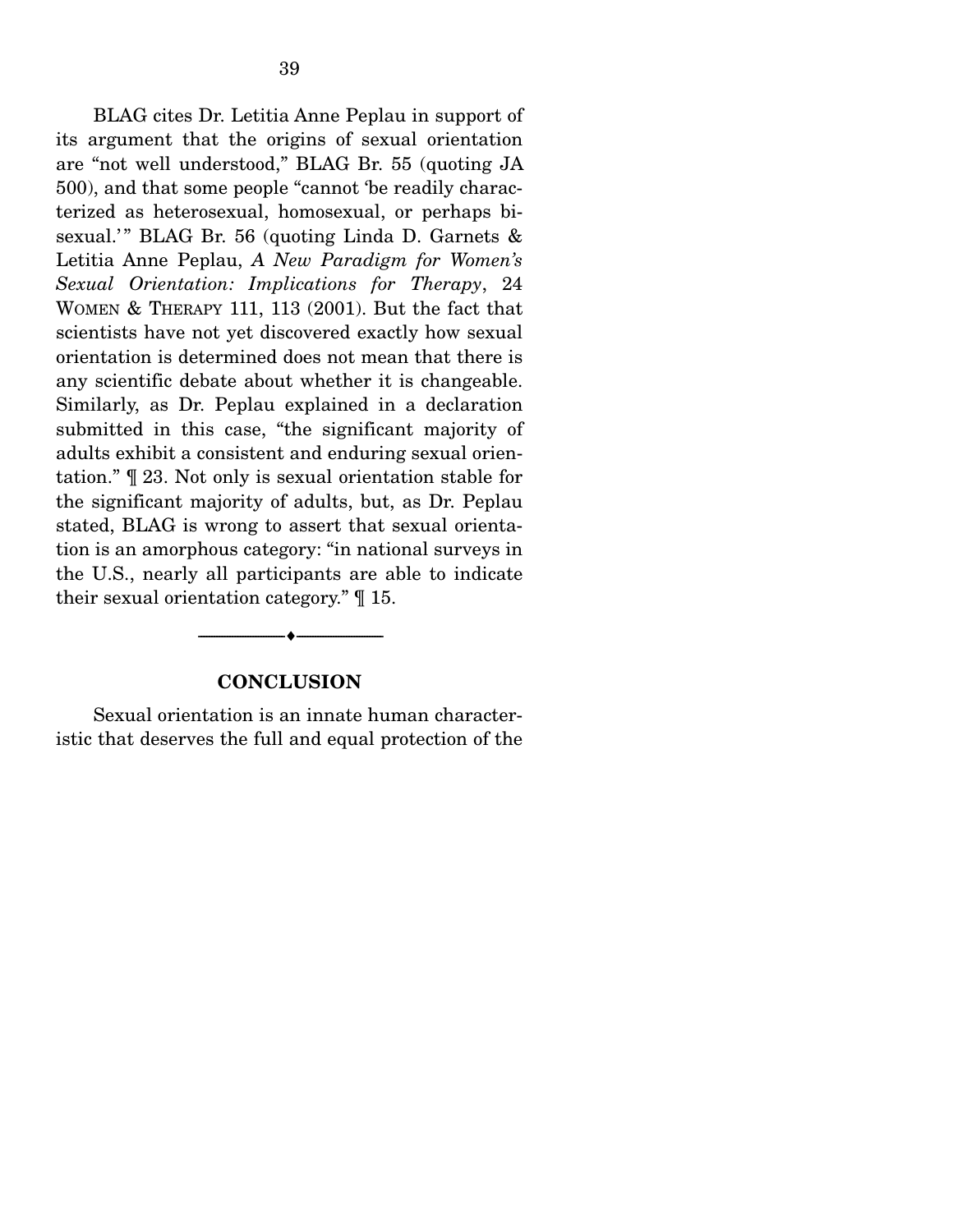BLAG cites Dr. Letitia Anne Peplau in support of its argument that the origins of sexual orientation are "not well understood," BLAG Br. 55 (quoting JA 500), and that some people "cannot 'be readily characterized as heterosexual, homosexual, or perhaps bisexual.'" BLAG Br. 56 (quoting Linda D. Garnets & Letitia Anne Peplau, *A New Paradigm for Women's Sexual Orientation: Implications for Therapy*, 24 WOMEN & THERAPY 111, 113 (2001). But the fact that scientists have not yet discovered exactly how sexual orientation is determined does not mean that there is any scientific debate about whether it is changeable. Similarly, as Dr. Peplau explained in a declaration submitted in this case, "the significant majority of adults exhibit a consistent and enduring sexual orientation." ¶ 23. Not only is sexual orientation stable for the significant majority of adults, but, as Dr. Peplau stated, BLAG is wrong to assert that sexual orientation is an amorphous category: "in national surveys in the U.S., nearly all participants are able to indicate their sexual orientation category." ¶ 15.

---

## CONCLUSION

Sexual orientation is an innate human characteristic that deserves the full and equal protection of the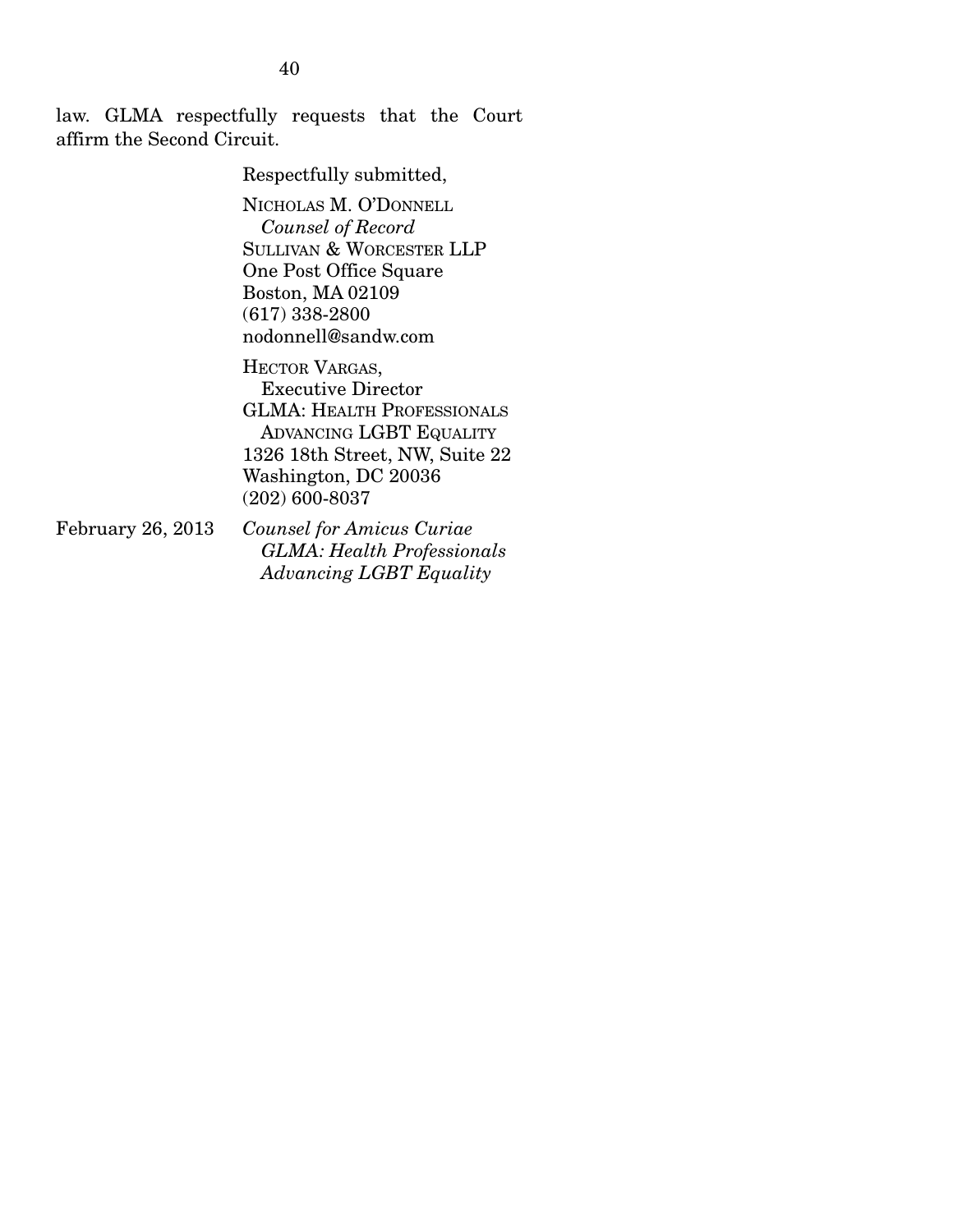law. GLMA respectfully requests that the Court affirm the Second Circuit.

Respectfully submitted,

NICHOLAS M. O'DONNELL
*Counsel of Record*
SULLIVAN & WORCESTER LLP
One Post Office Square
Boston, MA 02109
(617) 338-2800
nodonnell@sandw.com

HECTOR VARGAS,
Executive Director
GLMA: HEALTH PROFESSIONALS ADVANCING LGBT EQUALITY
1326 18th Street, NW, Suite 22
Washington, DC 20036
(202) 600-8037

February 26, 2013

*Counsel for Amicus Curiae GLMA: Health Professionals Advancing LGBT Equality*